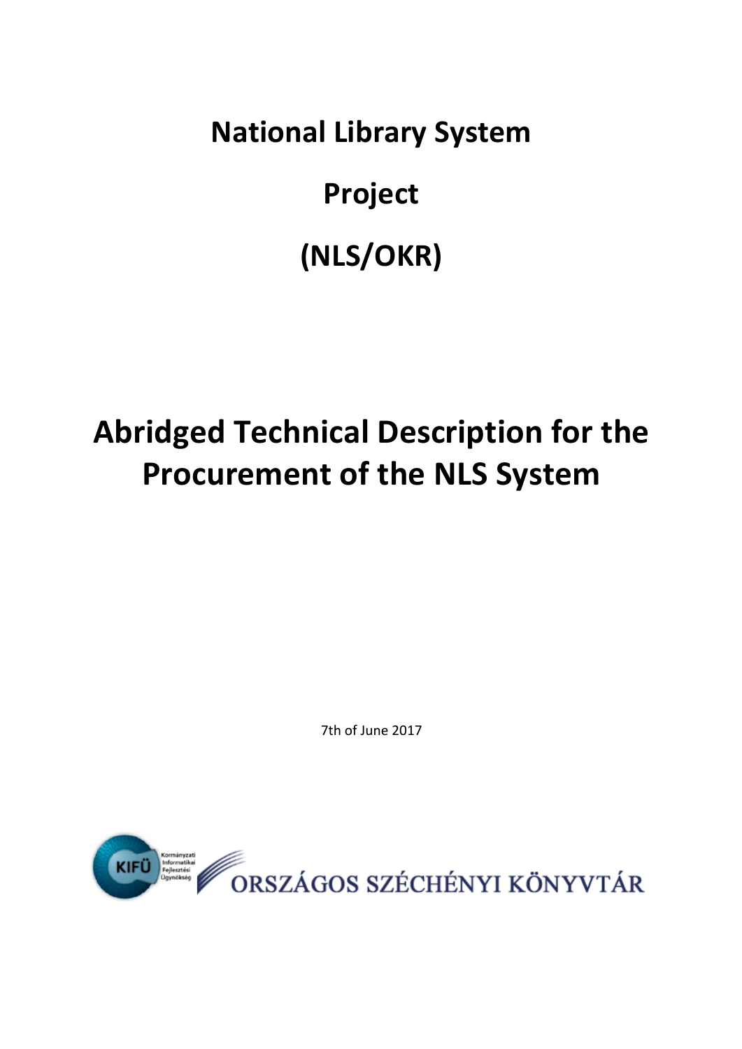# National Library System

# Project

# (NLS/OKR)

# Abridged Technical Description for the Procurement of the NLS System

7th of June 2017

KIFÜ Kormányzati Informatikai Fejlesztési Ügynökség

ORSZÁGOS SZÉCHÉNYI KÖNYVTÁR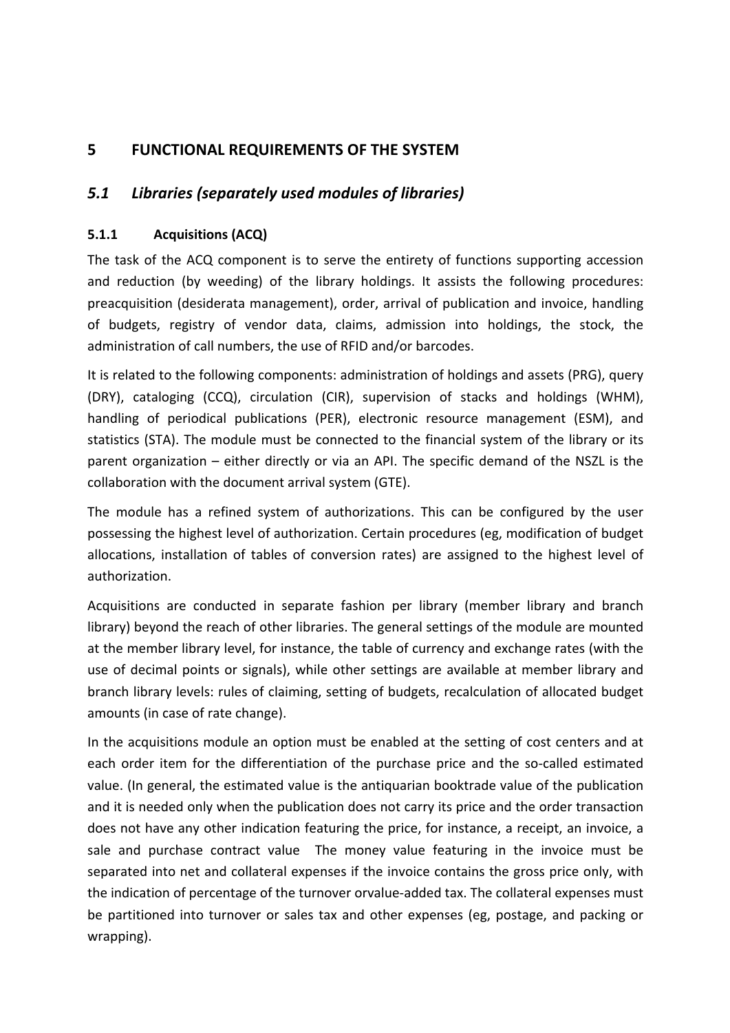# 5 FUNCTIONAL REQUIREMENTS OF THE SYSTEM

## *5.1 Libraries (separately used modules of libraries)*

### 5.1.1 Acquisitions (ACQ)

The task of the ACQ component is to serve the entirety of functions supporting accession and reduction (by weeding) of the library holdings. It assists the following procedures: preacquisition (desiderata management), order, arrival of publication and invoice, handling of budgets, registry of vendor data, claims, admission into holdings, the stock, the administration of call numbers, the use of RFID and/or barcodes.

It is related to the following components: administration of holdings and assets (PRG), query (DRY), cataloging (CCQ), circulation (CIR), supervision of stacks and holdings (WHM), handling of periodical publications (PER), electronic resource management (ESM), and statistics (STA). The module must be connected to the financial system of the library or its parent organization – either directly or via an API. The specific demand of the NSZL is the collaboration with the document arrival system (GTE).

The module has a refined system of authorizations. This can be configured by the user possessing the highest level of authorization. Certain procedures (eg, modification of budget allocations, installation of tables of conversion rates) are assigned to the highest level of authorization.

Acquisitions are conducted in separate fashion per library (member library and branch library) beyond the reach of other libraries. The general settings of the module are mounted at the member library level, for instance, the table of currency and exchange rates (with the use of decimal points or signals), while other settings are available at member library and branch library levels: rules of claiming, setting of budgets, recalculation of allocated budget amounts (in case of rate change).

In the acquisitions module an option must be enabled at the setting of cost centers and at each order item for the differentiation of the purchase price and the so-called estimated value. (In general, the estimated value is the antiquarian booktrade value of the publication and it is needed only when the publication does not carry its price and the order transaction does not have any other indication featuring the price, for instance, a receipt, an invoice, a sale and purchase contract value The money value featuring in the invoice must be separated into net and collateral expenses if the invoice contains the gross price only, with the indication of percentage of the turnover orvalue-added tax. The collateral expenses must be partitioned into turnover or sales tax and other expenses (eg, postage, and packing or wrapping).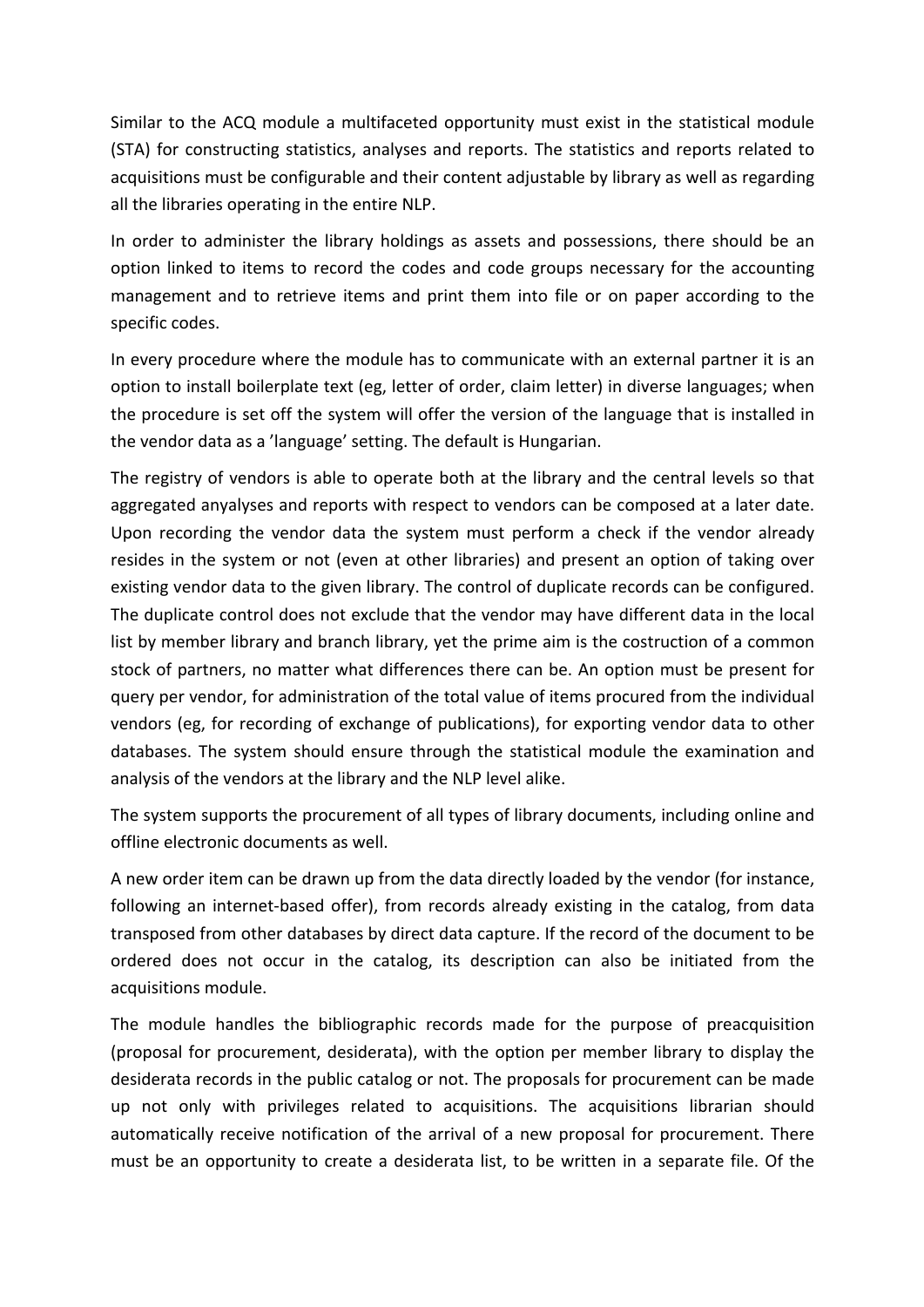Similar to the ACQ module a multifaceted opportunity must exist in the statistical module (STA) for constructing statistics, analyses and reports. The statistics and reports related to acquisitions must be configurable and their content adjustable by library as well as regarding all the libraries operating in the entire NLP.

In order to administer the library holdings as assets and possessions, there should be an option linked to items to record the codes and code groups necessary for the accounting management and to retrieve items and print them into file or on paper according to the specific codes.

In every procedure where the module has to communicate with an external partner it is an option to install boilerplate text (eg, letter of order, claim letter) in diverse languages; when the procedure is set off the system will offer the version of the language that is installed in the vendor data as a 'language' setting. The default is Hungarian.

The registry of vendors is able to operate both at the library and the central levels so that aggregated anyalyses and reports with respect to vendors can be composed at a later date. Upon recording the vendor data the system must perform a check if the vendor already resides in the system or not (even at other libraries) and present an option of taking over existing vendor data to the given library. The control of duplicate records can be configured. The duplicate control does not exclude that the vendor may have different data in the local list by member library and branch library, yet the prime aim is the costruction of a common stock of partners, no matter what differences there can be. An option must be present for query per vendor, for administration of the total value of items procured from the individual vendors (eg, for recording of exchange of publications), for exporting vendor data to other databases. The system should ensure through the statistical module the examination and analysis of the vendors at the library and the NLP level alike.

The system supports the procurement of all types of library documents, including online and offline electronic documents as well.

A new order item can be drawn up from the data directly loaded by the vendor (for instance, following an internet-based offer), from records already existing in the catalog, from data transposed from other databases by direct data capture. If the record of the document to be ordered does not occur in the catalog, its description can also be initiated from the acquisitions module.

The module handles the bibliographic records made for the purpose of preacquisition (proposal for procurement, desiderata), with the option per member library to display the desiderata records in the public catalog or not. The proposals for procurement can be made up not only with privileges related to acquisitions. The acquisitions librarian should automatically receive notification of the arrival of a new proposal for procurement. There must be an opportunity to create a desiderata list, to be written in a separate file. Of the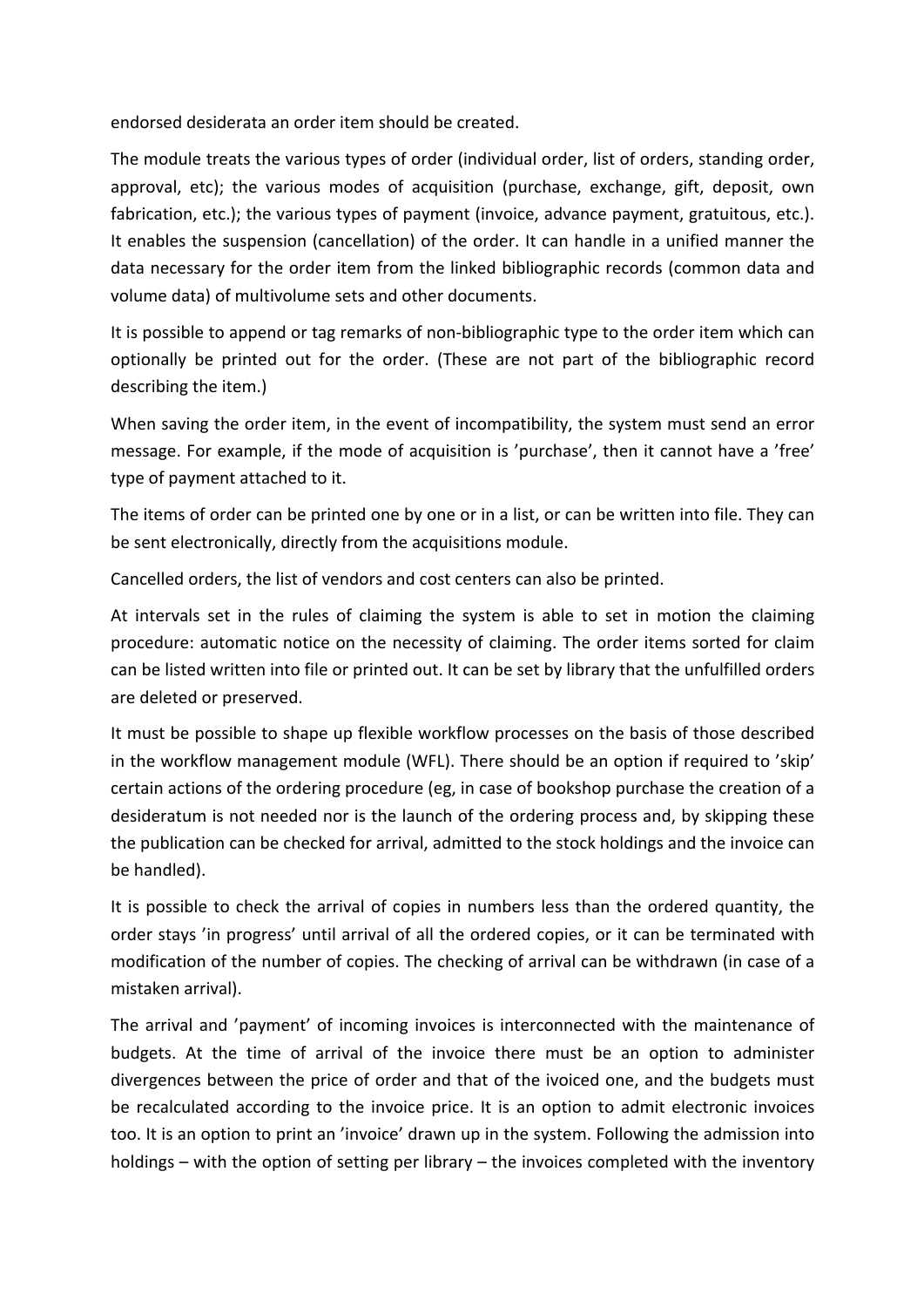endorsed desiderata an order item should be created.

The module treats the various types of order (individual order, list of orders, standing order, approval, etc); the various modes of acquisition (purchase, exchange, gift, deposit, own fabrication, etc.); the various types of payment (invoice, advance payment, gratuitous, etc.). It enables the suspension (cancellation) of the order. It can handle in a unified manner the data necessary for the order item from the linked bibliographic records (common data and volume data) of multivolume sets and other documents.

It is possible to append or tag remarks of non-bibliographic type to the order item which can optionally be printed out for the order. (These are not part of the bibliographic record describing the item.)

When saving the order item, in the event of incompatibility, the system must send an error message. For example, if the mode of acquisition is 'purchase', then it cannot have a 'free' type of payment attached to it.

The items of order can be printed one by one or in a list, or can be written into file. They can be sent electronically, directly from the acquisitions module.

Cancelled orders, the list of vendors and cost centers can also be printed.

At intervals set in the rules of claiming the system is able to set in motion the claiming procedure: automatic notice on the necessity of claiming. The order items sorted for claim can be listed written into file or printed out. It can be set by library that the unfulfilled orders are deleted or preserved.

It must be possible to shape up flexible workflow processes on the basis of those described in the workflow management module (WFL). There should be an option if required to 'skip' certain actions of the ordering procedure (eg, in case of bookshop purchase the creation of a desideratum is not needed nor is the launch of the ordering process and, by skipping these the publication can be checked for arrival, admitted to the stock holdings and the invoice can be handled).

It is possible to check the arrival of copies in numbers less than the ordered quantity, the order stays 'in progress' until arrival of all the ordered copies, or it can be terminated with modification of the number of copies. The checking of arrival can be withdrawn (in case of a mistaken arrival).

The arrival and 'payment' of incoming invoices is interconnected with the maintenance of budgets. At the time of arrival of the invoice there must be an option to administer divergences between the price of order and that of the ivoiced one, and the budgets must be recalculated according to the invoice price. It is an option to admit electronic invoices too. It is an option to print an 'invoice' drawn up in the system. Following the admission into holdings – with the option of setting per library – the invoices completed with the inventory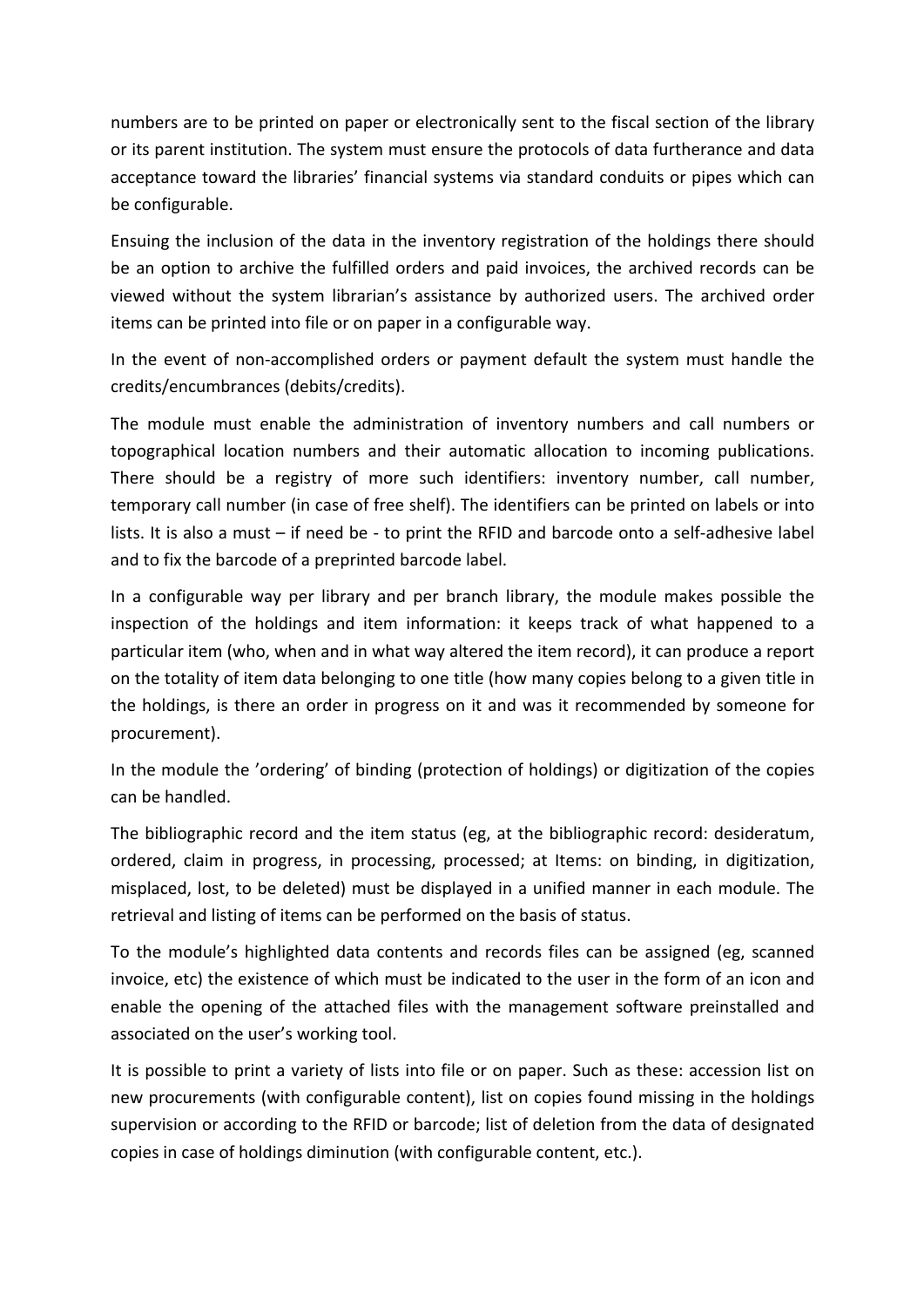numbers are to be printed on paper or electronically sent to the fiscal section of the library or its parent institution. The system must ensure the protocols of data furtherance and data acceptance toward the libraries' financial systems via standard conduits or pipes which can be configurable.

Ensuing the inclusion of the data in the inventory registration of the holdings there should be an option to archive the fulfilled orders and paid invoices, the archived records can be viewed without the system librarian's assistance by authorized users. The archived order items can be printed into file or on paper in a configurable way.

In the event of non-accomplished orders or payment default the system must handle the credits/encumbrances (debits/credits).

The module must enable the administration of inventory numbers and call numbers or topographical location numbers and their automatic allocation to incoming publications. There should be a registry of more such identifiers: inventory number, call number, temporary call number (in case of free shelf). The identifiers can be printed on labels or into lists. It is also a must – if need be - to print the RFID and barcode onto a self-adhesive label and to fix the barcode of a preprinted barcode label.

In a configurable way per library and per branch library, the module makes possible the inspection of the holdings and item information: it keeps track of what happened to a particular item (who, when and in what way altered the item record), it can produce a report on the totality of item data belonging to one title (how many copies belong to a given title in the holdings, is there an order in progress on it and was it recommended by someone for procurement).

In the module the 'ordering' of binding (protection of holdings) or digitization of the copies can be handled.

The bibliographic record and the item status (eg, at the bibliographic record: desideratum, ordered, claim in progress, in processing, processed; at Items: on binding, in digitization, misplaced, lost, to be deleted) must be displayed in a unified manner in each module. The retrieval and listing of items can be performed on the basis of status.

To the module's highlighted data contents and records files can be assigned (eg, scanned invoice, etc) the existence of which must be indicated to the user in the form of an icon and enable the opening of the attached files with the management software preinstalled and associated on the user's working tool.

It is possible to print a variety of lists into file or on paper. Such as these: accession list on new procurements (with configurable content), list on copies found missing in the holdings supervision or according to the RFID or barcode; list of deletion from the data of designated copies in case of holdings diminution (with configurable content, etc.).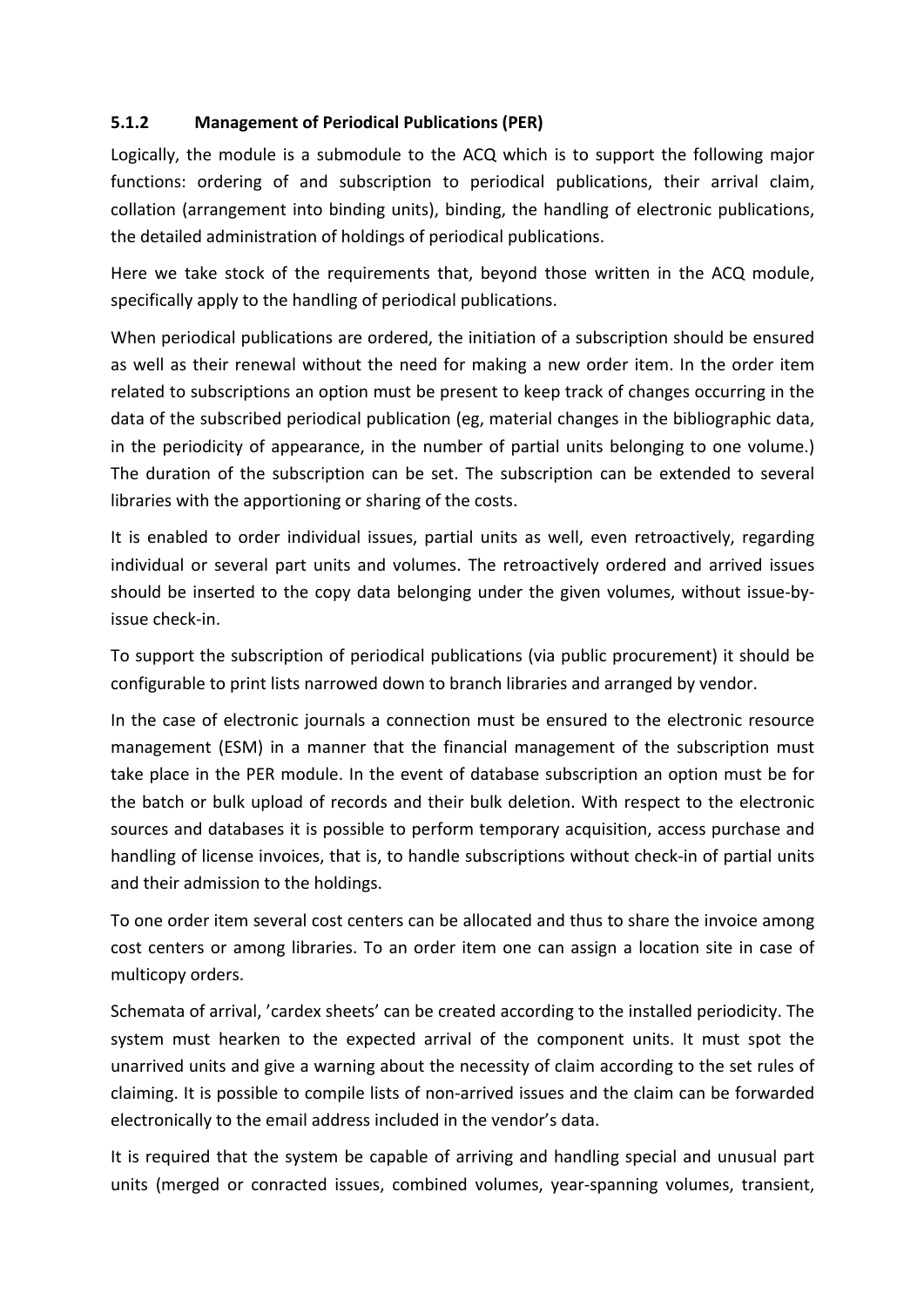### 5.1.2 Management of Periodical Publications (PER)

Logically, the module is a submodule to the ACQ which is to support the following major functions: ordering of and subscription to periodical publications, their arrival claim, collation (arrangement into binding units), binding, the handling of electronic publications, the detailed administration of holdings of periodical publications.

Here we take stock of the requirements that, beyond those written in the ACQ module, specifically apply to the handling of periodical publications.

When periodical publications are ordered, the initiation of a subscription should be ensured as well as their renewal without the need for making a new order item. In the order item related to subscriptions an option must be present to keep track of changes occurring in the data of the subscribed periodical publication (eg, material changes in the bibliographic data, in the periodicity of appearance, in the number of partial units belonging to one volume.) The duration of the subscription can be set. The subscription can be extended to several libraries with the apportioning or sharing of the costs.

It is enabled to order individual issues, partial units as well, even retroactively, regarding individual or several part units and volumes. The retroactively ordered and arrived issues should be inserted to the copy data belonging under the given volumes, without issue-by-issue check-in.

To support the subscription of periodical publications (via public procurement) it should be configurable to print lists narrowed down to branch libraries and arranged by vendor.

In the case of electronic journals a connection must be ensured to the electronic resource management (ESM) in a manner that the financial management of the subscription must take place in the PER module. In the event of database subscription an option must be for the batch or bulk upload of records and their bulk deletion. With respect to the electronic sources and databases it is possible to perform temporary acquisition, access purchase and handling of license invoices, that is, to handle subscriptions without check-in of partial units and their admission to the holdings.

To one order item several cost centers can be allocated and thus to share the invoice among cost centers or among libraries. To an order item one can assign a location site in case of multicopy orders.

Schemata of arrival, 'cardex sheets' can be created according to the installed periodicity. The system must hearken to the expected arrival of the component units. It must spot the unarrived units and give a warning about the necessity of claim according to the set rules of claiming. It is possible to compile lists of non-arrived issues and the claim can be forwarded electronically to the email address included in the vendor's data.

It is required that the system be capable of arriving and handling special and unusual part units (merged or conracted issues, combined volumes, year-spanning volumes, transient,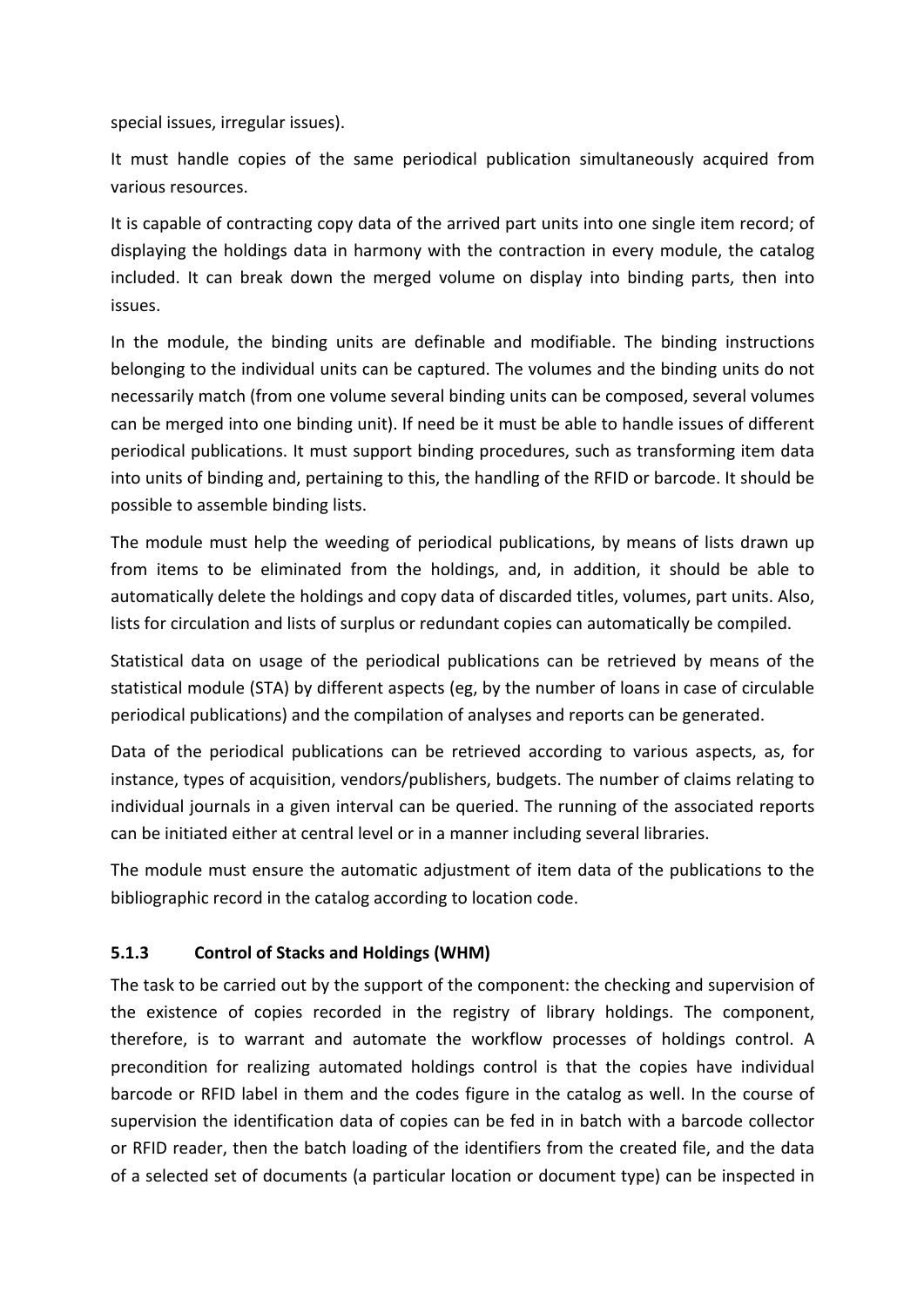special issues, irregular issues).

It must handle copies of the same periodical publication simultaneously acquired from various resources.

It is capable of contracting copy data of the arrived part units into one single item record; of displaying the holdings data in harmony with the contraction in every module, the catalog included. It can break down the merged volume on display into binding parts, then into issues.

In the module, the binding units are definable and modifiable. The binding instructions belonging to the individual units can be captured. The volumes and the binding units do not necessarily match (from one volume several binding units can be composed, several volumes can be merged into one binding unit). If need be it must be able to handle issues of different periodical publications. It must support binding procedures, such as transforming item data into units of binding and, pertaining to this, the handling of the RFID or barcode. It should be possible to assemble binding lists.

The module must help the weeding of periodical publications, by means of lists drawn up from items to be eliminated from the holdings, and, in addition, it should be able to automatically delete the holdings and copy data of discarded titles, volumes, part units. Also, lists for circulation and lists of surplus or redundant copies can automatically be compiled.

Statistical data on usage of the periodical publications can be retrieved by means of the statistical module (STA) by different aspects (eg, by the number of loans in case of circulable periodical publications) and the compilation of analyses and reports can be generated.

Data of the periodical publications can be retrieved according to various aspects, as, for instance, types of acquisition, vendors/publishers, budgets. The number of claims relating to individual journals in a given interval can be queried. The running of the associated reports can be initiated either at central level or in a manner including several libraries.

The module must ensure the automatic adjustment of item data of the publications to the bibliographic record in the catalog according to location code.

### 5.1.3 Control of Stacks and Holdings (WHM)

The task to be carried out by the support of the component: the checking and supervision of the existence of copies recorded in the registry of library holdings. The component, therefore, is to warrant and automate the workflow processes of holdings control. A precondition for realizing automated holdings control is that the copies have individual barcode or RFID label in them and the codes figure in the catalog as well. In the course of supervision the identification data of copies can be fed in in batch with a barcode collector or RFID reader, then the batch loading of the identifiers from the created file, and the data of a selected set of documents (a particular location or document type) can be inspected in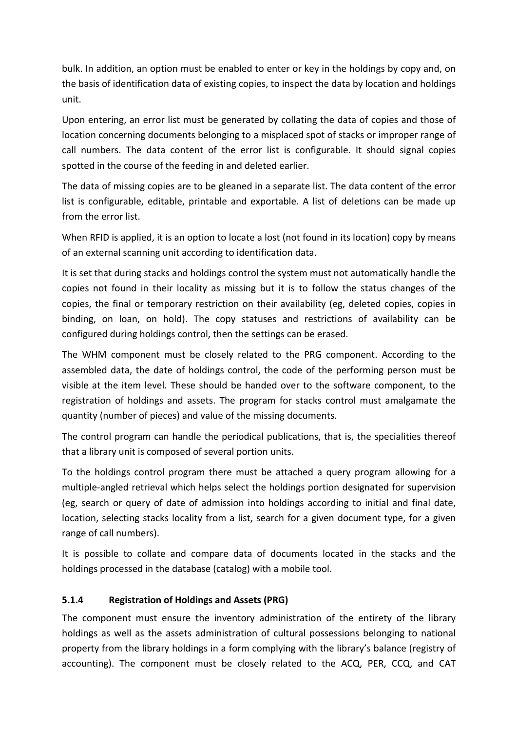bulk. In addition, an option must be enabled to enter or key in the holdings by copy and, on the basis of identification data of existing copies, to inspect the data by location and holdings unit.

Upon entering, an error list must be generated by collating the data of copies and those of location concerning documents belonging to a misplaced spot of stacks or improper range of call numbers. The data content of the error list is configurable. It should signal copies spotted in the course of the feeding in and deleted earlier.

The data of missing copies are to be gleaned in a separate list. The data content of the error list is configurable, editable, printable and exportable. A list of deletions can be made up from the error list.

When RFID is applied, it is an option to locate a lost (not found in its location) copy by means of an external scanning unit according to identification data.

It is set that during stacks and holdings control the system must not automatically handle the copies not found in their locality as missing but it is to follow the status changes of the copies, the final or temporary restriction on their availability (eg, deleted copies, copies in binding, on loan, on hold). The copy statuses and restrictions of availability can be configured during holdings control, then the settings can be erased.

The WHM component must be closely related to the PRG component. According to the assembled data, the date of holdings control, the code of the performing person must be visible at the item level. These should be handed over to the software component, to the registration of holdings and assets. The program for stacks control must amalgamate the quantity (number of pieces) and value of the missing documents.

The control program can handle the periodical publications, that is, the specialities thereof that a library unit is composed of several portion units.

To the holdings control program there must be attached a query program allowing for a multiple-angled retrieval which helps select the holdings portion designated for supervision (eg, search or query of date of admission into holdings according to initial and final date, location, selecting stacks locality from a list, search for a given document type, for a given range of call numbers).

It is possible to collate and compare data of documents located in the stacks and the holdings processed in the database (catalog) with a mobile tool.

### 5.1.4 Registration of Holdings and Assets (PRG)

The component must ensure the inventory administration of the entirety of the library holdings as well as the assets administration of cultural possessions belonging to national property from the library holdings in a form complying with the library's balance (registry of accounting). The component must be closely related to the ACQ, PER, CCQ, and CAT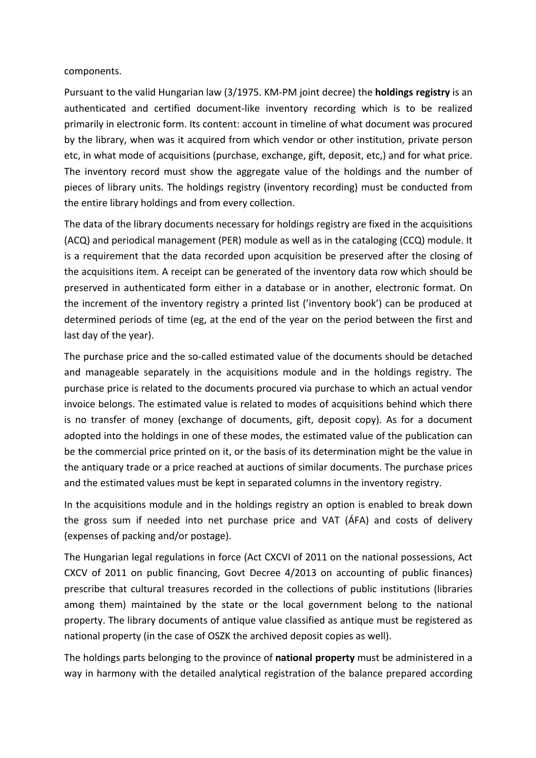components.

Pursuant to the valid Hungarian law (3/1975. KM-PM joint decree) the **holdings registry** is an authenticated and certified document-like inventory recording which is to be realized primarily in electronic form. Its content: account in timeline of what document was procured by the library, when was it acquired from which vendor or other institution, private person etc, in what mode of acquisitions (purchase, exchange, gift, deposit, etc,) and for what price. The inventory record must show the aggregate value of the holdings and the number of pieces of library units. The holdings registry (inventory recording) must be conducted from the entire library holdings and from every collection.

The data of the library documents necessary for holdings registry are fixed in the acquisitions (ACQ) and periodical management (PER) module as well as in the cataloging (CCQ) module. It is a requirement that the data recorded upon acquisition be preserved after the closing of the acquisitions item. A receipt can be generated of the inventory data row which should be preserved in authenticated form either in a database or in another, electronic format. On the increment of the inventory registry a printed list ('inventory book') can be produced at determined periods of time (eg, at the end of the year on the period between the first and last day of the year).

The purchase price and the so-called estimated value of the documents should be detached and manageable separately in the acquisitions module and in the holdings registry. The purchase price is related to the documents procured via purchase to which an actual vendor invoice belongs. The estimated value is related to modes of acquisitions behind which there is no transfer of money (exchange of documents, gift, deposit copy). As for a document adopted into the holdings in one of these modes, the estimated value of the publication can be the commercial price printed on it, or the basis of its determination might be the value in the antiquary trade or a price reached at auctions of similar documents. The purchase prices and the estimated values must be kept in separated columns in the inventory registry.

In the acquisitions module and in the holdings registry an option is enabled to break down the gross sum if needed into net purchase price and VAT (ÁFA) and costs of delivery (expenses of packing and/or postage).

The Hungarian legal regulations in force (Act CXCVI of 2011 on the national possessions, Act CXCV of 2011 on public financing, Govt Decree 4/2013 on accounting of public finances) prescribe that cultural treasures recorded in the collections of public institutions (libraries among them) maintained by the state or the local government belong to the national property. The library documents of antique value classified as antique must be registered as national property (in the case of OSZK the archived deposit copies as well).

The holdings parts belonging to the province of **national property** must be administered in a way in harmony with the detailed analytical registration of the balance prepared according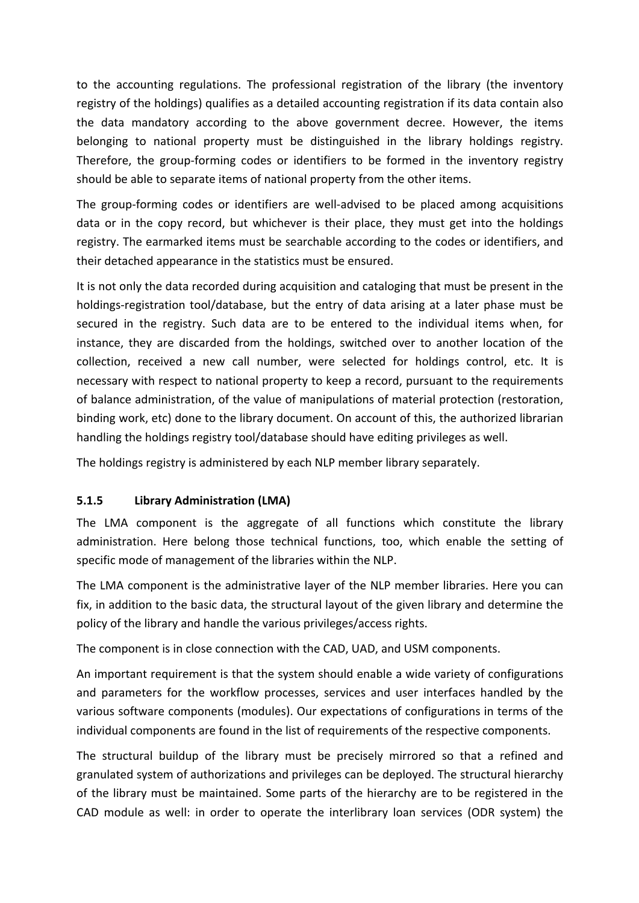to the accounting regulations. The professional registration of the library (the inventory registry of the holdings) qualifies as a detailed accounting registration if its data contain also the data mandatory according to the above government decree. However, the items belonging to national property must be distinguished in the library holdings registry. Therefore, the group-forming codes or identifiers to be formed in the inventory registry should be able to separate items of national property from the other items.

The group-forming codes or identifiers are well-advised to be placed among acquisitions data or in the copy record, but whichever is their place, they must get into the holdings registry. The earmarked items must be searchable according to the codes or identifiers, and their detached appearance in the statistics must be ensured.

It is not only the data recorded during acquisition and cataloging that must be present in the holdings-registration tool/database, but the entry of data arising at a later phase must be secured in the registry. Such data are to be entered to the individual items when, for instance, they are discarded from the holdings, switched over to another location of the collection, received a new call number, were selected for holdings control, etc. It is necessary with respect to national property to keep a record, pursuant to the requirements of balance administration, of the value of manipulations of material protection (restoration, binding work, etc) done to the library document. On account of this, the authorized librarian handling the holdings registry tool/database should have editing privileges as well.

The holdings registry is administered by each NLP member library separately.

### 5.1.5 Library Administration (LMA)

The LMA component is the aggregate of all functions which constitute the library administration. Here belong those technical functions, too, which enable the setting of specific mode of management of the libraries within the NLP.

The LMA component is the administrative layer of the NLP member libraries. Here you can fix, in addition to the basic data, the structural layout of the given library and determine the policy of the library and handle the various privileges/access rights.

The component is in close connection with the CAD, UAD, and USM components.

An important requirement is that the system should enable a wide variety of configurations and parameters for the workflow processes, services and user interfaces handled by the various software components (modules). Our expectations of configurations in terms of the individual components are found in the list of requirements of the respective components.

The structural buildup of the library must be precisely mirrored so that a refined and granulated system of authorizations and privileges can be deployed. The structural hierarchy of the library must be maintained. Some parts of the hierarchy are to be registered in the CAD module as well: in order to operate the interlibrary loan services (ODR system) the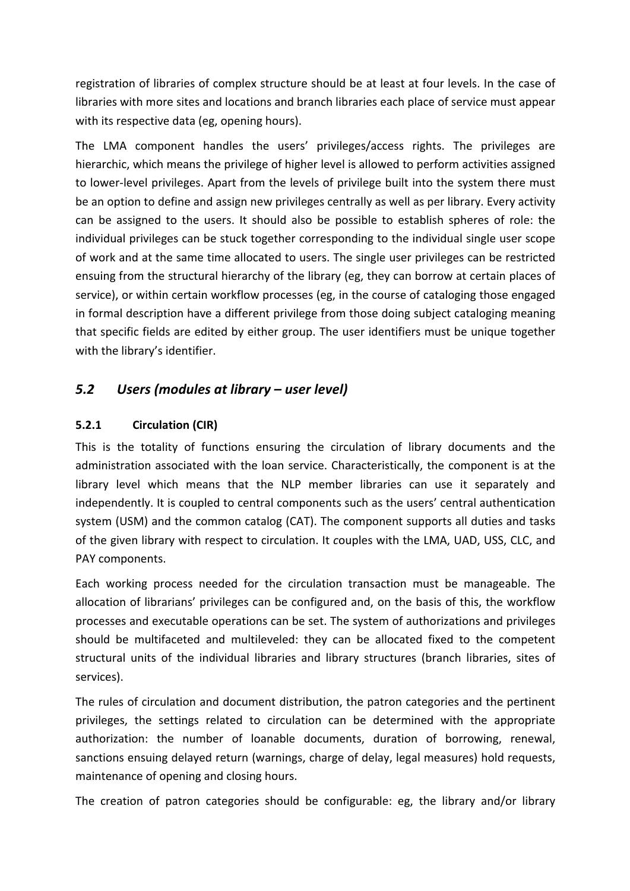registration of libraries of complex structure should be at least at four levels. In the case of libraries with more sites and locations and branch libraries each place of service must appear with its respective data (eg, opening hours).

The LMA component handles the users' privileges/access rights. The privileges are hierarchic, which means the privilege of higher level is allowed to perform activities assigned to lower-level privileges. Apart from the levels of privilege built into the system there must be an option to define and assign new privileges centrally as well as per library. Every activity can be assigned to the users. It should also be possible to establish spheres of role: the individual privileges can be stuck together corresponding to the individual single user scope of work and at the same time allocated to users. The single user privileges can be restricted ensuing from the structural hierarchy of the library (eg, they can borrow at certain places of service), or within certain workflow processes (eg, in the course of cataloging those engaged in formal description have a different privilege from those doing subject cataloging meaning that specific fields are edited by either group. The user identifiers must be unique together with the library's identifier.

## *5.2 Users (modules at library – user level)*

### 5.2.1 Circulation (CIR)

This is the totality of functions ensuring the circulation of library documents and the administration associated with the loan service. Characteristically, the component is at the library level which means that the NLP member libraries can use it separately and independently. It is coupled to central components such as the users' central authentication system (USM) and the common catalog (CAT). The component supports all duties and tasks of the given library with respect to circulation. It couples with the LMA, UAD, USS, CLC, and PAY components.

Each working process needed for the circulation transaction must be manageable. The allocation of librarians' privileges can be configured and, on the basis of this, the workflow processes and executable operations can be set. The system of authorizations and privileges should be multifaceted and multileveled: they can be allocated fixed to the competent structural units of the individual libraries and library structures (branch libraries, sites of services).

The rules of circulation and document distribution, the patron categories and the pertinent privileges, the settings related to circulation can be determined with the appropriate authorization: the number of loanable documents, duration of borrowing, renewal, sanctions ensuing delayed return (warnings, charge of delay, legal measures) hold requests, maintenance of opening and closing hours.

The creation of patron categories should be configurable: eg, the library and/or library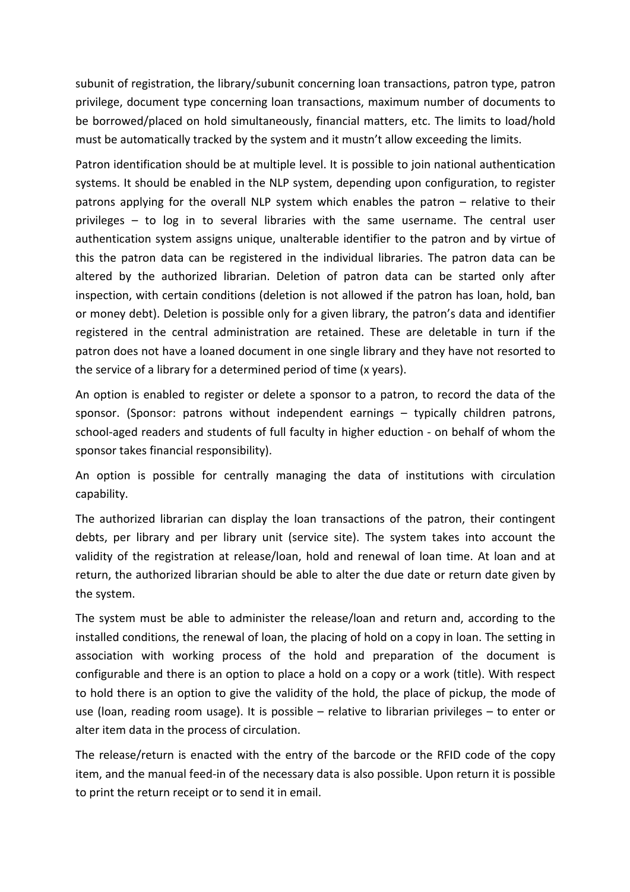subunit of registration, the library/subunit concerning loan transactions, patron type, patron privilege, document type concerning loan transactions, maximum number of documents to be borrowed/placed on hold simultaneously, financial matters, etc. The limits to load/hold must be automatically tracked by the system and it mustn't allow exceeding the limits.

Patron identification should be at multiple level. It is possible to join national authentication systems. It should be enabled in the NLP system, depending upon configuration, to register patrons applying for the overall NLP system which enables the patron – relative to their privileges – to log in to several libraries with the same username. The central user authentication system assigns unique, unalterable identifier to the patron and by virtue of this the patron data can be registered in the individual libraries. The patron data can be altered by the authorized librarian. Deletion of patron data can be started only after inspection, with certain conditions (deletion is not allowed if the patron has loan, hold, ban or money debt). Deletion is possible only for a given library, the patron's data and identifier registered in the central administration are retained. These are deletable in turn if the patron does not have a loaned document in one single library and they have not resorted to the service of a library for a determined period of time (x years).

An option is enabled to register or delete a sponsor to a patron, to record the data of the sponsor. (Sponsor: patrons without independent earnings – typically children patrons, school-aged readers and students of full faculty in higher eduction - on behalf of whom the sponsor takes financial responsibility).

An option is possible for centrally managing the data of institutions with circulation capability.

The authorized librarian can display the loan transactions of the patron, their contingent debts, per library and per library unit (service site). The system takes into account the validity of the registration at release/loan, hold and renewal of loan time. At loan and at return, the authorized librarian should be able to alter the due date or return date given by the system.

The system must be able to administer the release/loan and return and, according to the installed conditions, the renewal of loan, the placing of hold on a copy in loan. The setting in association with working process of the hold and preparation of the document is configurable and there is an option to place a hold on a copy or a work (title). With respect to hold there is an option to give the validity of the hold, the place of pickup, the mode of use (loan, reading room usage). It is possible – relative to librarian privileges – to enter or alter item data in the process of circulation.

The release/return is enacted with the entry of the barcode or the RFID code of the copy item, and the manual feed-in of the necessary data is also possible. Upon return it is possible to print the return receipt or to send it in email.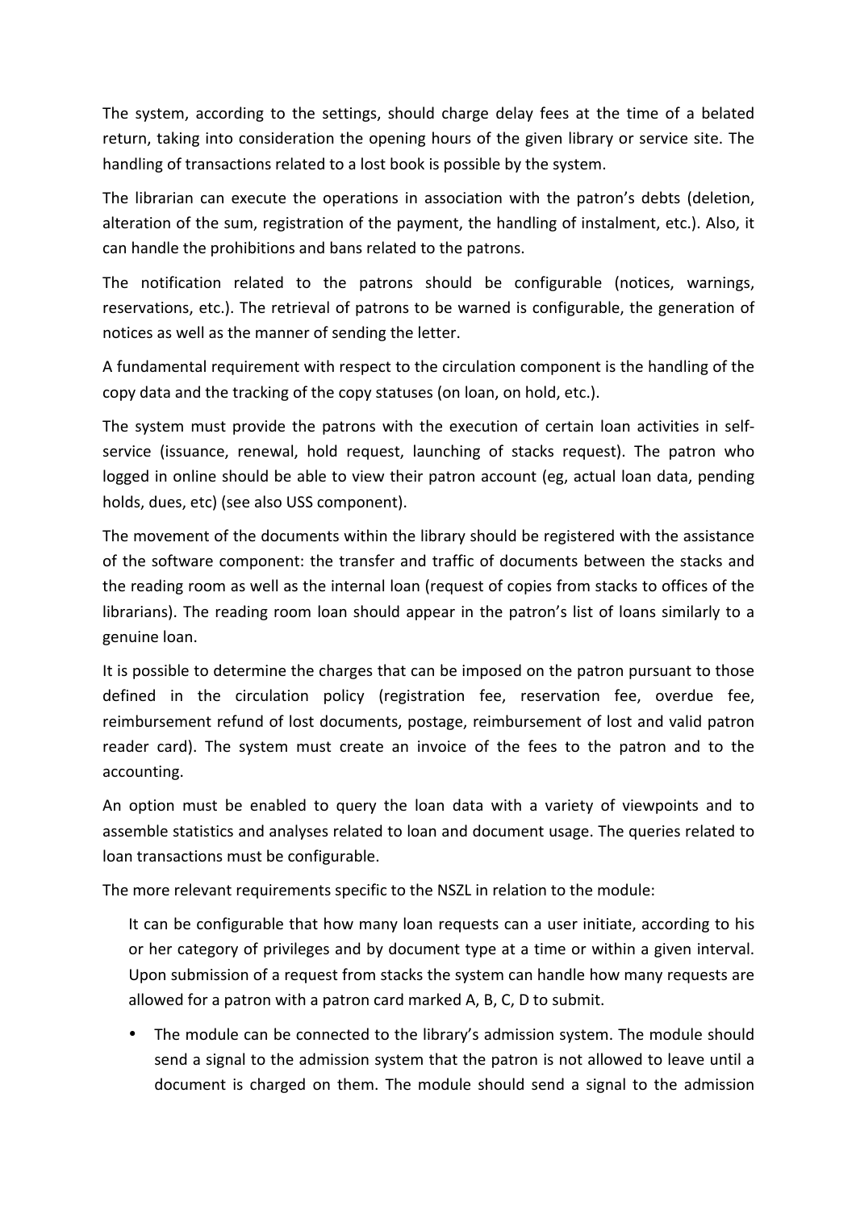The system, according to the settings, should charge delay fees at the time of a belated return, taking into consideration the opening hours of the given library or service site. The handling of transactions related to a lost book is possible by the system.

The librarian can execute the operations in association with the patron's debts (deletion, alteration of the sum, registration of the payment, the handling of instalment, etc.). Also, it can handle the prohibitions and bans related to the patrons.

The notification related to the patrons should be configurable (notices, warnings, reservations, etc.). The retrieval of patrons to be warned is configurable, the generation of notices as well as the manner of sending the letter.

A fundamental requirement with respect to the circulation component is the handling of the copy data and the tracking of the copy statuses (on loan, on hold, etc.).

The system must provide the patrons with the execution of certain loan activities in self-service (issuance, renewal, hold request, launching of stacks request). The patron who logged in online should be able to view their patron account (eg, actual loan data, pending holds, dues, etc) (see also USS component).

The movement of the documents within the library should be registered with the assistance of the software component: the transfer and traffic of documents between the stacks and the reading room as well as the internal loan (request of copies from stacks to offices of the librarians). The reading room loan should appear in the patron's list of loans similarly to a genuine loan.

It is possible to determine the charges that can be imposed on the patron pursuant to those defined in the circulation policy (registration fee, reservation fee, overdue fee, reimbursement refund of lost documents, postage, reimbursement of lost and valid patron reader card). The system must create an invoice of the fees to the patron and to the accounting.

An option must be enabled to query the loan data with a variety of viewpoints and to assemble statistics and analyses related to loan and document usage. The queries related to loan transactions must be configurable.

The more relevant requirements specific to the NSZL in relation to the module:

It can be configurable that how many loan requests can a user initiate, according to his or her category of privileges and by document type at a time or within a given interval. Upon submission of a request from stacks the system can handle how many requests are allowed for a patron with a patron card marked A, B, C, D to submit.

- The module can be connected to the library's admission system. The module should send a signal to the admission system that the patron is not allowed to leave until a document is charged on them. The module should send a signal to the admission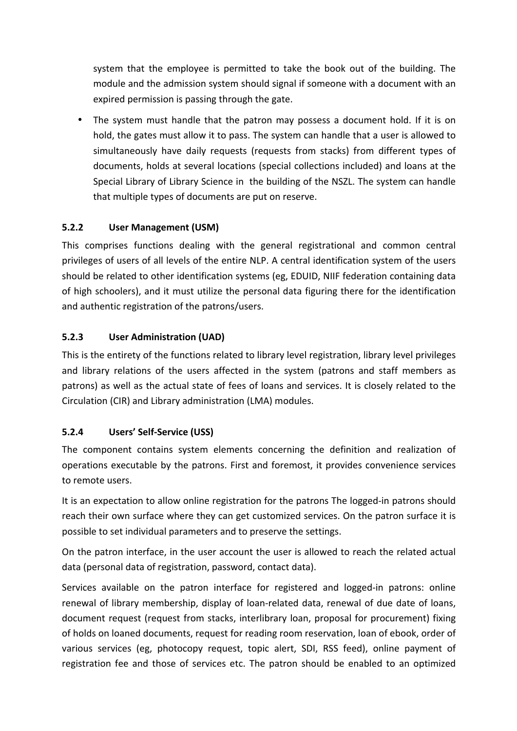system that the employee is permitted to take the book out of the building. The module and the admission system should signal if someone with a document with an expired permission is passing through the gate.

- The system must handle that the patron may possess a document hold. If it is on hold, the gates must allow it to pass. The system can handle that a user is allowed to simultaneously have daily requests (requests from stacks) from different types of documents, holds at several locations (special collections included) and loans at the Special Library of Library Science in the building of the NSZL. The system can handle that multiple types of documents are put on reserve.

### 5.2.2 User Management (USM)

This comprises functions dealing with the general registrational and common central privileges of users of all levels of the entire NLP. A central identification system of the users should be related to other identification systems (eg, EDUID, NIIF federation containing data of high schoolers), and it must utilize the personal data figuring there for the identification and authentic registration of the patrons/users.

### 5.2.3 User Administration (UAD)

This is the entirety of the functions related to library level registration, library level privileges and library relations of the users affected in the system (patrons and staff members as patrons) as well as the actual state of fees of loans and services. It is closely related to the Circulation (CIR) and Library administration (LMA) modules.

### 5.2.4 Users' Self-Service (USS)

The component contains system elements concerning the definition and realization of operations executable by the patrons. First and foremost, it provides convenience services to remote users.

It is an expectation to allow online registration for the patrons The logged-in patrons should reach their own surface where they can get customized services. On the patron surface it is possible to set individual parameters and to preserve the settings.

On the patron interface, in the user account the user is allowed to reach the related actual data (personal data of registration, password, contact data).

Services available on the patron interface for registered and logged-in patrons: online renewal of library membership, display of loan-related data, renewal of due date of loans, document request (request from stacks, interlibrary loan, proposal for procurement) fixing of holds on loaned documents, request for reading room reservation, loan of ebook, order of various services (eg, photocopy request, topic alert, SDI, RSS feed), online payment of registration fee and those of services etc. The patron should be enabled to an optimized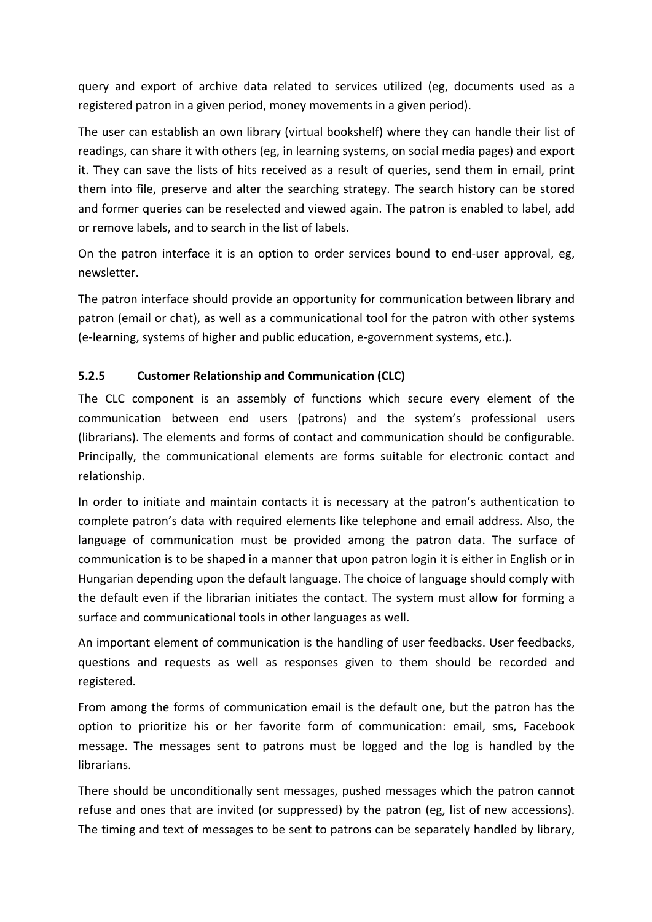query and export of archive data related to services utilized (eg, documents used as a registered patron in a given period, money movements in a given period).

The user can establish an own library (virtual bookshelf) where they can handle their list of readings, can share it with others (eg, in learning systems, on social media pages) and export it. They can save the lists of hits received as a result of queries, send them in email, print them into file, preserve and alter the searching strategy. The search history can be stored and former queries can be reselected and viewed again. The patron is enabled to label, add or remove labels, and to search in the list of labels.

On the patron interface it is an option to order services bound to end-user approval, eg, newsletter.

The patron interface should provide an opportunity for communication between library and patron (email or chat), as well as a communicational tool for the patron with other systems (e-learning, systems of higher and public education, e-government systems, etc.).

### 5.2.5 Customer Relationship and Communication (CLC)

The CLC component is an assembly of functions which secure every element of the communication between end users (patrons) and the system's professional users (librarians). The elements and forms of contact and communication should be configurable. Principally, the communicational elements are forms suitable for electronic contact and relationship.

In order to initiate and maintain contacts it is necessary at the patron's authentication to complete patron's data with required elements like telephone and email address. Also, the language of communication must be provided among the patron data. The surface of communication is to be shaped in a manner that upon patron login it is either in English or in Hungarian depending upon the default language. The choice of language should comply with the default even if the librarian initiates the contact. The system must allow for forming a surface and communicational tools in other languages as well.

An important element of communication is the handling of user feedbacks. User feedbacks, questions and requests as well as responses given to them should be recorded and registered.

From among the forms of communication email is the default one, but the patron has the option to prioritize his or her favorite form of communication: email, sms, Facebook message. The messages sent to patrons must be logged and the log is handled by the librarians.

There should be unconditionally sent messages, pushed messages which the patron cannot refuse and ones that are invited (or suppressed) by the patron (eg, list of new accessions). The timing and text of messages to be sent to patrons can be separately handled by library,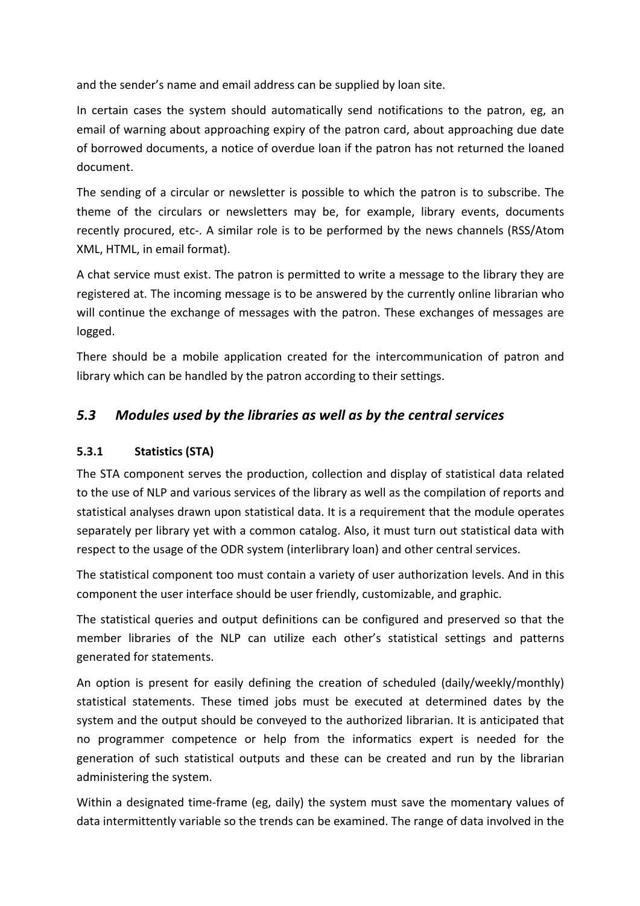and the sender's name and email address can be supplied by loan site.

In certain cases the system should automatically send notifications to the patron, eg, an email of warning about approaching expiry of the patron card, about approaching due date of borrowed documents, a notice of overdue loan if the patron has not returned the loaned document.

The sending of a circular or newsletter is possible to which the patron is to subscribe. The theme of the circulars or newsletters may be, for example, library events, documents recently procured, etc-. A similar role is to be performed by the news channels (RSS/Atom XML, HTML, in email format).

A chat service must exist. The patron is permitted to write a message to the library they are registered at. The incoming message is to be answered by the currently online librarian who will continue the exchange of messages with the patron. These exchanges of messages are logged.

There should be a mobile application created for the intercommunication of patron and library which can be handled by the patron according to their settings.

## *5.3 Modules used by the libraries as well as by the central services*

### 5.3.1 Statistics (STA)

The STA component serves the production, collection and display of statistical data related to the use of NLP and various services of the library as well as the compilation of reports and statistical analyses drawn upon statistical data. It is a requirement that the module operates separately per library yet with a common catalog. Also, it must turn out statistical data with respect to the usage of the ODR system (interlibrary loan) and other central services.

The statistical component too must contain a variety of user authorization levels. And in this component the user interface should be user friendly, customizable, and graphic.

The statistical queries and output definitions can be configured and preserved so that the member libraries of the NLP can utilize each other's statistical settings and patterns generated for statements.

An option is present for easily defining the creation of scheduled (daily/weekly/monthly) statistical statements. These timed jobs must be executed at determined dates by the system and the output should be conveyed to the authorized librarian. It is anticipated that no programmer competence or help from the informatics expert is needed for the generation of such statistical outputs and these can be created and run by the librarian administering the system.

Within a designated time-frame (eg, daily) the system must save the momentary values of data intermittently variable so the trends can be examined. The range of data involved in the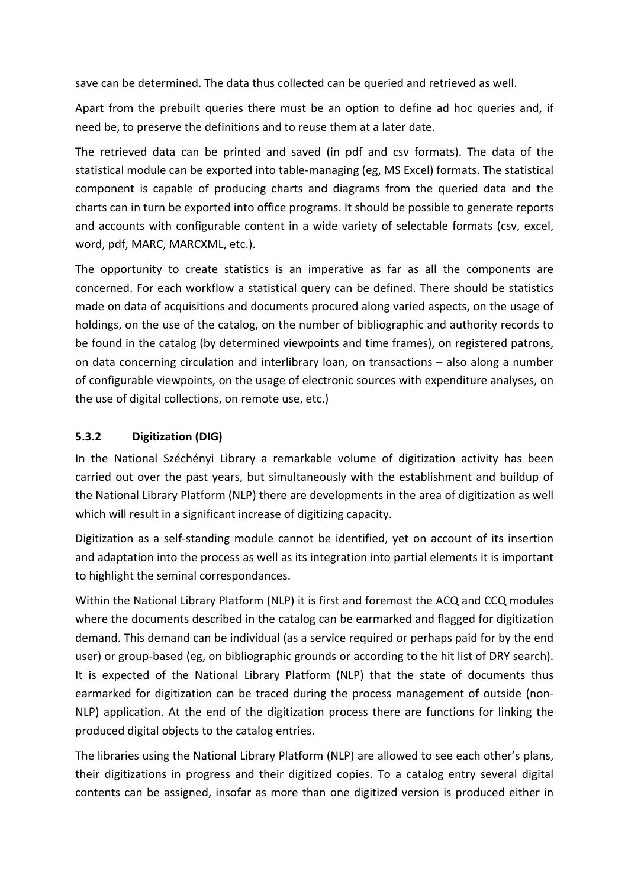save can be determined. The data thus collected can be queried and retrieved as well.

Apart from the prebuilt queries there must be an option to define ad hoc queries and, if need be, to preserve the definitions and to reuse them at a later date.

The retrieved data can be printed and saved (in pdf and csv formats). The data of the statistical module can be exported into table-managing (eg, MS Excel) formats. The statistical component is capable of producing charts and diagrams from the queried data and the charts can in turn be exported into office programs. It should be possible to generate reports and accounts with configurable content in a wide variety of selectable formats (csv, excel, word, pdf, MARC, MARCXML, etc.).

The opportunity to create statistics is an imperative as far as all the components are concerned. For each workflow a statistical query can be defined. There should be statistics made on data of acquisitions and documents procured along varied aspects, on the usage of holdings, on the use of the catalog, on the number of bibliographic and authority records to be found in the catalog (by determined viewpoints and time frames), on registered patrons, on data concerning circulation and interlibrary loan, on transactions – also along a number of configurable viewpoints, on the usage of electronic sources with expenditure analyses, on the use of digital collections, on remote use, etc.)

### 5.3.2 Digitization (DIG)

In the National Széchényi Library a remarkable volume of digitization activity has been carried out over the past years, but simultaneously with the establishment and buildup of the National Library Platform (NLP) there are developments in the area of digitization as well which will result in a significant increase of digitizing capacity.

Digitization as a self-standing module cannot be identified, yet on account of its insertion and adaptation into the process as well as its integration into partial elements it is important to highlight the seminal correspondances.

Within the National Library Platform (NLP) it is first and foremost the ACQ and CCQ modules where the documents described in the catalog can be earmarked and flagged for digitization demand. This demand can be individual (as a service required or perhaps paid for by the end user) or group-based (eg, on bibliographic grounds or according to the hit list of DRY search). It is expected of the National Library Platform (NLP) that the state of documents thus earmarked for digitization can be traced during the process management of outside (non-NLP) application. At the end of the digitization process there are functions for linking the produced digital objects to the catalog entries.

The libraries using the National Library Platform (NLP) are allowed to see each other's plans, their digitizations in progress and their digitized copies. To a catalog entry several digital contents can be assigned, insofar as more than one digitized version is produced either in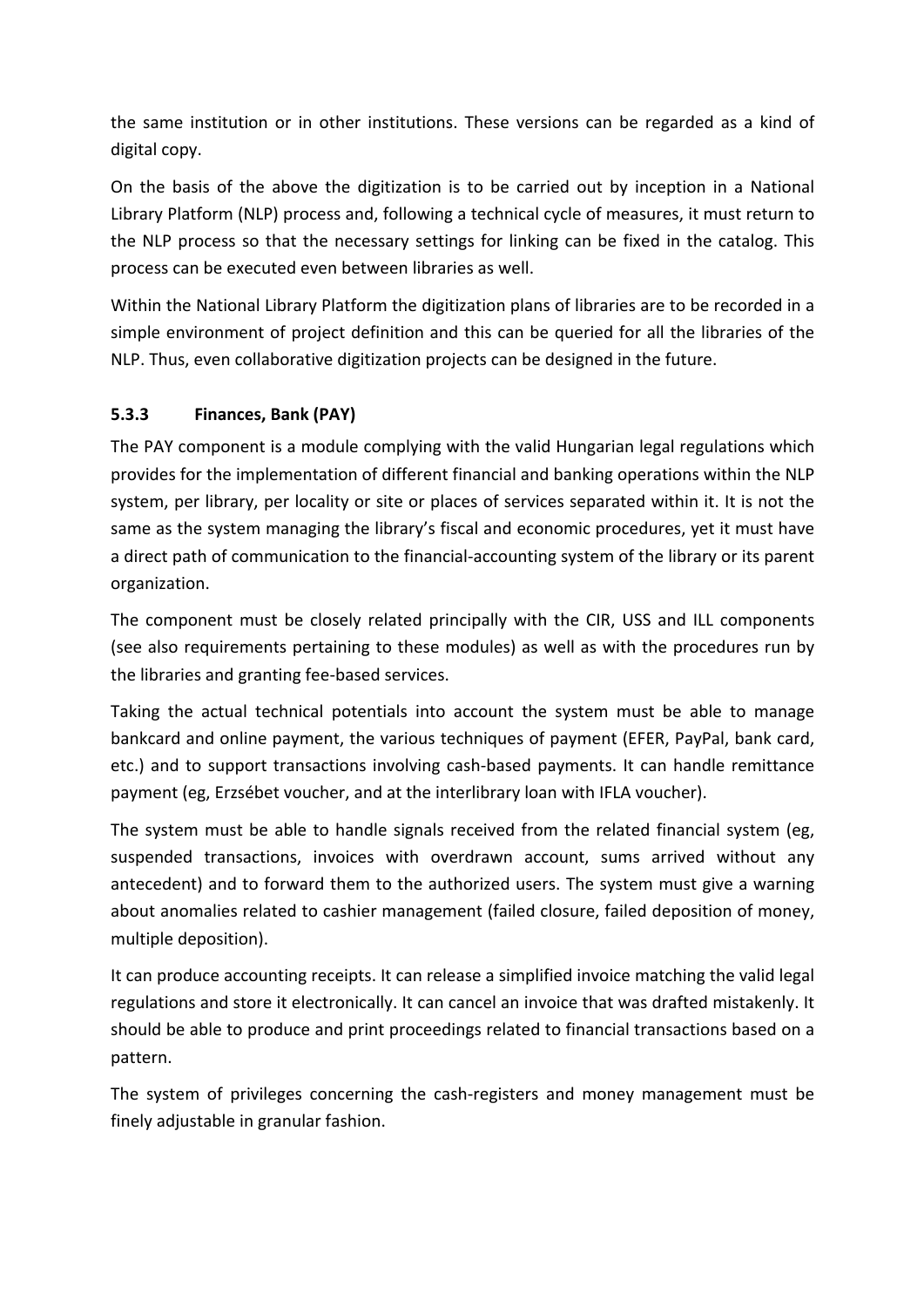the same institution or in other institutions. These versions can be regarded as a kind of digital copy.

On the basis of the above the digitization is to be carried out by inception in a National Library Platform (NLP) process and, following a technical cycle of measures, it must return to the NLP process so that the necessary settings for linking can be fixed in the catalog. This process can be executed even between libraries as well.

Within the National Library Platform the digitization plans of libraries are to be recorded in a simple environment of project definition and this can be queried for all the libraries of the NLP. Thus, even collaborative digitization projects can be designed in the future.

### 5.3.3 Finances, Bank (PAY)

The PAY component is a module complying with the valid Hungarian legal regulations which provides for the implementation of different financial and banking operations within the NLP system, per library, per locality or site or places of services separated within it. It is not the same as the system managing the library's fiscal and economic procedures, yet it must have a direct path of communication to the financial-accounting system of the library or its parent organization.

The component must be closely related principally with the CIR, USS and ILL components (see also requirements pertaining to these modules) as well as with the procedures run by the libraries and granting fee-based services.

Taking the actual technical potentials into account the system must be able to manage bankcard and online payment, the various techniques of payment (EFER, PayPal, bank card, etc.) and to support transactions involving cash-based payments. It can handle remittance payment (eg, Erzsébet voucher, and at the interlibrary loan with IFLA voucher).

The system must be able to handle signals received from the related financial system (eg, suspended transactions, invoices with overdrawn account, sums arrived without any antecedent) and to forward them to the authorized users. The system must give a warning about anomalies related to cashier management (failed closure, failed deposition of money, multiple deposition).

It can produce accounting receipts. It can release a simplified invoice matching the valid legal regulations and store it electronically. It can cancel an invoice that was drafted mistakenly. It should be able to produce and print proceedings related to financial transactions based on a pattern.

The system of privileges concerning the cash-registers and money management must be finely adjustable in granular fashion.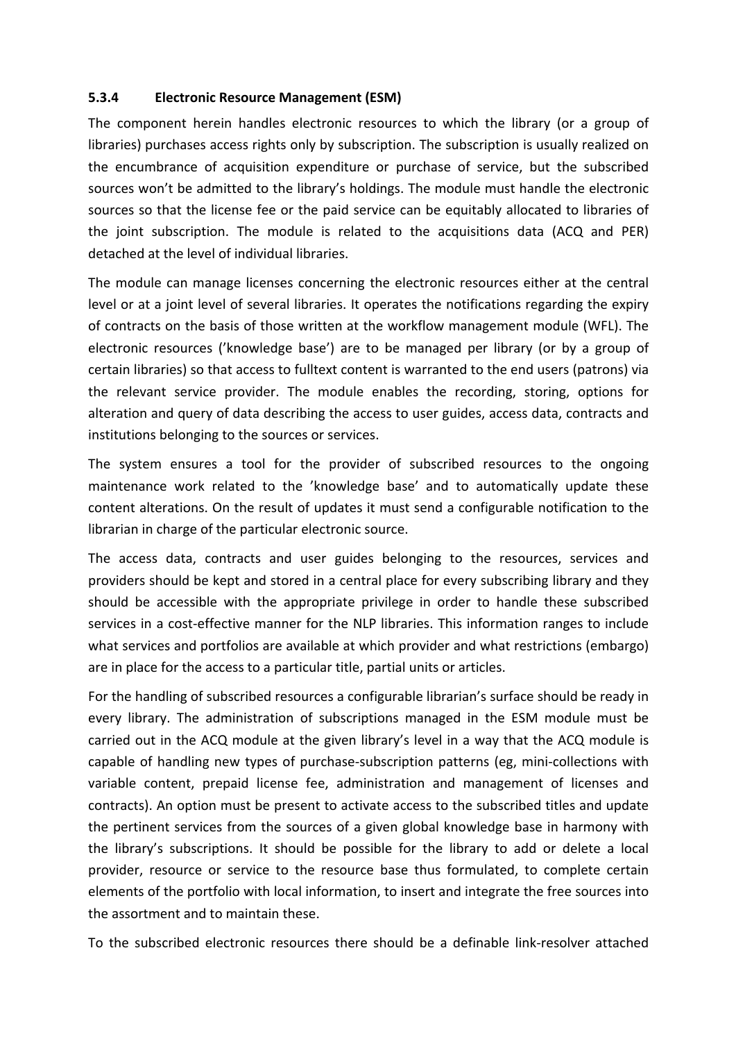### 5.3.4 Electronic Resource Management (ESM)

The component herein handles electronic resources to which the library (or a group of libraries) purchases access rights only by subscription. The subscription is usually realized on the encumbrance of acquisition expenditure or purchase of service, but the subscribed sources won't be admitted to the library's holdings. The module must handle the electronic sources so that the license fee or the paid service can be equitably allocated to libraries of the joint subscription. The module is related to the acquisitions data (ACQ and PER) detached at the level of individual libraries.

The module can manage licenses concerning the electronic resources either at the central level or at a joint level of several libraries. It operates the notifications regarding the expiry of contracts on the basis of those written at the workflow management module (WFL). The electronic resources ('knowledge base') are to be managed per library (or by a group of certain libraries) so that access to fulltext content is warranted to the end users (patrons) via the relevant service provider. The module enables the recording, storing, options for alteration and query of data describing the access to user guides, access data, contracts and institutions belonging to the sources or services.

The system ensures a tool for the provider of subscribed resources to the ongoing maintenance work related to the 'knowledge base' and to automatically update these content alterations. On the result of updates it must send a configurable notification to the librarian in charge of the particular electronic source.

The access data, contracts and user guides belonging to the resources, services and providers should be kept and stored in a central place for every subscribing library and they should be accessible with the appropriate privilege in order to handle these subscribed services in a cost-effective manner for the NLP libraries. This information ranges to include what services and portfolios are available at which provider and what restrictions (embargo) are in place for the access to a particular title, partial units or articles.

For the handling of subscribed resources a configurable librarian's surface should be ready in every library. The administration of subscriptions managed in the ESM module must be carried out in the ACQ module at the given library's level in a way that the ACQ module is capable of handling new types of purchase-subscription patterns (eg, mini-collections with variable content, prepaid license fee, administration and management of licenses and contracts). An option must be present to activate access to the subscribed titles and update the pertinent services from the sources of a given global knowledge base in harmony with the library's subscriptions. It should be possible for the library to add or delete a local provider, resource or service to the resource base thus formulated, to complete certain elements of the portfolio with local information, to insert and integrate the free sources into the assortment and to maintain these.

To the subscribed electronic resources there should be a definable link-resolver attached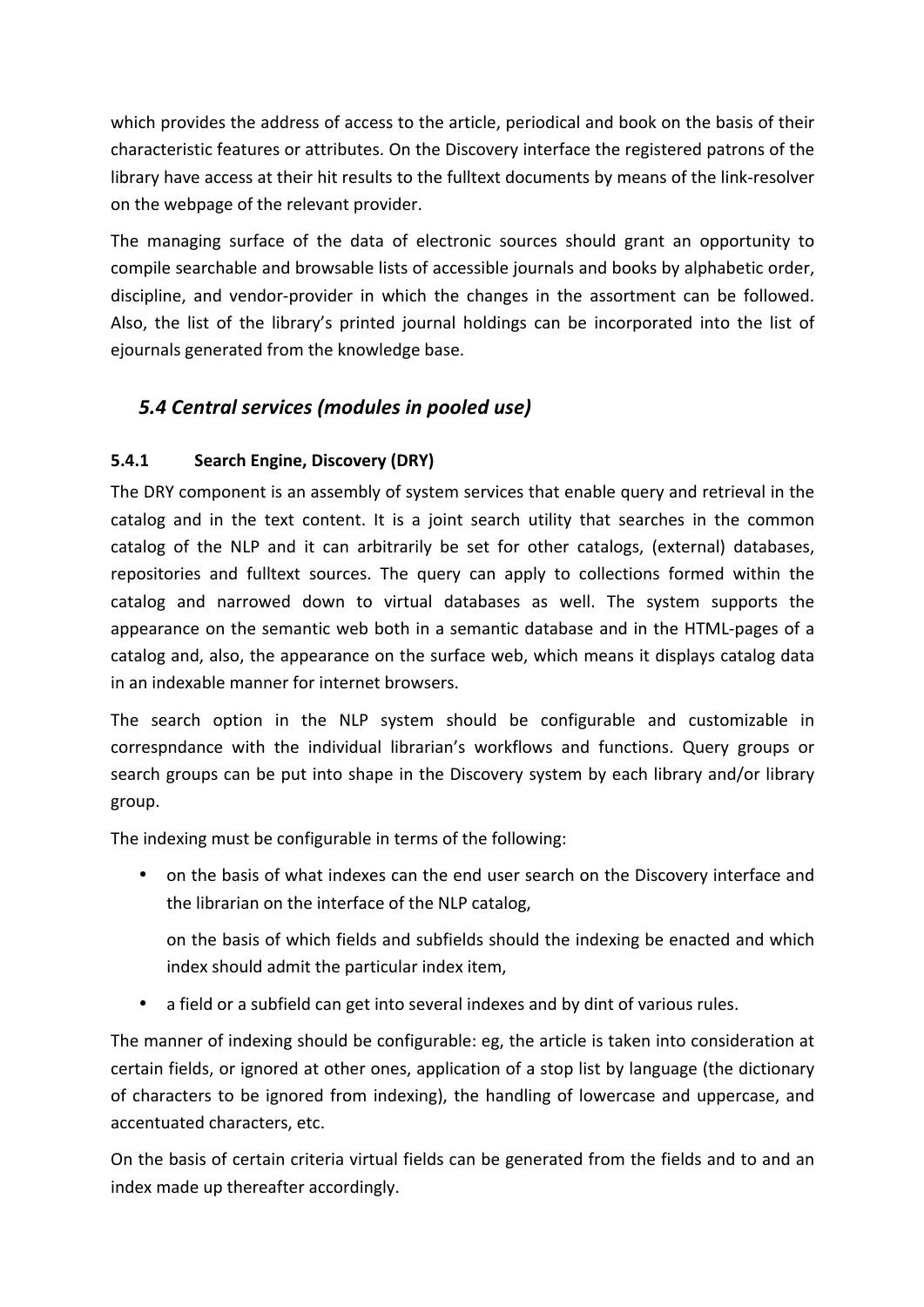which provides the address of access to the article, periodical and book on the basis of their characteristic features or attributes. On the Discovery interface the registered patrons of the library have access at their hit results to the fulltext documents by means of the link-resolver on the webpage of the relevant provider.

The managing surface of the data of electronic sources should grant an opportunity to compile searchable and browsable lists of accessible journals and books by alphabetic order, discipline, and vendor-provider in which the changes in the assortment can be followed. Also, the list of the library's printed journal holdings can be incorporated into the list of ejournals generated from the knowledge base.

## *5.4 Central services (modules in pooled use)*

### 5.4.1 Search Engine, Discovery (DRY)

The DRY component is an assembly of system services that enable query and retrieval in the catalog and in the text content. It is a joint search utility that searches in the common catalog of the NLP and it can arbitrarily be set for other catalogs, (external) databases, repositories and fulltext sources. The query can apply to collections formed within the catalog and narrowed down to virtual databases as well. The system supports the appearance on the semantic web both in a semantic database and in the HTML-pages of a catalog and, also, the appearance on the surface web, which means it displays catalog data in an indexable manner for internet browsers.

The search option in the NLP system should be configurable and customizable in correspndance with the individual librarian's workflows and functions. Query groups or search groups can be put into shape in the Discovery system by each library and/or library group.

The indexing must be configurable in terms of the following:

- on the basis of what indexes can the end user search on the Discovery interface and the librarian on the interface of the NLP catalog,

  on the basis of which fields and subfields should the indexing be enacted and which index should admit the particular index item,

- a field or a subfield can get into several indexes and by dint of various rules.

The manner of indexing should be configurable: eg, the article is taken into consideration at certain fields, or ignored at other ones, application of a stop list by language (the dictionary of characters to be ignored from indexing), the handling of lowercase and uppercase, and accentuated characters, etc.

On the basis of certain criteria virtual fields can be generated from the fields and to and an index made up thereafter accordingly.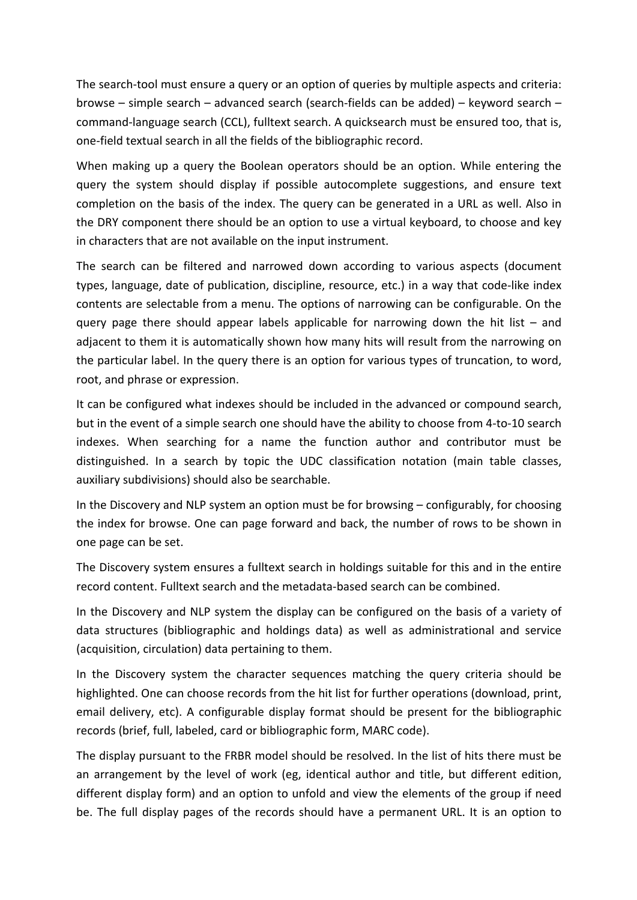The search-tool must ensure a query or an option of queries by multiple aspects and criteria: browse – simple search – advanced search (search-fields can be added) – keyword search – command-language search (CCL), fulltext search. A quicksearch must be ensured too, that is, one-field textual search in all the fields of the bibliographic record.

When making up a query the Boolean operators should be an option. While entering the query the system should display if possible autocomplete suggestions, and ensure text completion on the basis of the index. The query can be generated in a URL as well. Also in the DRY component there should be an option to use a virtual keyboard, to choose and key in characters that are not available on the input instrument.

The search can be filtered and narrowed down according to various aspects (document types, language, date of publication, discipline, resource, etc.) in a way that code-like index contents are selectable from a menu. The options of narrowing can be configurable. On the query page there should appear labels applicable for narrowing down the hit list – and adjacent to them it is automatically shown how many hits will result from the narrowing on the particular label. In the query there is an option for various types of truncation, to word, root, and phrase or expression.

It can be configured what indexes should be included in the advanced or compound search, but in the event of a simple search one should have the ability to choose from 4-to-10 search indexes. When searching for a name the function author and contributor must be distinguished. In a search by topic the UDC classification notation (main table classes, auxiliary subdivisions) should also be searchable.

In the Discovery and NLP system an option must be for browsing – configurably, for choosing the index for browse. One can page forward and back, the number of rows to be shown in one page can be set.

The Discovery system ensures a fulltext search in holdings suitable for this and in the entire record content. Fulltext search and the metadata-based search can be combined.

In the Discovery and NLP system the display can be configured on the basis of a variety of data structures (bibliographic and holdings data) as well as administrational and service (acquisition, circulation) data pertaining to them.

In the Discovery system the character sequences matching the query criteria should be highlighted. One can choose records from the hit list for further operations (download, print, email delivery, etc). A configurable display format should be present for the bibliographic records (brief, full, labeled, card or bibliographic form, MARC code).

The display pursuant to the FRBR model should be resolved. In the list of hits there must be an arrangement by the level of work (eg, identical author and title, but different edition, different display form) and an option to unfold and view the elements of the group if need be. The full display pages of the records should have a permanent URL. It is an option to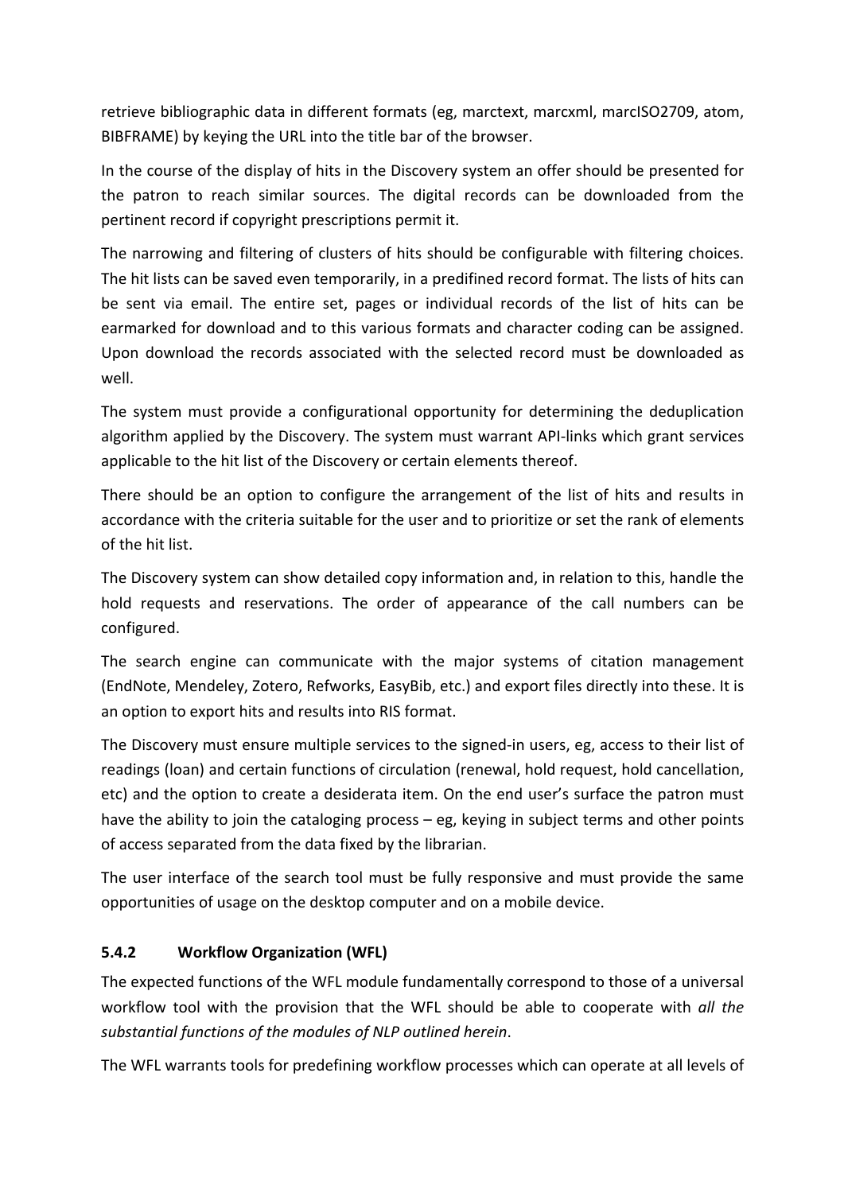retrieve bibliographic data in different formats (eg, marctext, marcxml, marcISO2709, atom, BIBFRAME) by keying the URL into the title bar of the browser.

In the course of the display of hits in the Discovery system an offer should be presented for the patron to reach similar sources. The digital records can be downloaded from the pertinent record if copyright prescriptions permit it.

The narrowing and filtering of clusters of hits should be configurable with filtering choices. The hit lists can be saved even temporarily, in a predifined record format. The lists of hits can be sent via email. The entire set, pages or individual records of the list of hits can be earmarked for download and to this various formats and character coding can be assigned. Upon download the records associated with the selected record must be downloaded as well.

The system must provide a configurational opportunity for determining the deduplication algorithm applied by the Discovery. The system must warrant API-links which grant services applicable to the hit list of the Discovery or certain elements thereof.

There should be an option to configure the arrangement of the list of hits and results in accordance with the criteria suitable for the user and to prioritize or set the rank of elements of the hit list.

The Discovery system can show detailed copy information and, in relation to this, handle the hold requests and reservations. The order of appearance of the call numbers can be configured.

The search engine can communicate with the major systems of citation management (EndNote, Mendeley, Zotero, Refworks, EasyBib, etc.) and export files directly into these. It is an option to export hits and results into RIS format.

The Discovery must ensure multiple services to the signed-in users, eg, access to their list of readings (loan) and certain functions of circulation (renewal, hold request, hold cancellation, etc) and the option to create a desiderata item. On the end user's surface the patron must have the ability to join the cataloging process – eg, keying in subject terms and other points of access separated from the data fixed by the librarian.

The user interface of the search tool must be fully responsive and must provide the same opportunities of usage on the desktop computer and on a mobile device.

### 5.4.2 Workflow Organization (WFL)

The expected functions of the WFL module fundamentally correspond to those of a universal workflow tool with the provision that the WFL should be able to cooperate with *all the substantial functions of the modules of NLP outlined herein*.

The WFL warrants tools for predefining workflow processes which can operate at all levels of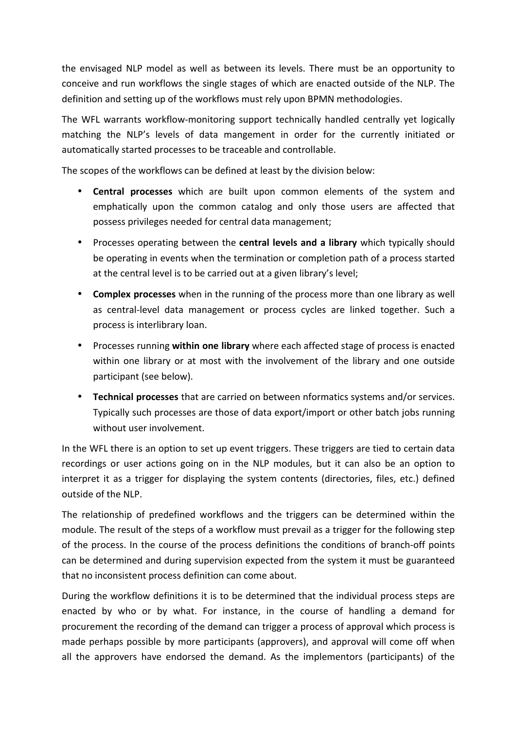the envisaged NLP model as well as between its levels. There must be an opportunity to conceive and run workflows the single stages of which are enacted outside of the NLP. The definition and setting up of the workflows must rely upon BPMN methodologies.

The WFL warrants workflow-monitoring support technically handled centrally yet logically matching the NLP's levels of data mangement in order for the currently initiated or automatically started processes to be traceable and controllable.

The scopes of the workflows can be defined at least by the division below:

- **Central processes** which are built upon common elements of the system and emphatically upon the common catalog and only those users are affected that possess privileges needed for central data management;
- Processes operating between the **central levels and a library** which typically should be operating in events when the termination or completion path of a process started at the central level is to be carried out at a given library's level;
- **Complex processes** when in the running of the process more than one library as well as central-level data management or process cycles are linked together. Such a process is interlibrary loan.
- Processes running **within one library** where each affected stage of process is enacted within one library or at most with the involvement of the library and one outside participant (see below).
- **Technical processes** that are carried on between nformatics systems and/or services. Typically such processes are those of data export/import or other batch jobs running without user involvement.

In the WFL there is an option to set up event triggers. These triggers are tied to certain data recordings or user actions going on in the NLP modules, but it can also be an option to interpret it as a trigger for displaying the system contents (directories, files, etc.) defined outside of the NLP.

The relationship of predefined workflows and the triggers can be determined within the module. The result of the steps of a workflow must prevail as a trigger for the following step of the process. In the course of the process definitions the conditions of branch-off points can be determined and during supervision expected from the system it must be guaranteed that no inconsistent process definition can come about.

During the workflow definitions it is to be determined that the individual process steps are enacted by who or by what. For instance, in the course of handling a demand for procurement the recording of the demand can trigger a process of approval which process is made perhaps possible by more participants (approvers), and approval will come off when all the approvers have endorsed the demand. As the implementors (participants) of the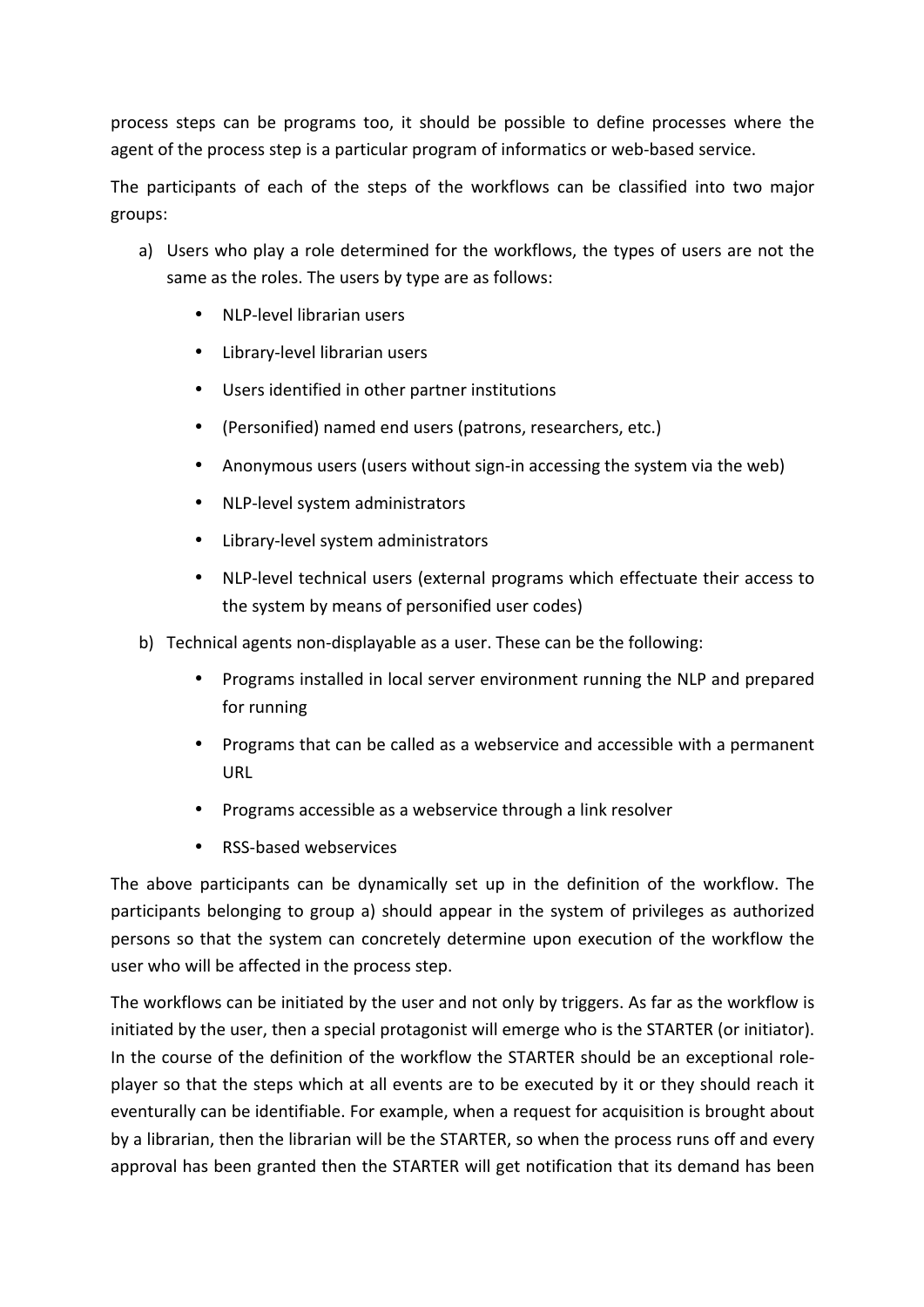process steps can be programs too, it should be possible to define processes where the agent of the process step is a particular program of informatics or web-based service.

The participants of each of the steps of the workflows can be classified into two major groups:

a) Users who play a role determined for the workflows, the types of users are not the same as the roles. The users by type are as follows:

   - NLP-level librarian users
   - Library-level librarian users
   - Users identified in other partner institutions
   - (Personified) named end users (patrons, researchers, etc.)
   - Anonymous users (users without sign-in accessing the system via the web)
   - NLP-level system administrators
   - Library-level system administrators
   - NLP-level technical users (external programs which effectuate their access to the system by means of personified user codes)

b) Technical agents non-displayable as a user. These can be the following:

   - Programs installed in local server environment running the NLP and prepared for running
   - Programs that can be called as a webservice and accessible with a permanent URL
   - Programs accessible as a webservice through a link resolver
   - RSS-based webservices

The above participants can be dynamically set up in the definition of the workflow. The participants belonging to group a) should appear in the system of privileges as authorized persons so that the system can concretely determine upon execution of the workflow the user who will be affected in the process step.

The workflows can be initiated by the user and not only by triggers. As far as the workflow is initiated by the user, then a special protagonist will emerge who is the STARTER (or initiator). In the course of the definition of the workflow the STARTER should be an exceptional role-player so that the steps which at all events are to be executed by it or they should reach it eventually can be identifiable. For example, when a request for acquisition is brought about by a librarian, then the librarian will be the STARTER, so when the process runs off and every approval has been granted then the STARTER will get notification that its demand has been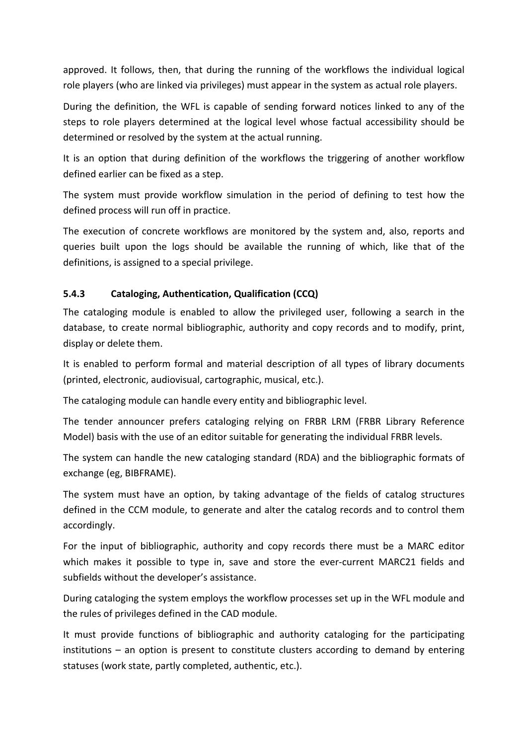approved. It follows, then, that during the running of the workflows the individual logical role players (who are linked via privileges) must appear in the system as actual role players.

During the definition, the WFL is capable of sending forward notices linked to any of the steps to role players determined at the logical level whose factual accessibility should be determined or resolved by the system at the actual running.

It is an option that during definition of the workflows the triggering of another workflow defined earlier can be fixed as a step.

The system must provide workflow simulation in the period of defining to test how the defined process will run off in practice.

The execution of concrete workflows are monitored by the system and, also, reports and queries built upon the logs should be available the running of which, like that of the definitions, is assigned to a special privilege.

### 5.4.3 Cataloging, Authentication, Qualification (CCQ)

The cataloging module is enabled to allow the privileged user, following a search in the database, to create normal bibliographic, authority and copy records and to modify, print, display or delete them.

It is enabled to perform formal and material description of all types of library documents (printed, electronic, audiovisual, cartographic, musical, etc.).

The cataloging module can handle every entity and bibliographic level.

The tender announcer prefers cataloging relying on FRBR LRM (FRBR Library Reference Model) basis with the use of an editor suitable for generating the individual FRBR levels.

The system can handle the new cataloging standard (RDA) and the bibliographic formats of exchange (eg, BIBFRAME).

The system must have an option, by taking advantage of the fields of catalog structures defined in the CCM module, to generate and alter the catalog records and to control them accordingly.

For the input of bibliographic, authority and copy records there must be a MARC editor which makes it possible to type in, save and store the ever-current MARC21 fields and subfields without the developer's assistance.

During cataloging the system employs the workflow processes set up in the WFL module and the rules of privileges defined in the CAD module.

It must provide functions of bibliographic and authority cataloging for the participating institutions – an option is present to constitute clusters according to demand by entering statuses (work state, partly completed, authentic, etc.).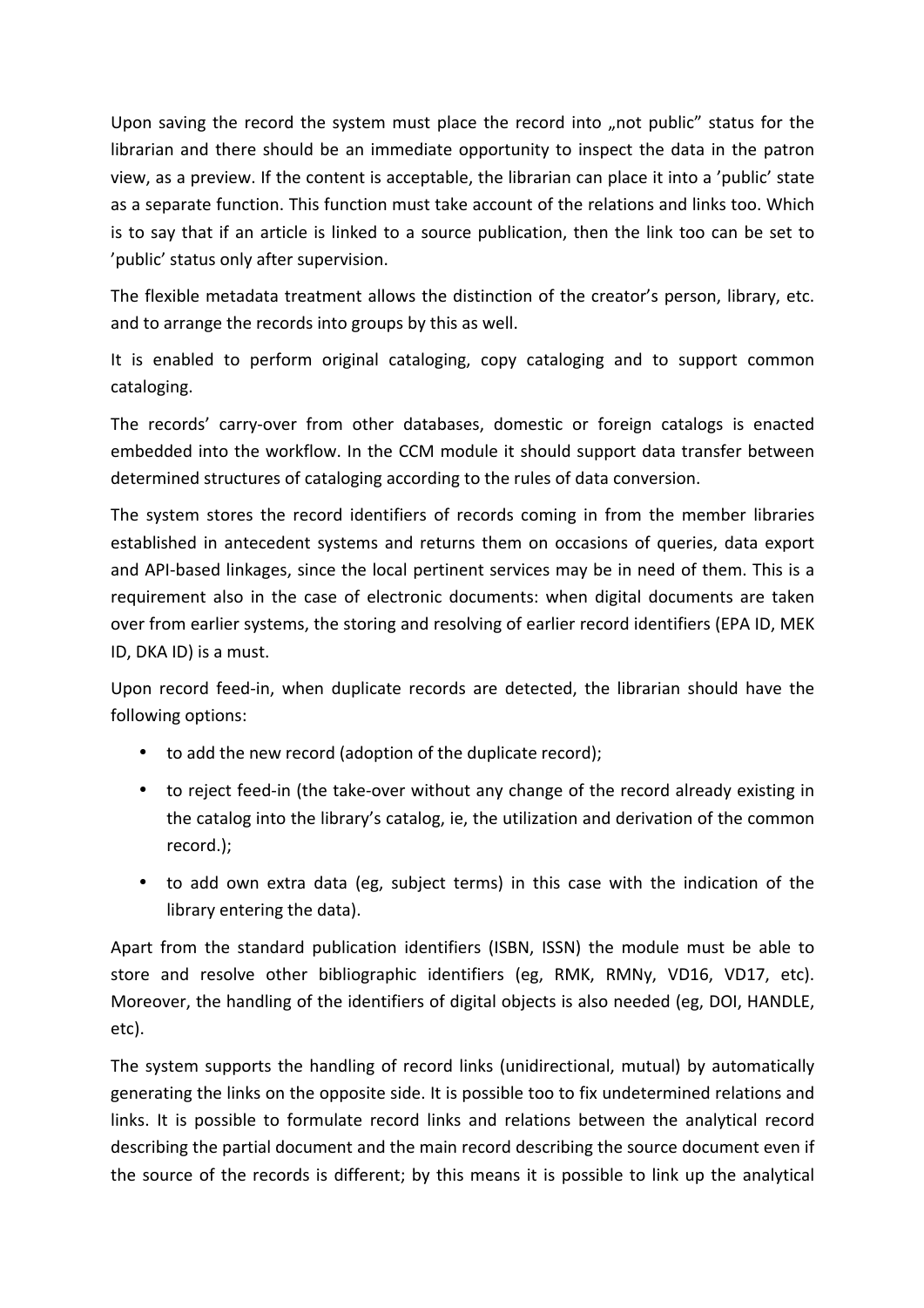Upon saving the record the system must place the record into „not public” status for the librarian and there should be an immediate opportunity to inspect the data in the patron view, as a preview. If the content is acceptable, the librarian can place it into a ’public’ state as a separate function. This function must take account of the relations and links too. Which is to say that if an article is linked to a source publication, then the link too can be set to ’public’ status only after supervision.

The flexible metadata treatment allows the distinction of the creator’s person, library, etc. and to arrange the records into groups by this as well.

It is enabled to perform original cataloging, copy cataloging and to support common cataloging.

The records’ carry-over from other databases, domestic or foreign catalogs is enacted embedded into the workflow. In the CCM module it should support data transfer between determined structures of cataloging according to the rules of data conversion.

The system stores the record identifiers of records coming in from the member libraries established in antecedent systems and returns them on occasions of queries, data export and API-based linkages, since the local pertinent services may be in need of them. This is a requirement also in the case of electronic documents: when digital documents are taken over from earlier systems, the storing and resolving of earlier record identifiers (EPA ID, MEK ID, DKA ID) is a must.

Upon record feed-in, when duplicate records are detected, the librarian should have the following options:

- to add the new record (adoption of the duplicate record);
- to reject feed-in (the take-over without any change of the record already existing in the catalog into the library’s catalog, ie, the utilization and derivation of the common record.);
- to add own extra data (eg, subject terms) in this case with the indication of the library entering the data).

Apart from the standard publication identifiers (ISBN, ISSN) the module must be able to store and resolve other bibliographic identifiers (eg, RMK, RMNy, VD16, VD17, etc). Moreover, the handling of the identifiers of digital objects is also needed (eg, DOI, HANDLE, etc).

The system supports the handling of record links (unidirectional, mutual) by automatically generating the links on the opposite side. It is possible too to fix undetermined relations and links. It is possible to formulate record links and relations between the analytical record describing the partial document and the main record describing the source document even if the source of the records is different; by this means it is possible to link up the analytical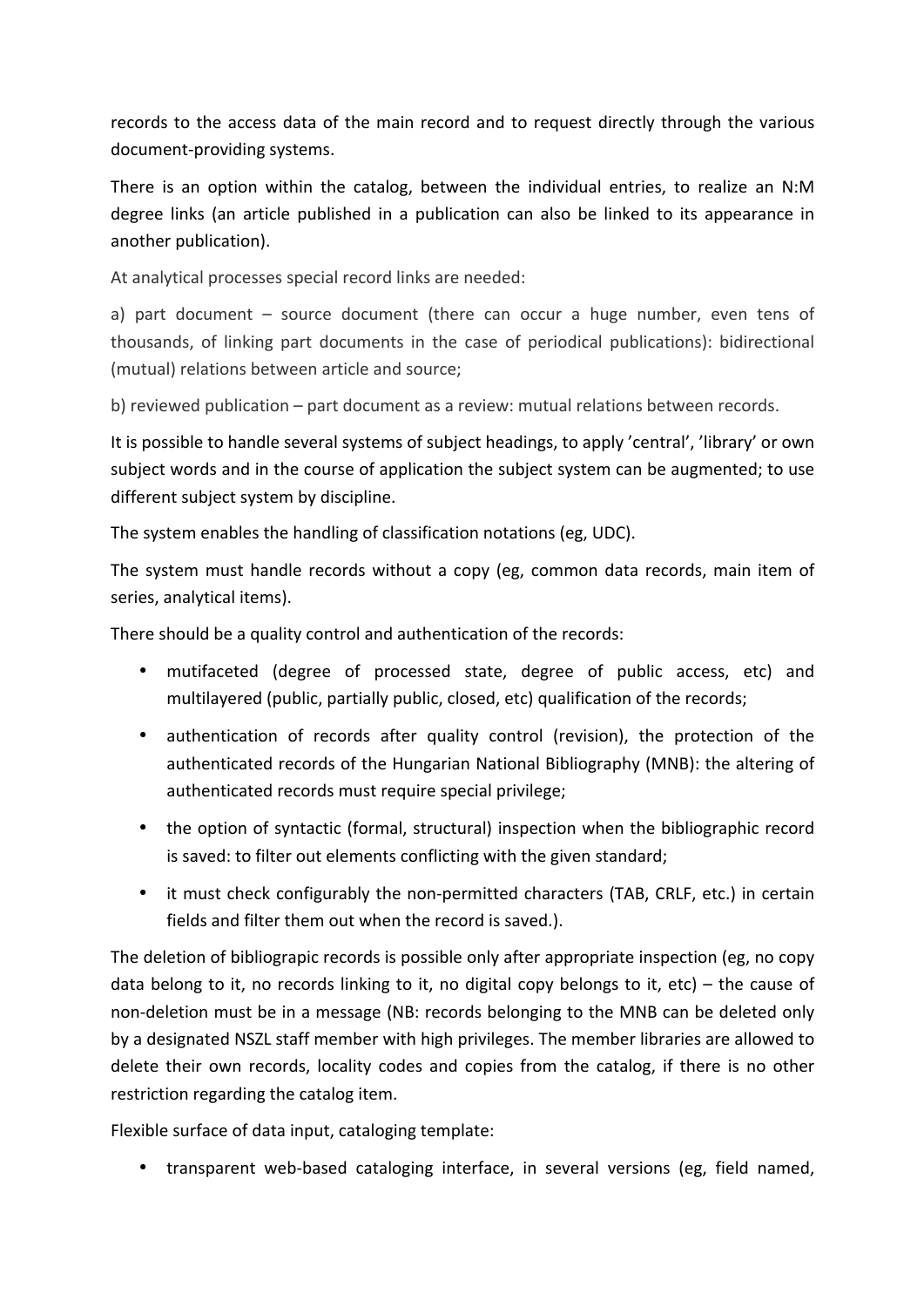records to the access data of the main record and to request directly through the various document-providing systems.

There is an option within the catalog, between the individual entries, to realize an N:M degree links (an article published in a publication can also be linked to its appearance in another publication).

At analytical processes special record links are needed:

a) part document – source document (there can occur a huge number, even tens of thousands, of linking part documents in the case of periodical publications): bidirectional (mutual) relations between article and source;

b) reviewed publication – part document as a review: mutual relations between records.

It is possible to handle several systems of subject headings, to apply 'central', 'library' or own subject words and in the course of application the subject system can be augmented; to use different subject system by discipline.

The system enables the handling of classification notations (eg, UDC).

The system must handle records without a copy (eg, common data records, main item of series, analytical items).

There should be a quality control and authentication of the records:

- mutifaceted (degree of processed state, degree of public access, etc) and multilayered (public, partially public, closed, etc) qualification of the records;
- authentication of records after quality control (revision), the protection of the authenticated records of the Hungarian National Bibliography (MNB): the altering of authenticated records must require special privilege;
- the option of syntactic (formal, structural) inspection when the bibliographic record is saved: to filter out elements conflicting with the given standard;
- it must check configurably the non-permitted characters (TAB, CRLF, etc.) in certain fields and filter them out when the record is saved.).

The deletion of bibliograpic records is possible only after appropriate inspection (eg, no copy data belong to it, no records linking to it, no digital copy belongs to it, etc) – the cause of non-deletion must be in a message (NB: records belonging to the MNB can be deleted only by a designated NSZL staff member with high privileges. The member libraries are allowed to delete their own records, locality codes and copies from the catalog, if there is no other restriction regarding the catalog item.

Flexible surface of data input, cataloging template:

- transparent web-based cataloging interface, in several versions (eg, field named,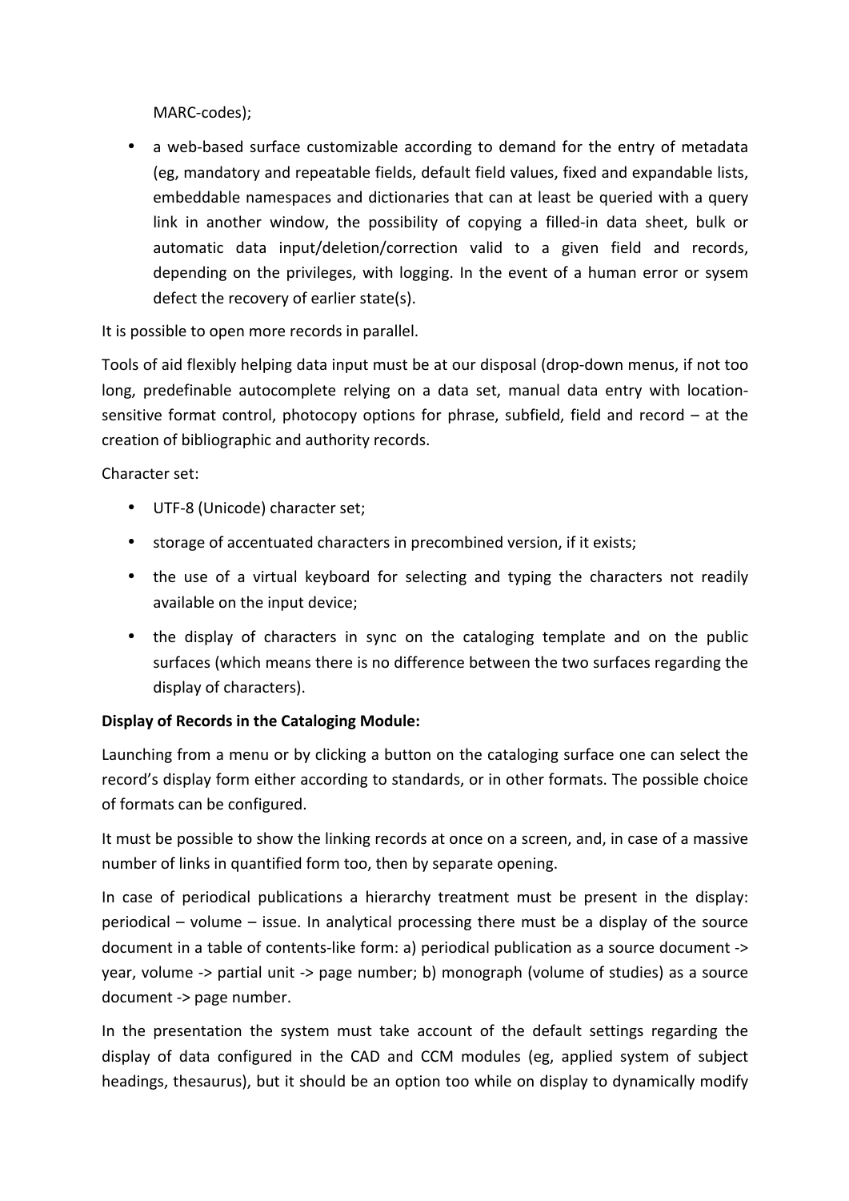MARC-codes);

- a web-based surface customizable according to demand for the entry of metadata (eg, mandatory and repeatable fields, default field values, fixed and expandable lists, embeddable namespaces and dictionaries that can at least be queried with a query link in another window, the possibility of copying a filled-in data sheet, bulk or automatic data input/deletion/correction valid to a given field and records, depending on the privileges, with logging. In the event of a human error or sysem defect the recovery of earlier state(s).

It is possible to open more records in parallel.

Tools of aid flexibly helping data input must be at our disposal (drop-down menus, if not too long, predefinable autocomplete relying on a data set, manual data entry with location-sensitive format control, photocopy options for phrase, subfield, field and record – at the creation of bibliographic and authority records.

Character set:

- UTF-8 (Unicode) character set;
- storage of accentuated characters in precombined version, if it exists;
- the use of a virtual keyboard for selecting and typing the characters not readily available on the input device;
- the display of characters in sync on the cataloging template and on the public surfaces (which means there is no difference between the two surfaces regarding the display of characters).

**Display of Records in the Cataloging Module:**

Launching from a menu or by clicking a button on the cataloging surface one can select the record's display form either according to standards, or in other formats. The possible choice of formats can be configured.

It must be possible to show the linking records at once on a screen, and, in case of a massive number of links in quantified form too, then by separate opening.

In case of periodical publications a hierarchy treatment must be present in the display: periodical – volume – issue. In analytical processing there must be a display of the source document in a table of contents-like form: a) periodical publication as a source document -> year, volume -> partial unit -> page number; b) monograph (volume of studies) as a source document -> page number.

In the presentation the system must take account of the default settings regarding the display of data configured in the CAD and CCM modules (eg, applied system of subject headings, thesaurus), but it should be an option too while on display to dynamically modify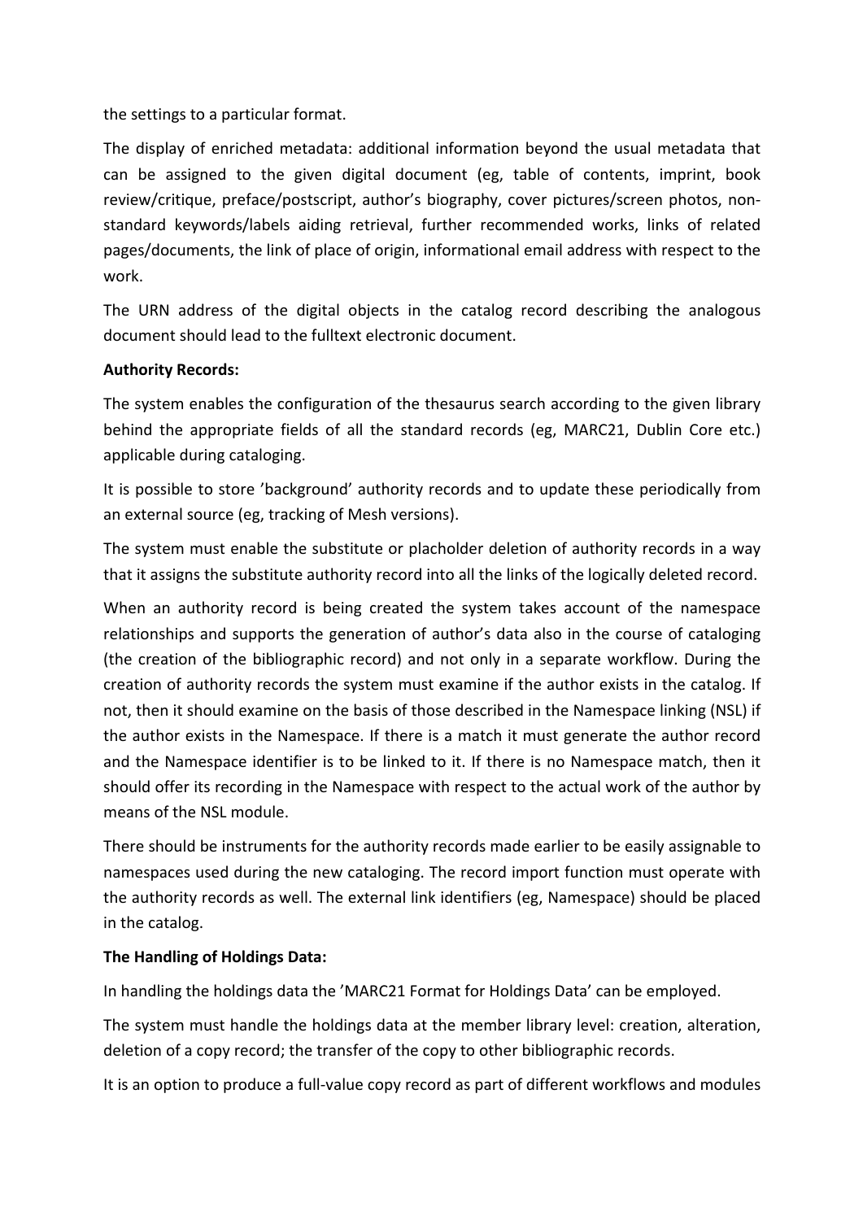the settings to a particular format.

The display of enriched metadata: additional information beyond the usual metadata that can be assigned to the given digital document (eg, table of contents, imprint, book review/critique, preface/postscript, author's biography, cover pictures/screen photos, non-standard keywords/labels aiding retrieval, further recommended works, links of related pages/documents, the link of place of origin, informational email address with respect to the work.

The URN address of the digital objects in the catalog record describing the analogous document should lead to the fulltext electronic document.

**Authority Records:**

The system enables the configuration of the thesaurus search according to the given library behind the appropriate fields of all the standard records (eg, MARC21, Dublin Core etc.) applicable during cataloging.

It is possible to store 'background' authority records and to update these periodically from an external source (eg, tracking of Mesh versions).

The system must enable the substitute or placholder deletion of authority records in a way that it assigns the substitute authority record into all the links of the logically deleted record.

When an authority record is being created the system takes account of the namespace relationships and supports the generation of author's data also in the course of cataloging (the creation of the bibliographic record) and not only in a separate workflow. During the creation of authority records the system must examine if the author exists in the catalog. If not, then it should examine on the basis of those described in the Namespace linking (NSL) if the author exists in the Namespace. If there is a match it must generate the author record and the Namespace identifier is to be linked to it. If there is no Namespace match, then it should offer its recording in the Namespace with respect to the actual work of the author by means of the NSL module.

There should be instruments for the authority records made earlier to be easily assignable to namespaces used during the new cataloging. The record import function must operate with the authority records as well. The external link identifiers (eg, Namespace) should be placed in the catalog.

**The Handling of Holdings Data:**

In handling the holdings data the 'MARC21 Format for Holdings Data' can be employed.

The system must handle the holdings data at the member library level: creation, alteration, deletion of a copy record; the transfer of the copy to other bibliographic records.

It is an option to produce a full-value copy record as part of different workflows and modules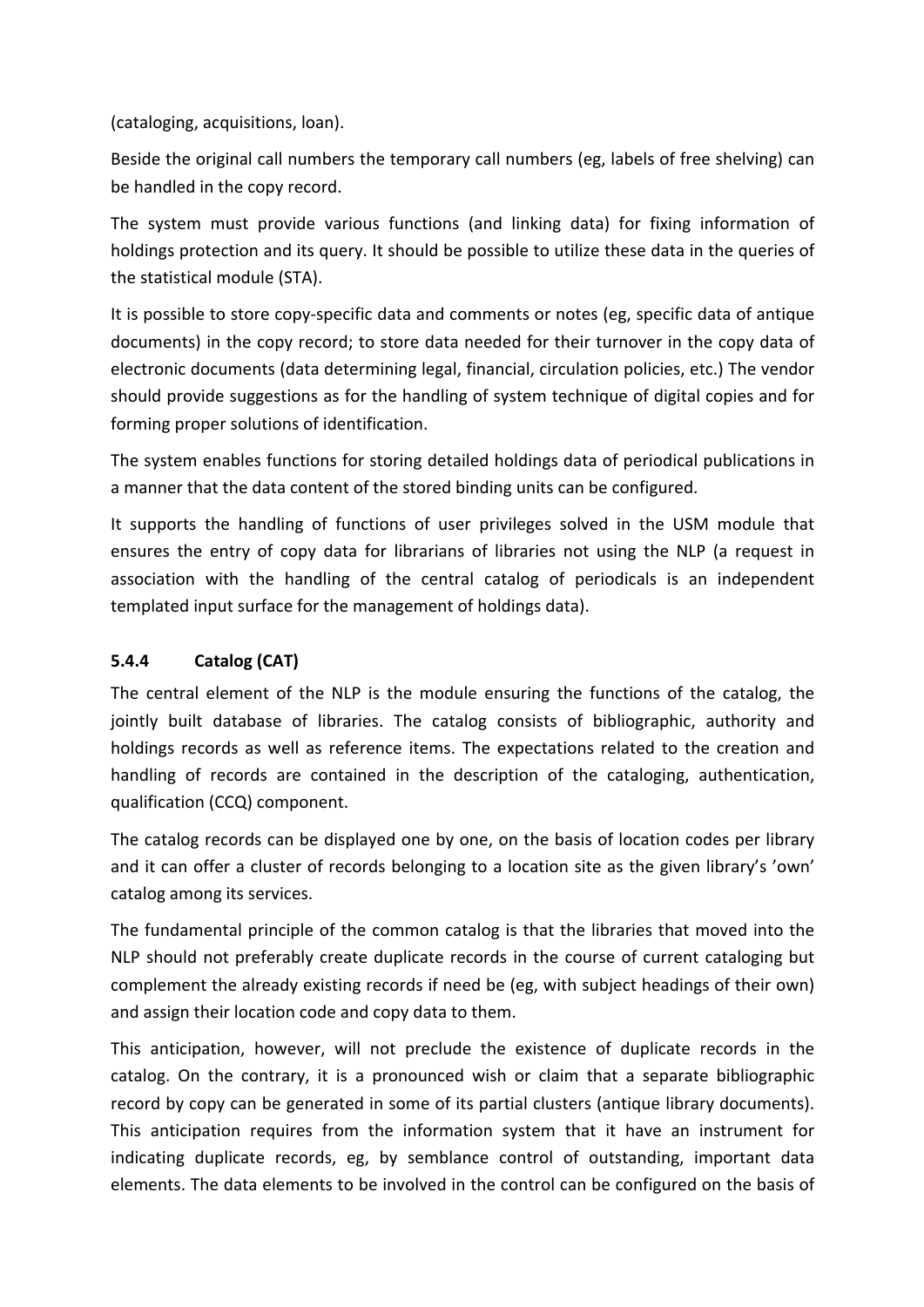(cataloging, acquisitions, loan).

Beside the original call numbers the temporary call numbers (eg, labels of free shelving) can be handled in the copy record.

The system must provide various functions (and linking data) for fixing information of holdings protection and its query. It should be possible to utilize these data in the queries of the statistical module (STA).

It is possible to store copy-specific data and comments or notes (eg, specific data of antique documents) in the copy record; to store data needed for their turnover in the copy data of electronic documents (data determining legal, financial, circulation policies, etc.) The vendor should provide suggestions as for the handling of system technique of digital copies and for forming proper solutions of identification.

The system enables functions for storing detailed holdings data of periodical publications in a manner that the data content of the stored binding units can be configured.

It supports the handling of functions of user privileges solved in the USM module that ensures the entry of copy data for librarians of libraries not using the NLP (a request in association with the handling of the central catalog of periodicals is an independent templated input surface for the management of holdings data).

### 5.4.4 Catalog (CAT)

The central element of the NLP is the module ensuring the functions of the catalog, the jointly built database of libraries. The catalog consists of bibliographic, authority and holdings records as well as reference items. The expectations related to the creation and handling of records are contained in the description of the cataloging, authentication, qualification (CCQ) component.

The catalog records can be displayed one by one, on the basis of location codes per library and it can offer a cluster of records belonging to a location site as the given library's 'own' catalog among its services.

The fundamental principle of the common catalog is that the libraries that moved into the NLP should not preferably create duplicate records in the course of current cataloging but complement the already existing records if need be (eg, with subject headings of their own) and assign their location code and copy data to them.

This anticipation, however, will not preclude the existence of duplicate records in the catalog. On the contrary, it is a pronounced wish or claim that a separate bibliographic record by copy can be generated in some of its partial clusters (antique library documents). This anticipation requires from the information system that it have an instrument for indicating duplicate records, eg, by semblance control of outstanding, important data elements. The data elements to be involved in the control can be configured on the basis of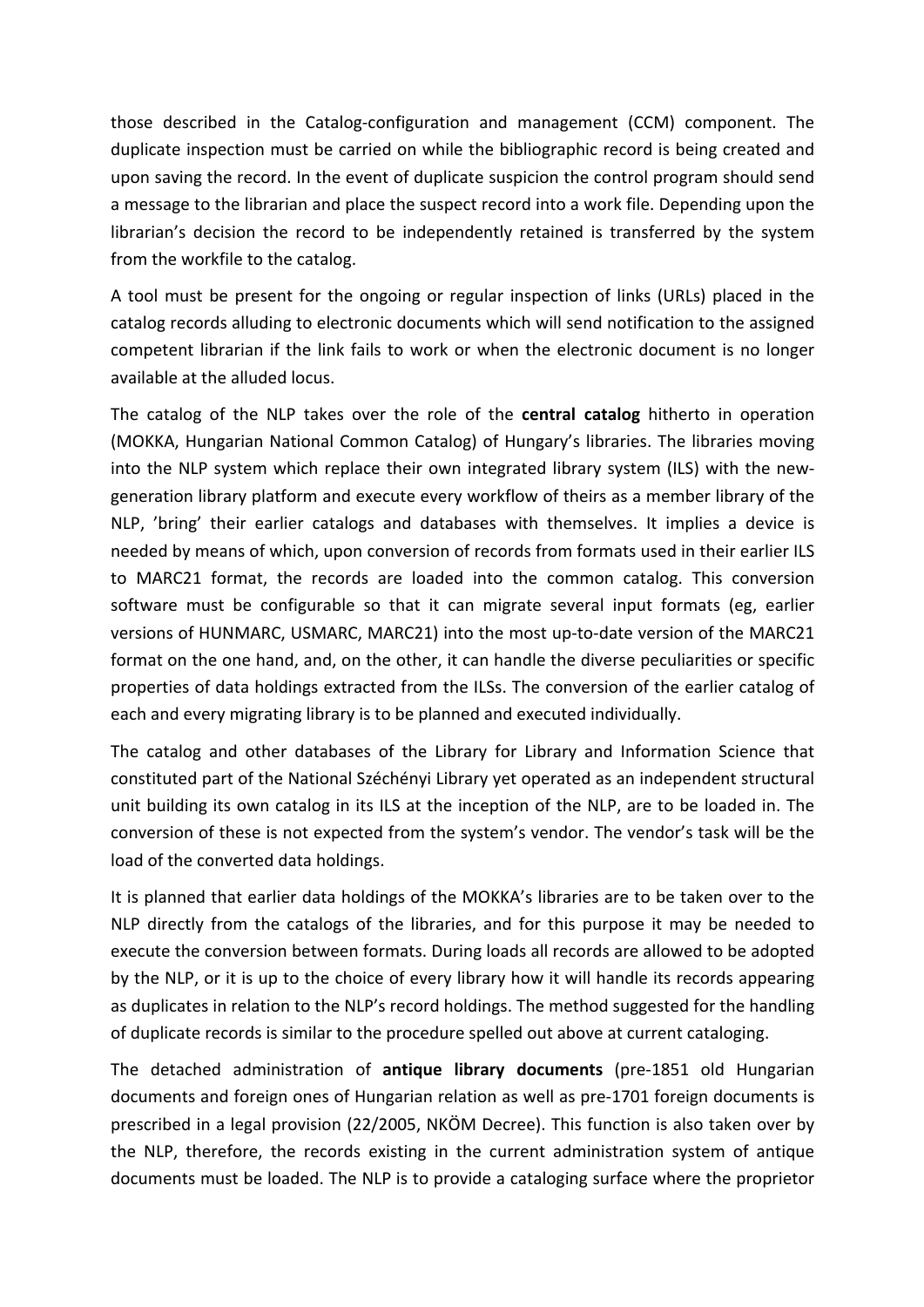those described in the Catalog-configuration and management (CCM) component. The duplicate inspection must be carried on while the bibliographic record is being created and upon saving the record. In the event of duplicate suspicion the control program should send a message to the librarian and place the suspect record into a work file. Depending upon the librarian's decision the record to be independently retained is transferred by the system from the workfile to the catalog.

A tool must be present for the ongoing or regular inspection of links (URLs) placed in the catalog records alluding to electronic documents which will send notification to the assigned competent librarian if the link fails to work or when the electronic document is no longer available at the alluded locus.

The catalog of the NLP takes over the role of the **central catalog** hitherto in operation (MOKKA, Hungarian National Common Catalog) of Hungary's libraries. The libraries moving into the NLP system which replace their own integrated library system (ILS) with the new-generation library platform and execute every workflow of theirs as a member library of the NLP, 'bring' their earlier catalogs and databases with themselves. It implies a device is needed by means of which, upon conversion of records from formats used in their earlier ILS to MARC21 format, the records are loaded into the common catalog. This conversion software must be configurable so that it can migrate several input formats (eg, earlier versions of HUNMARC, USMARC, MARC21) into the most up-to-date version of the MARC21 format on the one hand, and, on the other, it can handle the diverse peculiarities or specific properties of data holdings extracted from the ILSs. The conversion of the earlier catalog of each and every migrating library is to be planned and executed individually.

The catalog and other databases of the Library for Library and Information Science that constituted part of the National Széchényi Library yet operated as an independent structural unit building its own catalog in its ILS at the inception of the NLP, are to be loaded in. The conversion of these is not expected from the system's vendor. The vendor's task will be the load of the converted data holdings.

It is planned that earlier data holdings of the MOKKA's libraries are to be taken over to the NLP directly from the catalogs of the libraries, and for this purpose it may be needed to execute the conversion between formats. During loads all records are allowed to be adopted by the NLP, or it is up to the choice of every library how it will handle its records appearing as duplicates in relation to the NLP's record holdings. The method suggested for the handling of duplicate records is similar to the procedure spelled out above at current cataloging.

The detached administration of **antique library documents** (pre-1851 old Hungarian documents and foreign ones of Hungarian relation as well as pre-1701 foreign documents is prescribed in a legal provision (22/2005, NKÖM Decree). This function is also taken over by the NLP, therefore, the records existing in the current administration system of antique documents must be loaded. The NLP is to provide a cataloging surface where the proprietor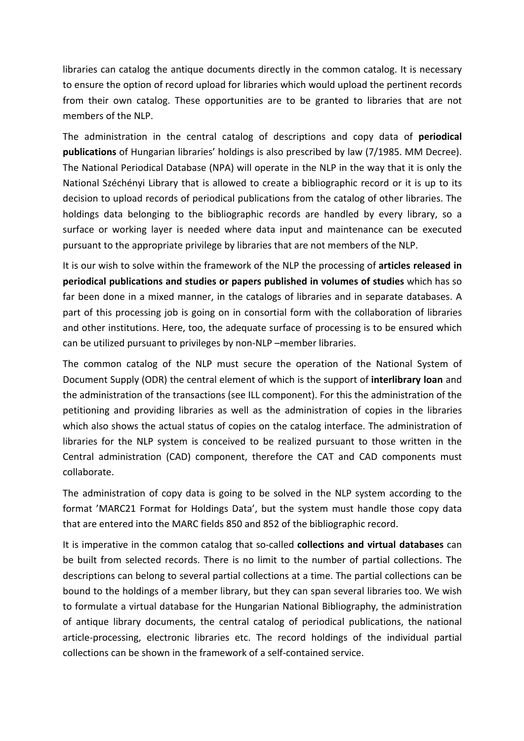libraries can catalog the antique documents directly in the common catalog. It is necessary to ensure the option of record upload for libraries which would upload the pertinent records from their own catalog. These opportunities are to be granted to libraries that are not members of the NLP.

The administration in the central catalog of descriptions and copy data of **periodical publications** of Hungarian libraries' holdings is also prescribed by law (7/1985. MM Decree). The National Periodical Database (NPA) will operate in the NLP in the way that it is only the National Széchényi Library that is allowed to create a bibliographic record or it is up to its decision to upload records of periodical publications from the catalog of other libraries. The holdings data belonging to the bibliographic records are handled by every library, so a surface or working layer is needed where data input and maintenance can be executed pursuant to the appropriate privilege by libraries that are not members of the NLP.

It is our wish to solve within the framework of the NLP the processing of **articles released in periodical publications and studies or papers published in volumes of studies** which has so far been done in a mixed manner, in the catalogs of libraries and in separate databases. A part of this processing job is going on in consortial form with the collaboration of libraries and other institutions. Here, too, the adequate surface of processing is to be ensured which can be utilized pursuant to privileges by non-NLP –member libraries.

The common catalog of the NLP must secure the operation of the National System of Document Supply (ODR) the central element of which is the support of **interlibrary loan** and the administration of the transactions (see ILL component). For this the administration of the petitioning and providing libraries as well as the administration of copies in the libraries which also shows the actual status of copies on the catalog interface. The administration of libraries for the NLP system is conceived to be realized pursuant to those written in the Central administration (CAD) component, therefore the CAT and CAD components must collaborate.

The administration of copy data is going to be solved in the NLP system according to the format 'MARC21 Format for Holdings Data', but the system must handle those copy data that are entered into the MARC fields 850 and 852 of the bibliographic record.

It is imperative in the common catalog that so-called **collections and virtual databases** can be built from selected records. There is no limit to the number of partial collections. The descriptions can belong to several partial collections at a time. The partial collections can be bound to the holdings of a member library, but they can span several libraries too. We wish to formulate a virtual database for the Hungarian National Bibliography, the administration of antique library documents, the central catalog of periodical publications, the national article-processing, electronic libraries etc. The record holdings of the individual partial collections can be shown in the framework of a self-contained service.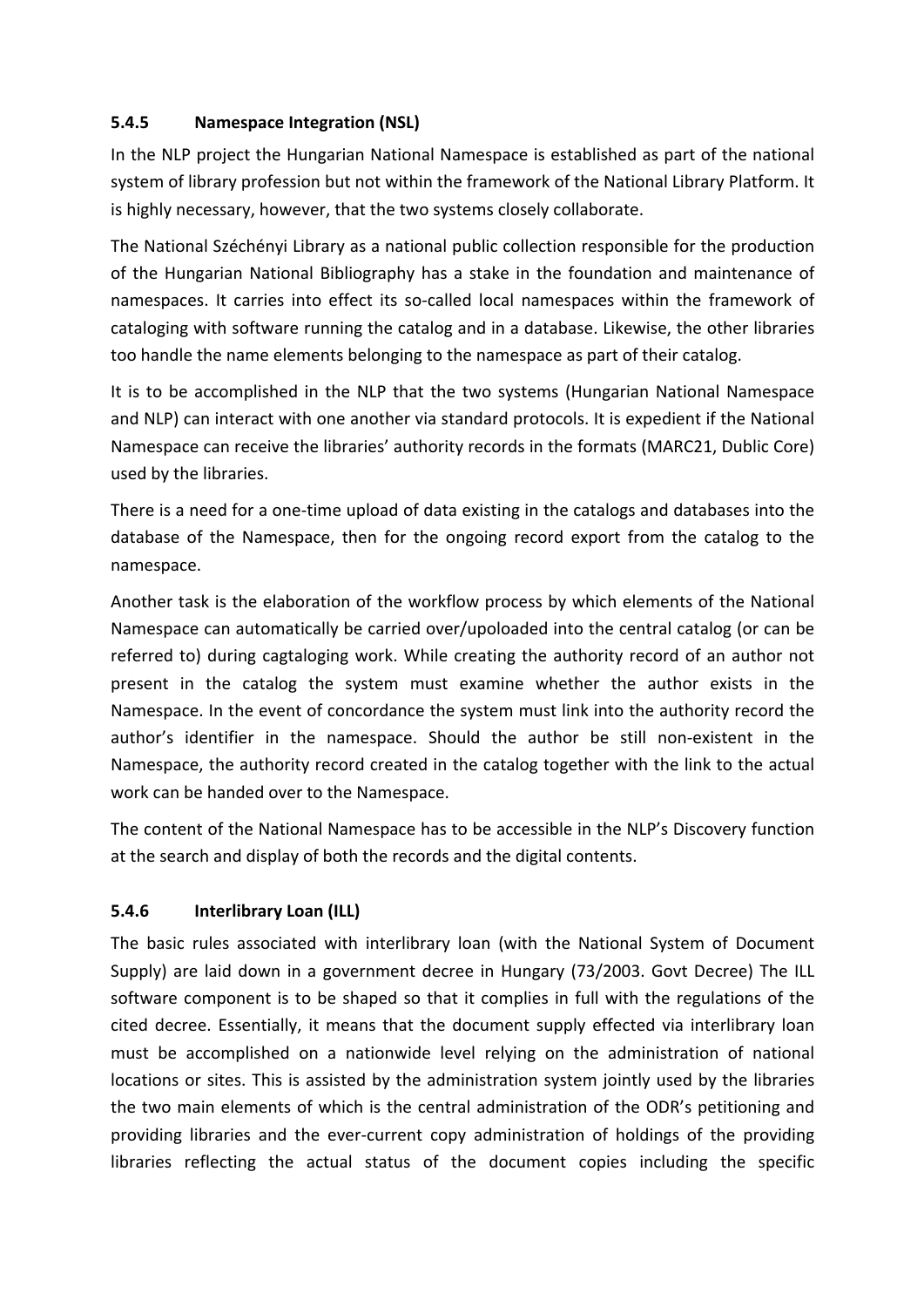### 5.4.5 Namespace Integration (NSL)

In the NLP project the Hungarian National Namespace is established as part of the national system of library profession but not within the framework of the National Library Platform. It is highly necessary, however, that the two systems closely collaborate.

The National Széchényi Library as a national public collection responsible for the production of the Hungarian National Bibliography has a stake in the foundation and maintenance of namespaces. It carries into effect its so-called local namespaces within the framework of cataloging with software running the catalog and in a database. Likewise, the other libraries too handle the name elements belonging to the namespace as part of their catalog.

It is to be accomplished in the NLP that the two systems (Hungarian National Namespace and NLP) can interact with one another via standard protocols. It is expedient if the National Namespace can receive the libraries' authority records in the formats (MARC21, Dublic Core) used by the libraries.

There is a need for a one-time upload of data existing in the catalogs and databases into the database of the Namespace, then for the ongoing record export from the catalog to the namespace.

Another task is the elaboration of the workflow process by which elements of the National Namespace can automatically be carried over/upoloaded into the central catalog (or can be referred to) during cagtaloging work. While creating the authority record of an author not present in the catalog the system must examine whether the author exists in the Namespace. In the event of concordance the system must link into the authority record the author's identifier in the namespace. Should the author be still non-existent in the Namespace, the authority record created in the catalog together with the link to the actual work can be handed over to the Namespace.

The content of the National Namespace has to be accessible in the NLP's Discovery function at the search and display of both the records and the digital contents.

### 5.4.6 Interlibrary Loan (ILL)

The basic rules associated with interlibrary loan (with the National System of Document Supply) are laid down in a government decree in Hungary (73/2003. Govt Decree) The ILL software component is to be shaped so that it complies in full with the regulations of the cited decree. Essentially, it means that the document supply effected via interlibrary loan must be accomplished on a nationwide level relying on the administration of national locations or sites. This is assisted by the administration system jointly used by the libraries the two main elements of which is the central administration of the ODR's petitioning and providing libraries and the ever-current copy administration of holdings of the providing libraries reflecting the actual status of the document copies including the specific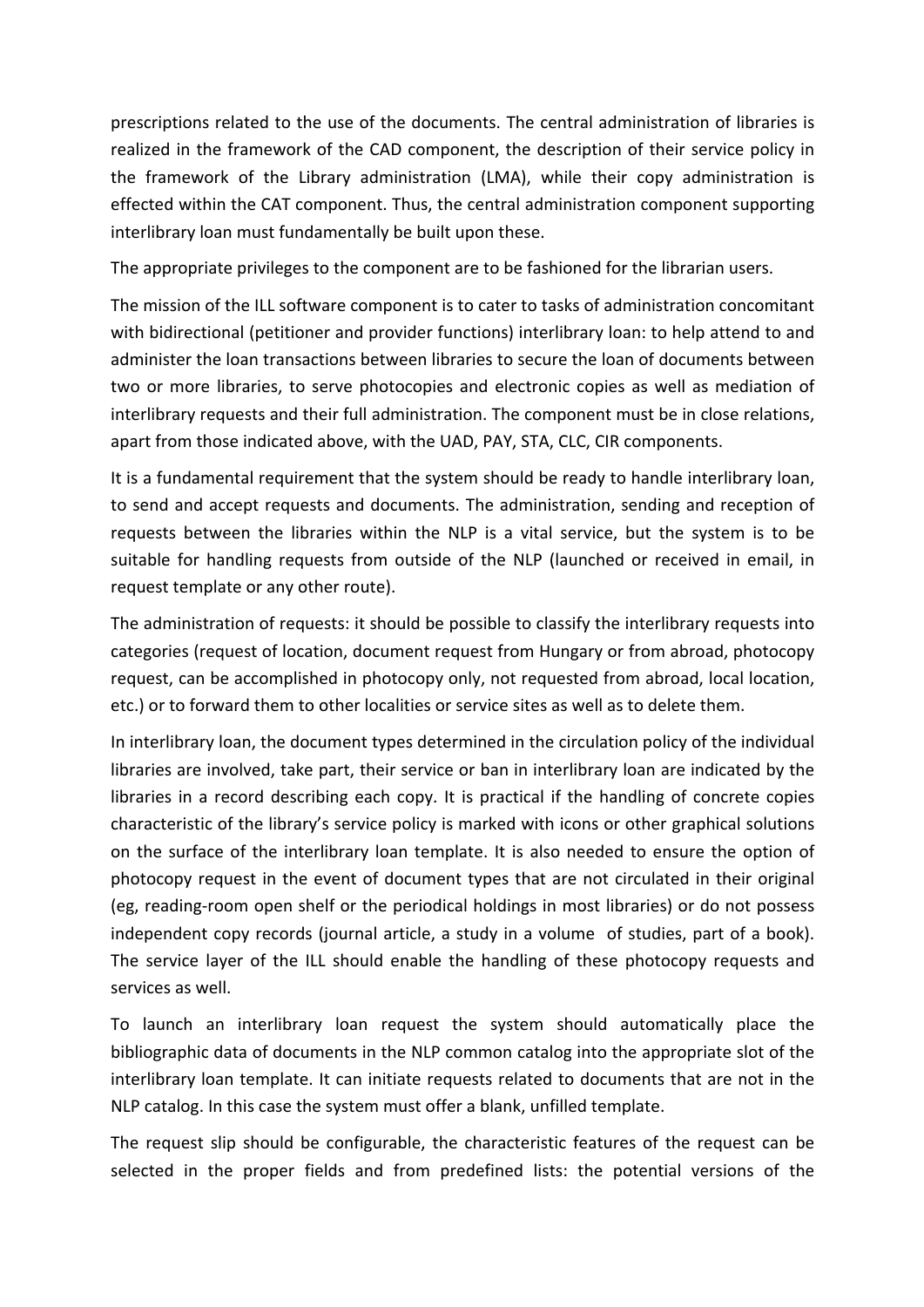prescriptions related to the use of the documents. The central administration of libraries is realized in the framework of the CAD component, the description of their service policy in the framework of the Library administration (LMA), while their copy administration is effected within the CAT component. Thus, the central administration component supporting interlibrary loan must fundamentally be built upon these.

The appropriate privileges to the component are to be fashioned for the librarian users.

The mission of the ILL software component is to cater to tasks of administration concomitant with bidirectional (petitioner and provider functions) interlibrary loan: to help attend to and administer the loan transactions between libraries to secure the loan of documents between two or more libraries, to serve photocopies and electronic copies as well as mediation of interlibrary requests and their full administration. The component must be in close relations, apart from those indicated above, with the UAD, PAY, STA, CLC, CIR components.

It is a fundamental requirement that the system should be ready to handle interlibrary loan, to send and accept requests and documents. The administration, sending and reception of requests between the libraries within the NLP is a vital service, but the system is to be suitable for handling requests from outside of the NLP (launched or received in email, in request template or any other route).

The administration of requests: it should be possible to classify the interlibrary requests into categories (request of location, document request from Hungary or from abroad, photocopy request, can be accomplished in photocopy only, not requested from abroad, local location, etc.) or to forward them to other localities or service sites as well as to delete them.

In interlibrary loan, the document types determined in the circulation policy of the individual libraries are involved, take part, their service or ban in interlibrary loan are indicated by the libraries in a record describing each copy. It is practical if the handling of concrete copies characteristic of the library's service policy is marked with icons or other graphical solutions on the surface of the interlibrary loan template. It is also needed to ensure the option of photocopy request in the event of document types that are not circulated in their original (eg, reading-room open shelf or the periodical holdings in most libraries) or do not possess independent copy records (journal article, a study in a volume of studies, part of a book). The service layer of the ILL should enable the handling of these photocopy requests and services as well.

To launch an interlibrary loan request the system should automatically place the bibliographic data of documents in the NLP common catalog into the appropriate slot of the interlibrary loan template. It can initiate requests related to documents that are not in the NLP catalog. In this case the system must offer a blank, unfilled template.

The request slip should be configurable, the characteristic features of the request can be selected in the proper fields and from predefined lists: the potential versions of the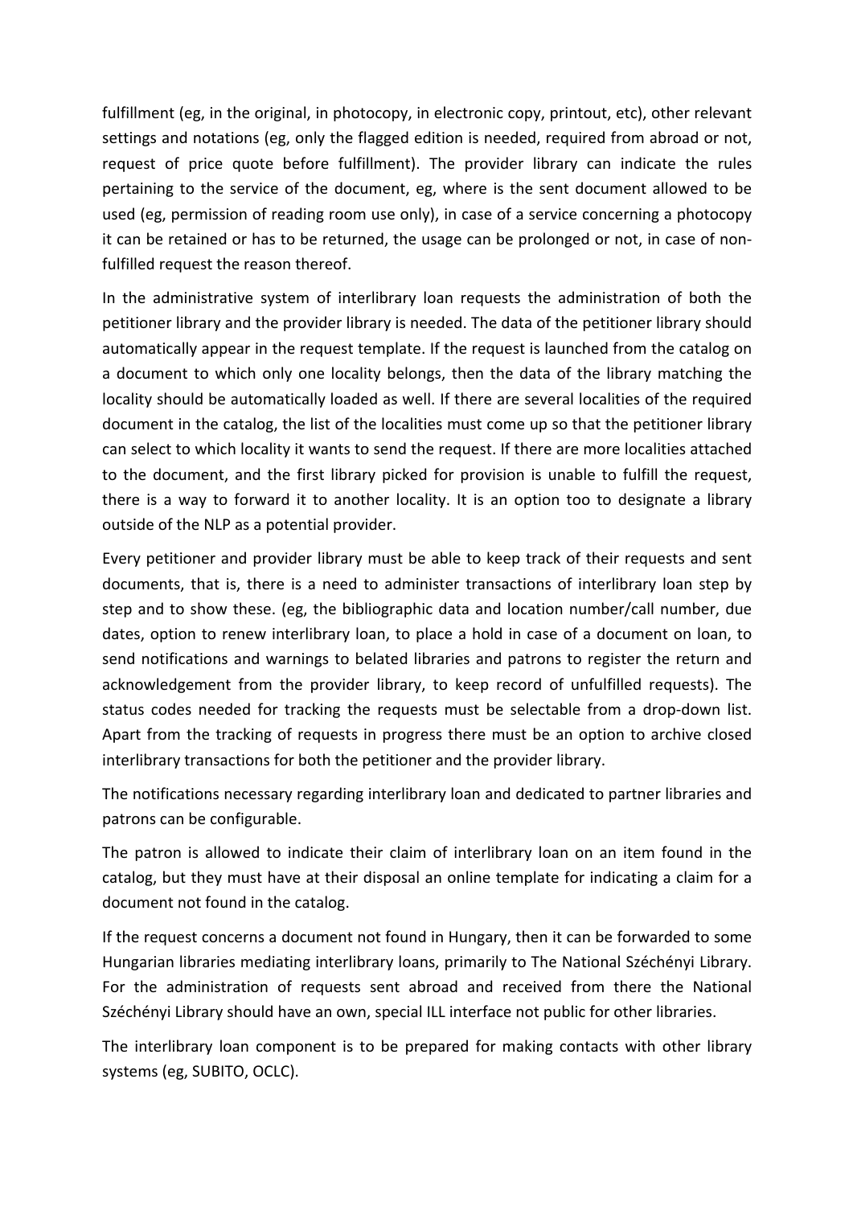fulfillment (eg, in the original, in photocopy, in electronic copy, printout, etc), other relevant settings and notations (eg, only the flagged edition is needed, required from abroad or not, request of price quote before fulfillment). The provider library can indicate the rules pertaining to the service of the document, eg, where is the sent document allowed to be used (eg, permission of reading room use only), in case of a service concerning a photocopy it can be retained or has to be returned, the usage can be prolonged or not, in case of non-fulfilled request the reason thereof.

In the administrative system of interlibrary loan requests the administration of both the petitioner library and the provider library is needed. The data of the petitioner library should automatically appear in the request template. If the request is launched from the catalog on a document to which only one locality belongs, then the data of the library matching the locality should be automatically loaded as well. If there are several localities of the required document in the catalog, the list of the localities must come up so that the petitioner library can select to which locality it wants to send the request. If there are more localities attached to the document, and the first library picked for provision is unable to fulfill the request, there is a way to forward it to another locality. It is an option too to designate a library outside of the NLP as a potential provider.

Every petitioner and provider library must be able to keep track of their requests and sent documents, that is, there is a need to administer transactions of interlibrary loan step by step and to show these. (eg, the bibliographic data and location number/call number, due dates, option to renew interlibrary loan, to place a hold in case of a document on loan, to send notifications and warnings to belated libraries and patrons to register the return and acknowledgement from the provider library, to keep record of unfulfilled requests). The status codes needed for tracking the requests must be selectable from a drop-down list. Apart from the tracking of requests in progress there must be an option to archive closed interlibrary transactions for both the petitioner and the provider library.

The notifications necessary regarding interlibrary loan and dedicated to partner libraries and patrons can be configurable.

The patron is allowed to indicate their claim of interlibrary loan on an item found in the catalog, but they must have at their disposal an online template for indicating a claim for a document not found in the catalog.

If the request concerns a document not found in Hungary, then it can be forwarded to some Hungarian libraries mediating interlibrary loans, primarily to The National Széchényi Library. For the administration of requests sent abroad and received from there the National Széchényi Library should have an own, special ILL interface not public for other libraries.

The interlibrary loan component is to be prepared for making contacts with other library systems (eg, SUBITO, OCLC).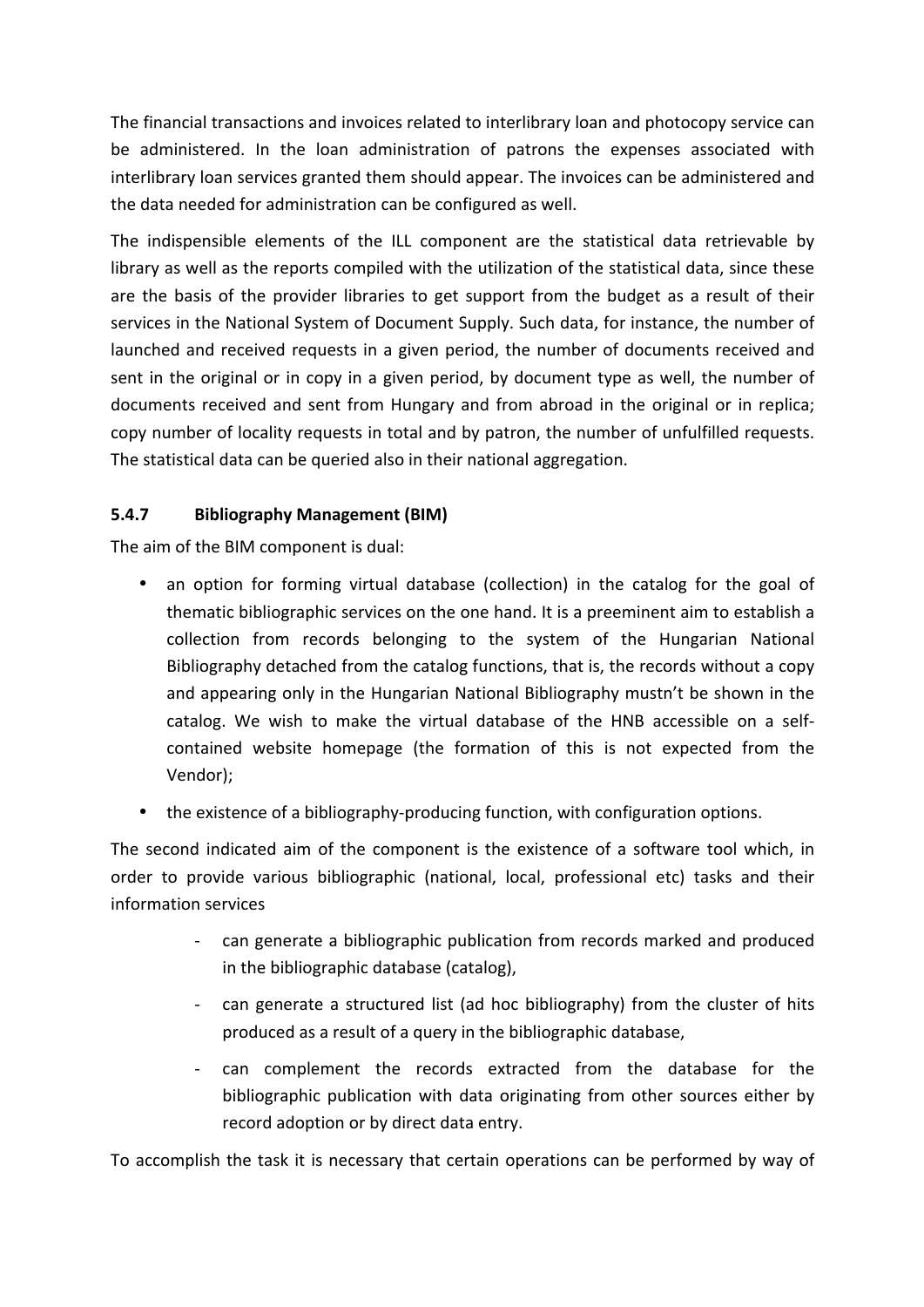The financial transactions and invoices related to interlibrary loan and photocopy service can be administered. In the loan administration of patrons the expenses associated with interlibrary loan services granted them should appear. The invoices can be administered and the data needed for administration can be configured as well.

The indispensible elements of the ILL component are the statistical data retrievable by library as well as the reports compiled with the utilization of the statistical data, since these are the basis of the provider libraries to get support from the budget as a result of their services in the National System of Document Supply. Such data, for instance, the number of launched and received requests in a given period, the number of documents received and sent in the original or in copy in a given period, by document type as well, the number of documents received and sent from Hungary and from abroad in the original or in replica; copy number of locality requests in total and by patron, the number of unfulfilled requests. The statistical data can be queried also in their national aggregation.

#### 5.4.7 Bibliography Management (BIM)

The aim of the BIM component is dual:

- an option for forming virtual database (collection) in the catalog for the goal of thematic bibliographic services on the one hand. It is a preeminent aim to establish a collection from records belonging to the system of the Hungarian National Bibliography detached from the catalog functions, that is, the records without a copy and appearing only in the Hungarian National Bibliography mustn't be shown in the catalog. We wish to make the virtual database of the HNB accessible on a self-contained website homepage (the formation of this is not expected from the Vendor);
- the existence of a bibliography-producing function, with configuration options.

The second indicated aim of the component is the existence of a software tool which, in order to provide various bibliographic (national, local, professional etc) tasks and their information services

- can generate a bibliographic publication from records marked and produced in the bibliographic database (catalog),
- can generate a structured list (ad hoc bibliography) from the cluster of hits produced as a result of a query in the bibliographic database,
- can complement the records extracted from the database for the bibliographic publication with data originating from other sources either by record adoption or by direct data entry.

To accomplish the task it is necessary that certain operations can be performed by way of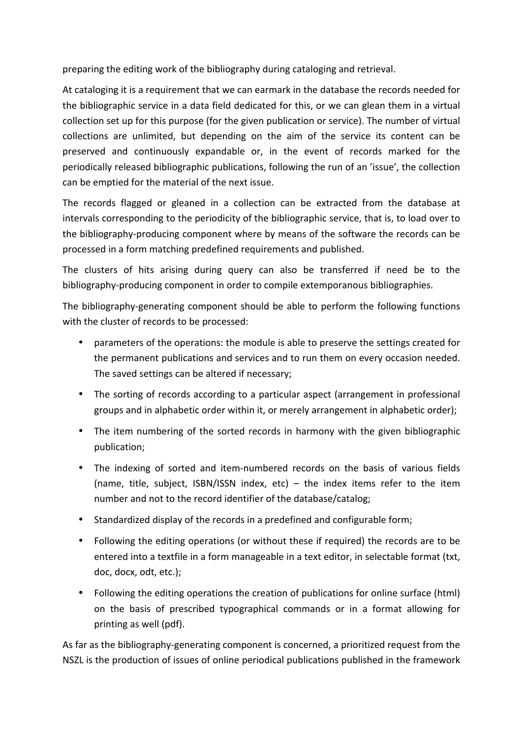preparing the editing work of the bibliography during cataloging and retrieval.

At cataloging it is a requirement that we can earmark in the database the records needed for the bibliographic service in a data field dedicated for this, or we can glean them in a virtual collection set up for this purpose (for the given publication or service). The number of virtual collections are unlimited, but depending on the aim of the service its content can be preserved and continuously expandable or, in the event of records marked for the periodically released bibliographic publications, following the run of an 'issue', the collection can be emptied for the material of the next issue.

The records flagged or gleaned in a collection can be extracted from the database at intervals corresponding to the periodicity of the bibliographic service, that is, to load over to the bibliography-producing component where by means of the software the records can be processed in a form matching predefined requirements and published.

The clusters of hits arising during query can also be transferred if need be to the bibliography-producing component in order to compile extemporanous bibliographies.

The bibliography-generating component should be able to perform the following functions with the cluster of records to be processed:

- parameters of the operations: the module is able to preserve the settings created for the permanent publications and services and to run them on every occasion needed. The saved settings can be altered if necessary;
- The sorting of records according to a particular aspect (arrangement in professional groups and in alphabetic order within it, or merely arrangement in alphabetic order);
- The item numbering of the sorted records in harmony with the given bibliographic publication;
- The indexing of sorted and item-numbered records on the basis of various fields (name, title, subject, ISBN/ISSN index, etc) – the index items refer to the item number and not to the record identifier of the database/catalog;
- Standardized display of the records in a predefined and configurable form;
- Following the editing operations (or without these if required) the records are to be entered into a textfile in a form manageable in a text editor, in selectable format (txt, doc, docx, odt, etc.);
- Following the editing operations the creation of publications for online surface (html) on the basis of prescribed typographical commands or in a format allowing for printing as well (pdf).

As far as the bibliography-generating component is concerned, a prioritized request from the NSZL is the production of issues of online periodical publications published in the framework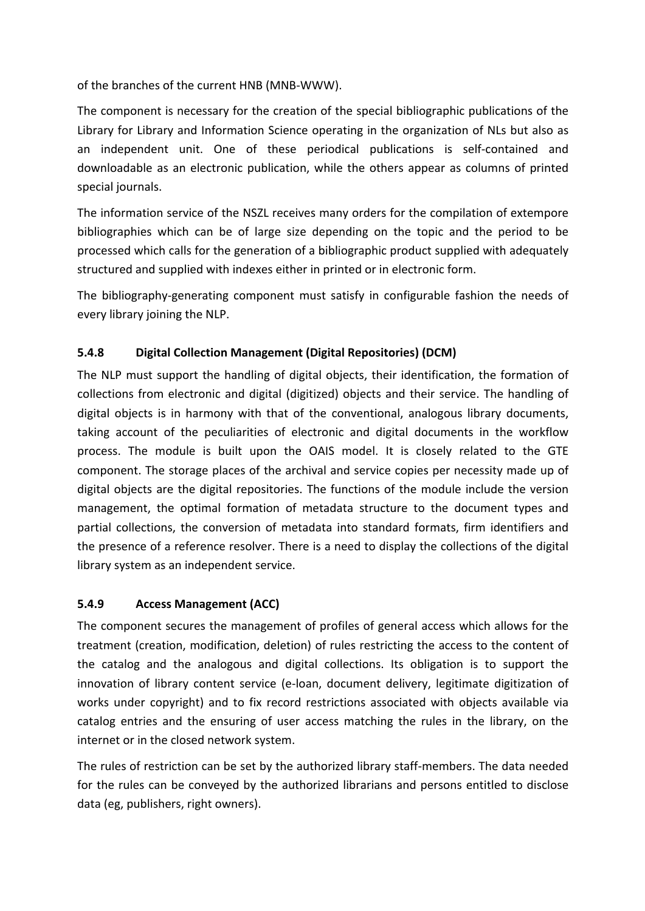of the branches of the current HNB (MNB-WWW).

The component is necessary for the creation of the special bibliographic publications of the Library for Library and Information Science operating in the organization of NLs but also as an independent unit. One of these periodical publications is self-contained and downloadable as an electronic publication, while the others appear as columns of printed special journals.

The information service of the NSZL receives many orders for the compilation of extempore bibliographies which can be of large size depending on the topic and the period to be processed which calls for the generation of a bibliographic product supplied with adequately structured and supplied with indexes either in printed or in electronic form.

The bibliography-generating component must satisfy in configurable fashion the needs of every library joining the NLP.

### 5.4.8 Digital Collection Management (Digital Repositories) (DCM)

The NLP must support the handling of digital objects, their identification, the formation of collections from electronic and digital (digitized) objects and their service. The handling of digital objects is in harmony with that of the conventional, analogous library documents, taking account of the peculiarities of electronic and digital documents in the workflow process. The module is built upon the OAIS model. It is closely related to the GTE component. The storage places of the archival and service copies per necessity made up of digital objects are the digital repositories. The functions of the module include the version management, the optimal formation of metadata structure to the document types and partial collections, the conversion of metadata into standard formats, firm identifiers and the presence of a reference resolver. There is a need to display the collections of the digital library system as an independent service.

### 5.4.9 Access Management (ACC)

The component secures the management of profiles of general access which allows for the treatment (creation, modification, deletion) of rules restricting the access to the content of the catalog and the analogous and digital collections. Its obligation is to support the innovation of library content service (e-loan, document delivery, legitimate digitization of works under copyright) and to fix record restrictions associated with objects available via catalog entries and the ensuring of user access matching the rules in the library, on the internet or in the closed network system.

The rules of restriction can be set by the authorized library staff-members. The data needed for the rules can be conveyed by the authorized librarians and persons entitled to disclose data (eg, publishers, right owners).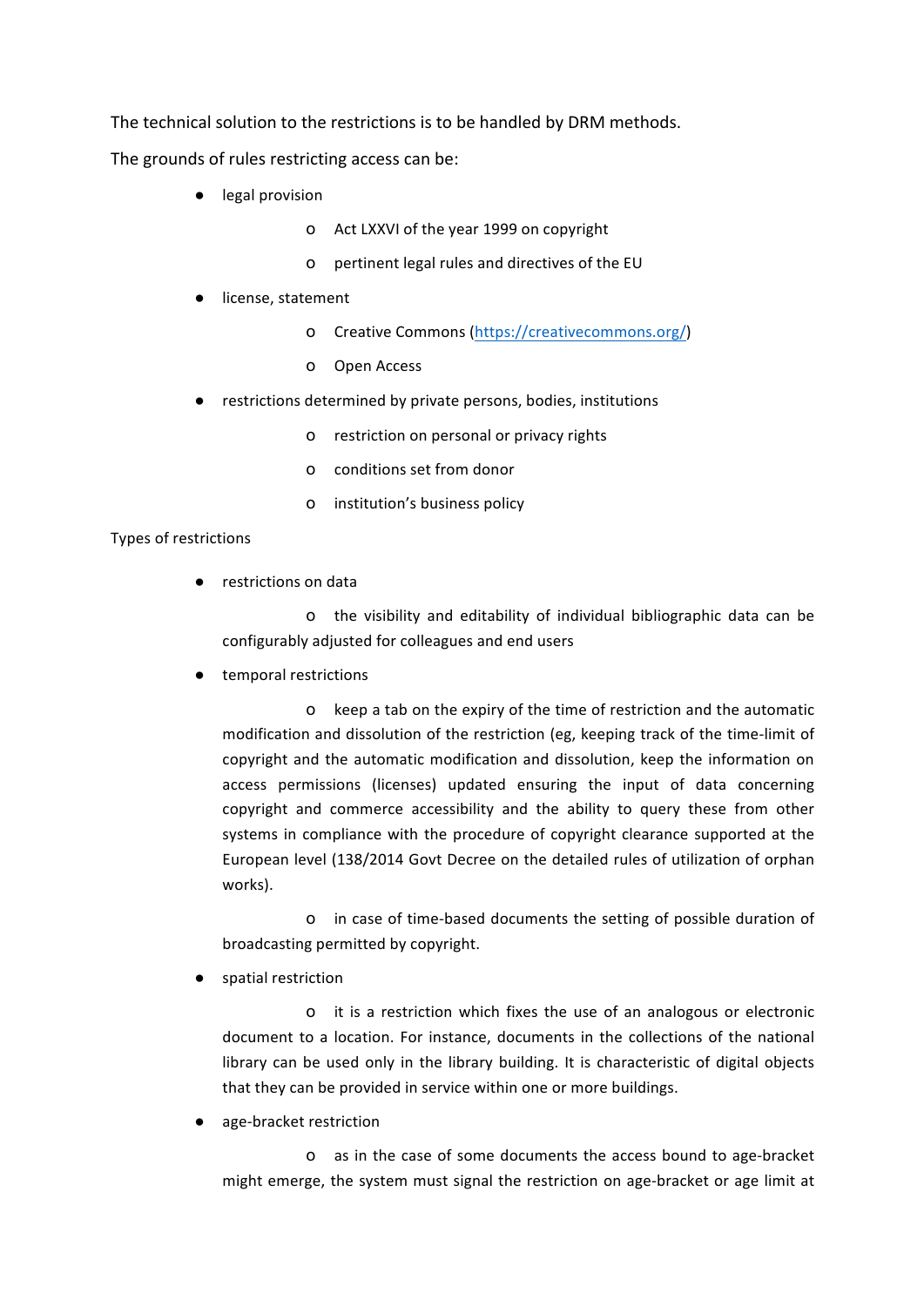The technical solution to the restrictions is to be handled by DRM methods.

The grounds of rules restricting access can be:

- legal provision
  - Act LXXVI of the year 1999 on copyright
  - pertinent legal rules and directives of the EU
- license, statement
  - Creative Commons (https://creativecommons.org/)
  - Open Access
- restrictions determined by private persons, bodies, institutions
  - restriction on personal or privacy rights
  - conditions set from donor
  - institution's business policy

Types of restrictions

- restrictions on data
  - the visibility and editability of individual bibliographic data can be configurably adjusted for colleagues and end users
- temporal restrictions
  - keep a tab on the expiry of the time of restriction and the automatic modification and dissolution of the restriction (eg, keeping track of the time-limit of copyright and the automatic modification and dissolution, keep the information on access permissions (licenses) updated ensuring the input of data concerning copyright and commerce accessibility and the ability to query these from other systems in compliance with the procedure of copyright clearance supported at the European level (138/2014 Govt Decree on the detailed rules of utilization of orphan works).
  - in case of time-based documents the setting of possible duration of broadcasting permitted by copyright.
- spatial restriction
  - it is a restriction which fixes the use of an analogous or electronic document to a location. For instance, documents in the collections of the national library can be used only in the library building. It is characteristic of digital objects that they can be provided in service within one or more buildings.
- age-bracket restriction
  - as in the case of some documents the access bound to age-bracket might emerge, the system must signal the restriction on age-bracket or age limit at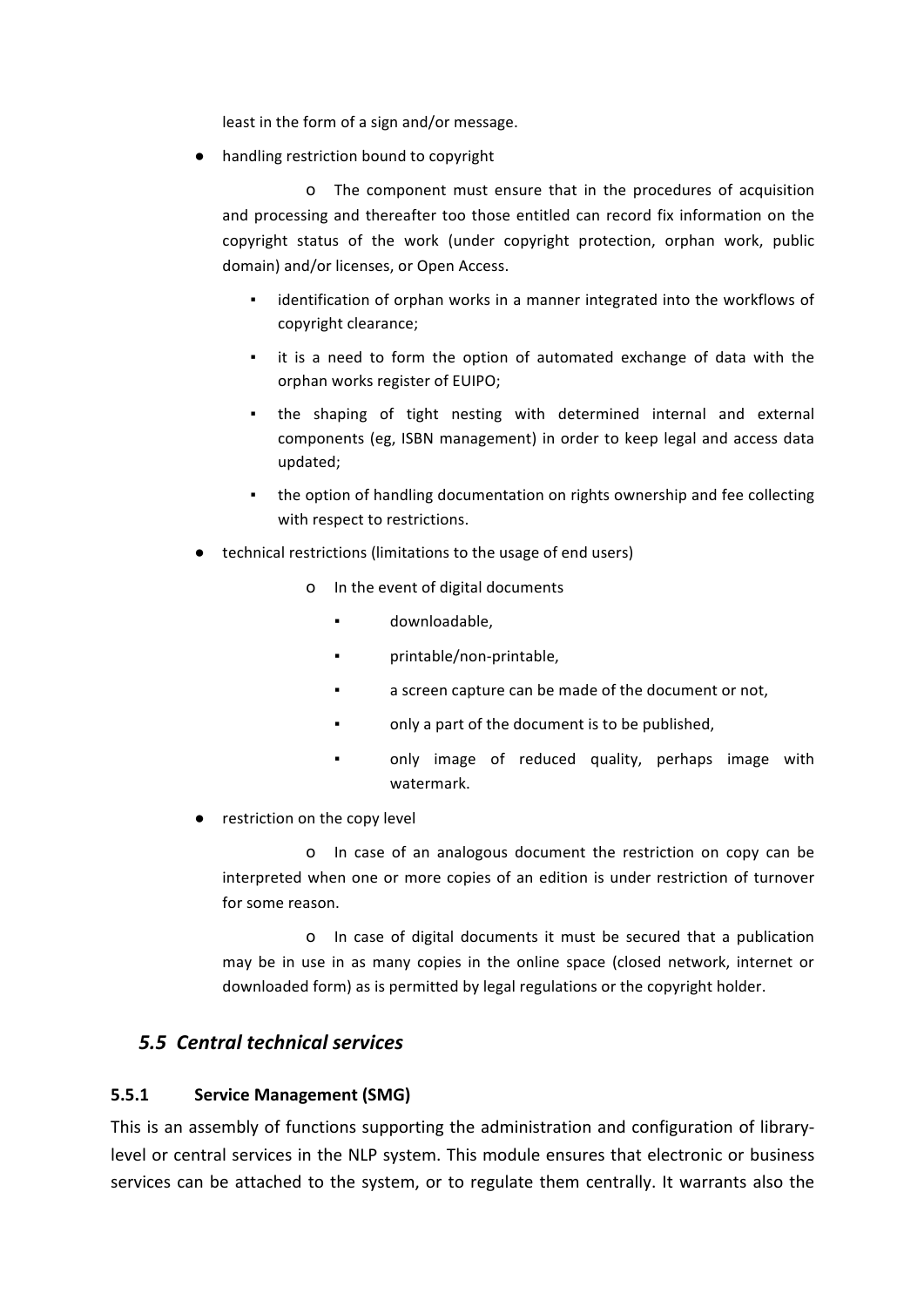least in the form of a sign and/or message.

- handling restriction bound to copyright

  o The component must ensure that in the procedures of acquisition and processing and thereafter too those entitled can record fix information on the copyright status of the work (under copyright protection, orphan work, public domain) and/or licenses, or Open Access.

  - identification of orphan works in a manner integrated into the workflows of copyright clearance;
  - it is a need to form the option of automated exchange of data with the orphan works register of EUIPO;
  - the shaping of tight nesting with determined internal and external components (eg, ISBN management) in order to keep legal and access data updated;
  - the option of handling documentation on rights ownership and fee collecting with respect to restrictions.

- technical restrictions (limitations to the usage of end users)

  o In the event of digital documents

  - downloadable,
  - printable/non-printable,
  - a screen capture can be made of the document or not,
  - only a part of the document is to be published,
  - only image of reduced quality, perhaps image with watermark.

- restriction on the copy level

  o In case of an analogous document the restriction on copy can be interpreted when one or more copies of an edition is under restriction of turnover for some reason.

  o In case of digital documents it must be secured that a publication may be in use in as many copies in the online space (closed network, internet or downloaded form) as is permitted by legal regulations or the copyright holder.

## *5.5 Central technical services*

### 5.5.1 Service Management (SMG)

This is an assembly of functions supporting the administration and configuration of library-level or central services in the NLP system. This module ensures that electronic or business services can be attached to the system, or to regulate them centrally. It warrants also the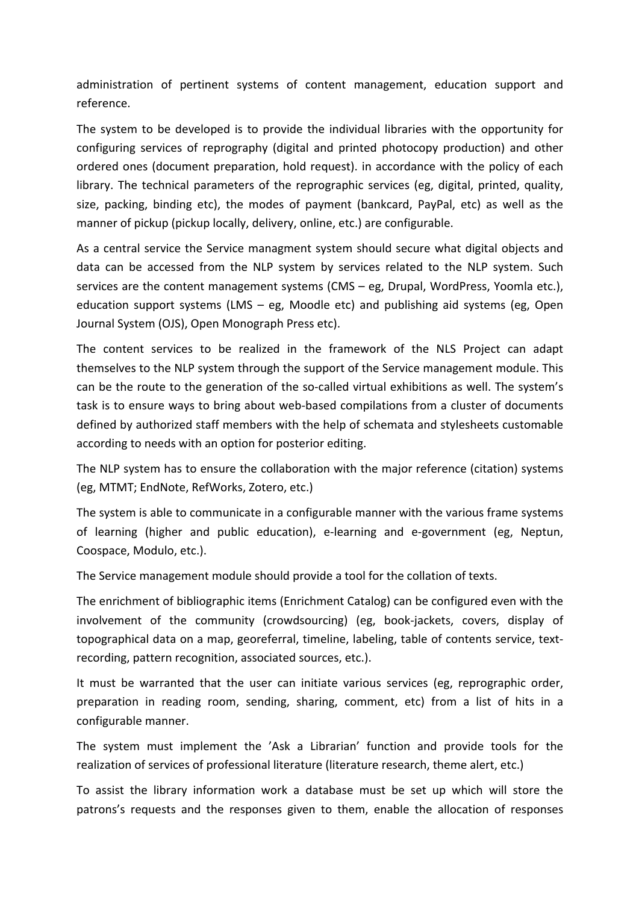administration of pertinent systems of content management, education support and reference.

The system to be developed is to provide the individual libraries with the opportunity for configuring services of reprography (digital and printed photocopy production) and other ordered ones (document preparation, hold request). in accordance with the policy of each library. The technical parameters of the reprographic services (eg, digital, printed, quality, size, packing, binding etc), the modes of payment (bankcard, PayPal, etc) as well as the manner of pickup (pickup locally, delivery, online, etc.) are configurable.

As a central service the Service managment system should secure what digital objects and data can be accessed from the NLP system by services related to the NLP system. Such services are the content management systems (CMS – eg, Drupal, WordPress, Yoomla etc.), education support systems (LMS – eg, Moodle etc) and publishing aid systems (eg, Open Journal System (OJS), Open Monograph Press etc).

The content services to be realized in the framework of the NLS Project can adapt themselves to the NLP system through the support of the Service management module. This can be the route to the generation of the so-called virtual exhibitions as well. The system's task is to ensure ways to bring about web-based compilations from a cluster of documents defined by authorized staff members with the help of schemata and stylesheets customable according to needs with an option for posterior editing.

The NLP system has to ensure the collaboration with the major reference (citation) systems (eg, MTMT; EndNote, RefWorks, Zotero, etc.)

The system is able to communicate in a configurable manner with the various frame systems of learning (higher and public education), e-learning and e-government (eg, Neptun, Coospace, Modulo, etc.).

The Service management module should provide a tool for the collation of texts.

The enrichment of bibliographic items (Enrichment Catalog) can be configured even with the involvement of the community (crowdsourcing) (eg, book-jackets, covers, display of topographical data on a map, georeferral, timeline, labeling, table of contents service, text-recording, pattern recognition, associated sources, etc.).

It must be warranted that the user can initiate various services (eg, reprographic order, preparation in reading room, sending, sharing, comment, etc) from a list of hits in a configurable manner.

The system must implement the 'Ask a Librarian' function and provide tools for the realization of services of professional literature (literature research, theme alert, etc.)

To assist the library information work a database must be set up which will store the patrons's requests and the responses given to them, enable the allocation of responses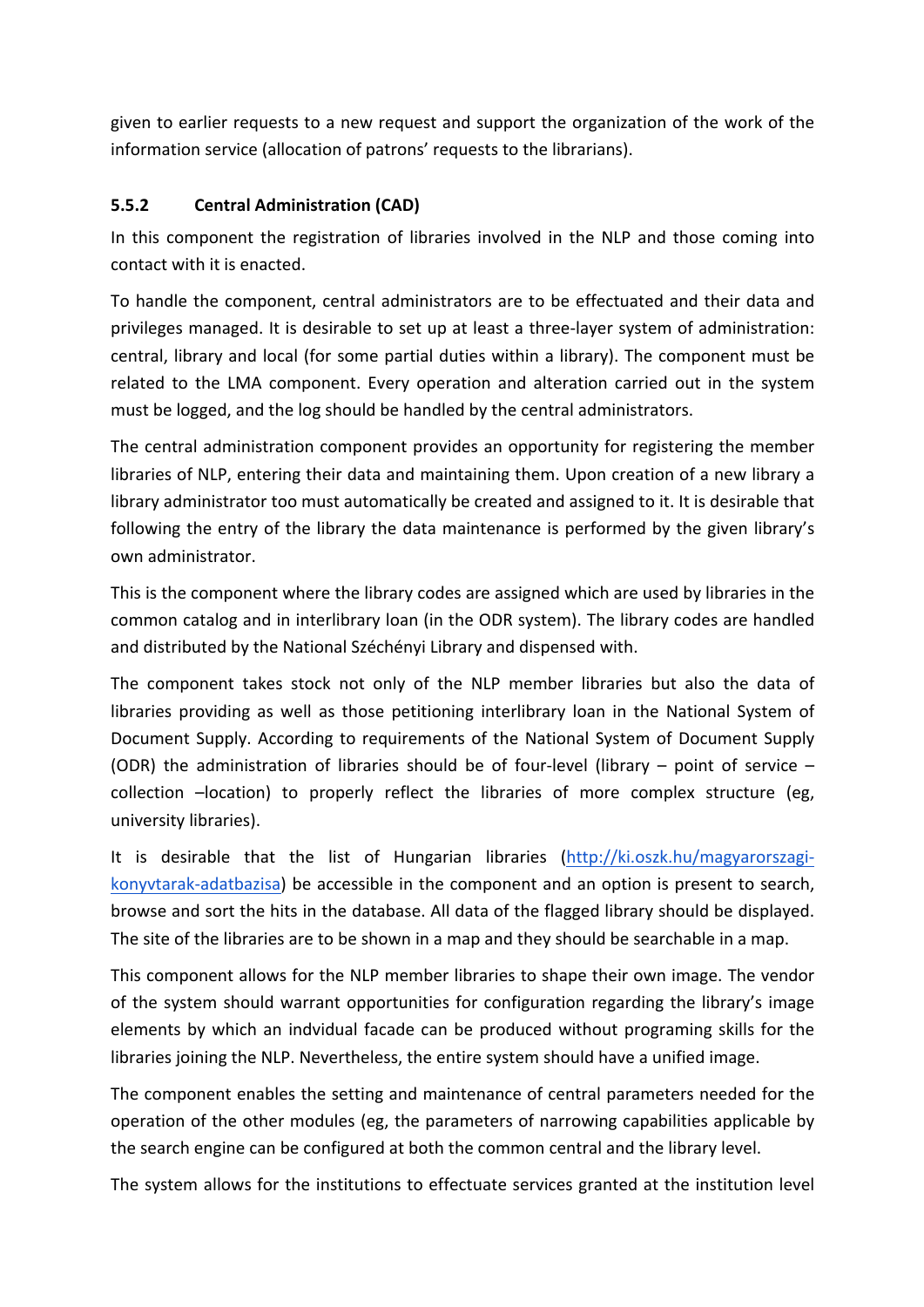given to earlier requests to a new request and support the organization of the work of the information service (allocation of patrons' requests to the librarians).

### 5.5.2 Central Administration (CAD)

In this component the registration of libraries involved in the NLP and those coming into contact with it is enacted.

To handle the component, central administrators are to be effectuated and their data and privileges managed. It is desirable to set up at least a three-layer system of administration: central, library and local (for some partial duties within a library). The component must be related to the LMA component. Every operation and alteration carried out in the system must be logged, and the log should be handled by the central administrators.

The central administration component provides an opportunity for registering the member libraries of NLP, entering their data and maintaining them. Upon creation of a new library a library administrator too must automatically be created and assigned to it. It is desirable that following the entry of the library the data maintenance is performed by the given library's own administrator.

This is the component where the library codes are assigned which are used by libraries in the common catalog and in interlibrary loan (in the ODR system). The library codes are handled and distributed by the National Széchényi Library and dispensed with.

The component takes stock not only of the NLP member libraries but also the data of libraries providing as well as those petitioning interlibrary loan in the National System of Document Supply. According to requirements of the National System of Document Supply (ODR) the administration of libraries should be of four-level (library – point of service – collection –location) to properly reflect the libraries of more complex structure (eg, university libraries).

It is desirable that the list of Hungarian libraries ([http://ki.oszk.hu/magyarorszagi-konyvtarak-adatbazisa](http://ki.oszk.hu/magyarorszagi-konyvtarak-adatbazisa)) be accessible in the component and an option is present to search, browse and sort the hits in the database. All data of the flagged library should be displayed. The site of the libraries are to be shown in a map and they should be searchable in a map.

This component allows for the NLP member libraries to shape their own image. The vendor of the system should warrant opportunities for configuration regarding the library's image elements by which an indvidual facade can be produced without programing skills for the libraries joining the NLP. Nevertheless, the entire system should have a unified image.

The component enables the setting and maintenance of central parameters needed for the operation of the other modules (eg, the parameters of narrowing capabilities applicable by the search engine can be configured at both the common central and the library level.

The system allows for the institutions to effectuate services granted at the institution level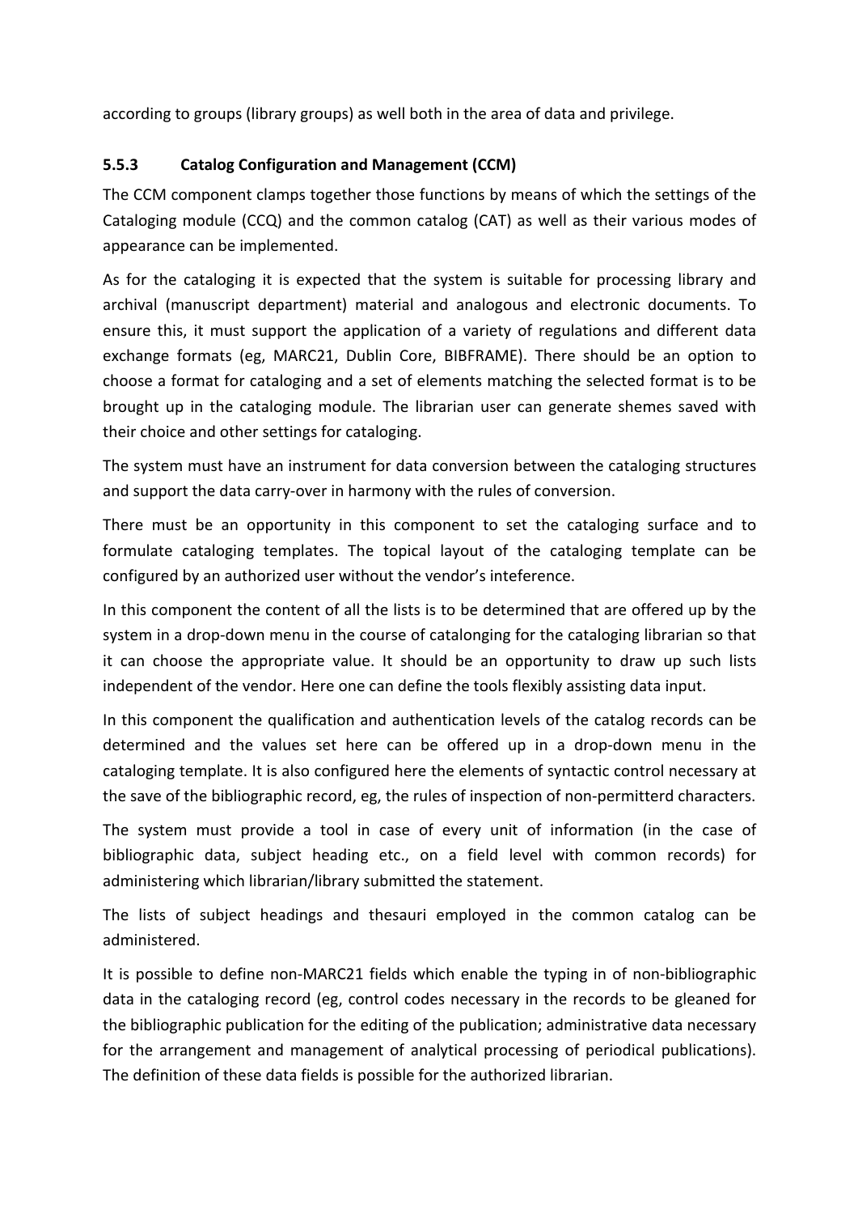according to groups (library groups) as well both in the area of data and privilege.

### 5.5.3 Catalog Configuration and Management (CCM)

The CCM component clamps together those functions by means of which the settings of the Cataloging module (CCQ) and the common catalog (CAT) as well as their various modes of appearance can be implemented.

As for the cataloging it is expected that the system is suitable for processing library and archival (manuscript department) material and analogous and electronic documents. To ensure this, it must support the application of a variety of regulations and different data exchange formats (eg, MARC21, Dublin Core, BIBFRAME). There should be an option to choose a format for cataloging and a set of elements matching the selected format is to be brought up in the cataloging module. The librarian user can generate shemes saved with their choice and other settings for cataloging.

The system must have an instrument for data conversion between the cataloging structures and support the data carry-over in harmony with the rules of conversion.

There must be an opportunity in this component to set the cataloging surface and to formulate cataloging templates. The topical layout of the cataloging template can be configured by an authorized user without the vendor's inteference.

In this component the content of all the lists is to be determined that are offered up by the system in a drop-down menu in the course of catalonging for the cataloging librarian so that it can choose the appropriate value. It should be an opportunity to draw up such lists independent of the vendor. Here one can define the tools flexibly assisting data input.

In this component the qualification and authentication levels of the catalog records can be determined and the values set here can be offered up in a drop-down menu in the cataloging template. It is also configured here the elements of syntactic control necessary at the save of the bibliographic record, eg, the rules of inspection of non-permitterd characters.

The system must provide a tool in case of every unit of information (in the case of bibliographic data, subject heading etc., on a field level with common records) for administering which librarian/library submitted the statement.

The lists of subject headings and thesauri employed in the common catalog can be administered.

It is possible to define non-MARC21 fields which enable the typing in of non-bibliographic data in the cataloging record (eg, control codes necessary in the records to be gleaned for the bibliographic publication for the editing of the publication; administrative data necessary for the arrangement and management of analytical processing of periodical publications). The definition of these data fields is possible for the authorized librarian.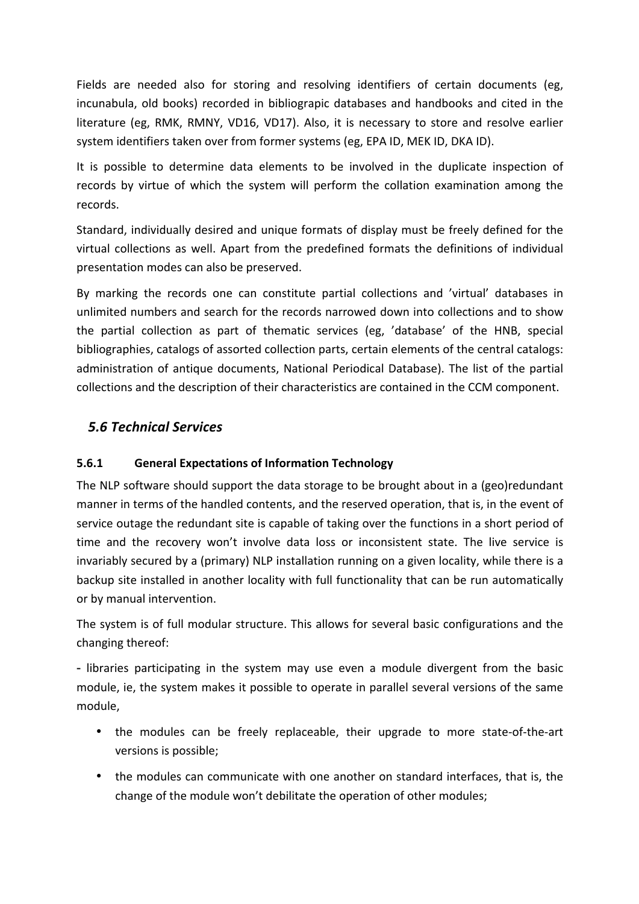Fields are needed also for storing and resolving identifiers of certain documents (eg, incunabula, old books) recorded in bibliograpic databases and handbooks and cited in the literature (eg, RMK, RMNY, VD16, VD17). Also, it is necessary to store and resolve earlier system identifiers taken over from former systems (eg, EPA ID, MEK ID, DKA ID).

It is possible to determine data elements to be involved in the duplicate inspection of records by virtue of which the system will perform the collation examination among the records.

Standard, individually desired and unique formats of display must be freely defined for the virtual collections as well. Apart from the predefined formats the definitions of individual presentation modes can also be preserved.

By marking the records one can constitute partial collections and 'virtual' databases in unlimited numbers and search for the records narrowed down into collections and to show the partial collection as part of thematic services (eg, 'database' of the HNB, special bibliographies, catalogs of assorted collection parts, certain elements of the central catalogs: administration of antique documents, National Periodical Database). The list of the partial collections and the description of their characteristics are contained in the CCM component.

## *5.6 Technical Services*

### 5.6.1 General Expectations of Information Technology

The NLP software should support the data storage to be brought about in a (geo)redundant manner in terms of the handled contents, and the reserved operation, that is, in the event of service outage the redundant site is capable of taking over the functions in a short period of time and the recovery won't involve data loss or inconsistent state. The live service is invariably secured by a (primary) NLP installation running on a given locality, while there is a backup site installed in another locality with full functionality that can be run automatically or by manual intervention.

The system is of full modular structure. This allows for several basic configurations and the changing thereof:

- libraries participating in the system may use even a module divergent from the basic module, ie, the system makes it possible to operate in parallel several versions of the same module,

- the modules can be freely replaceable, their upgrade to more state-of-the-art versions is possible;
- the modules can communicate with one another on standard interfaces, that is, the change of the module won't debilitate the operation of other modules;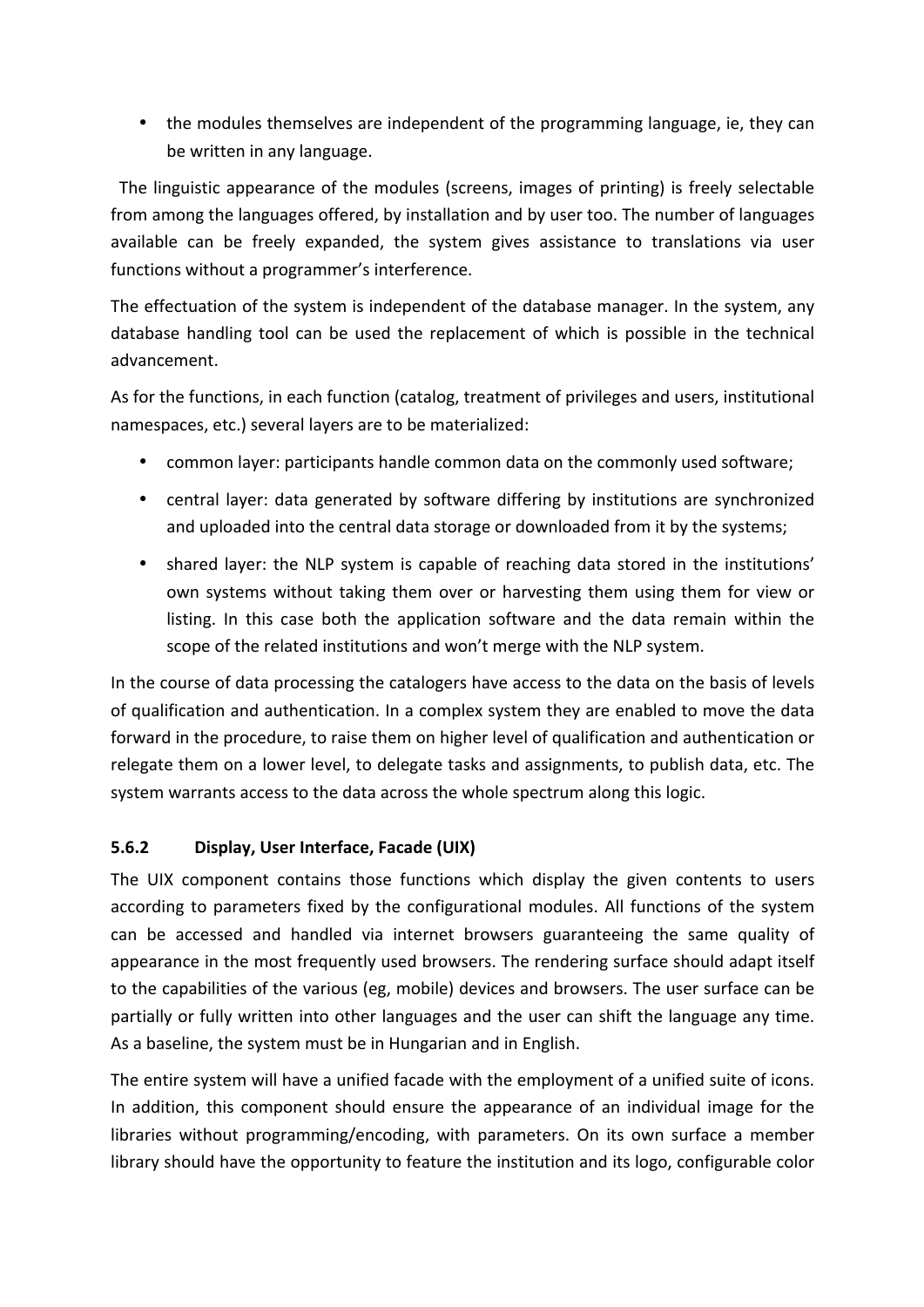- the modules themselves are independent of the programming language, ie, they can be written in any language.

The linguistic appearance of the modules (screens, images of printing) is freely selectable from among the languages offered, by installation and by user too. The number of languages available can be freely expanded, the system gives assistance to translations via user functions without a programmer's interference.

The effectuation of the system is independent of the database manager. In the system, any database handling tool can be used the replacement of which is possible in the technical advancement.

As for the functions, in each function (catalog, treatment of privileges and users, institutional namespaces, etc.) several layers are to be materialized:

- common layer: participants handle common data on the commonly used software;
- central layer: data generated by software differing by institutions are synchronized and uploaded into the central data storage or downloaded from it by the systems;
- shared layer: the NLP system is capable of reaching data stored in the institutions' own systems without taking them over or harvesting them using them for view or listing. In this case both the application software and the data remain within the scope of the related institutions and won't merge with the NLP system.

In the course of data processing the catalogers have access to the data on the basis of levels of qualification and authentication. In a complex system they are enabled to move the data forward in the procedure, to raise them on higher level of qualification and authentication or relegate them on a lower level, to delegate tasks and assignments, to publish data, etc. The system warrants access to the data across the whole spectrum along this logic.

### 5.6.2 Display, User Interface, Facade (UIX)

The UIX component contains those functions which display the given contents to users according to parameters fixed by the configurational modules. All functions of the system can be accessed and handled via internet browsers guaranteeing the same quality of appearance in the most frequently used browsers. The rendering surface should adapt itself to the capabilities of the various (eg, mobile) devices and browsers. The user surface can be partially or fully written into other languages and the user can shift the language any time. As a baseline, the system must be in Hungarian and in English.

The entire system will have a unified facade with the employment of a unified suite of icons. In addition, this component should ensure the appearance of an individual image for the libraries without programming/encoding, with parameters. On its own surface a member library should have the opportunity to feature the institution and its logo, configurable color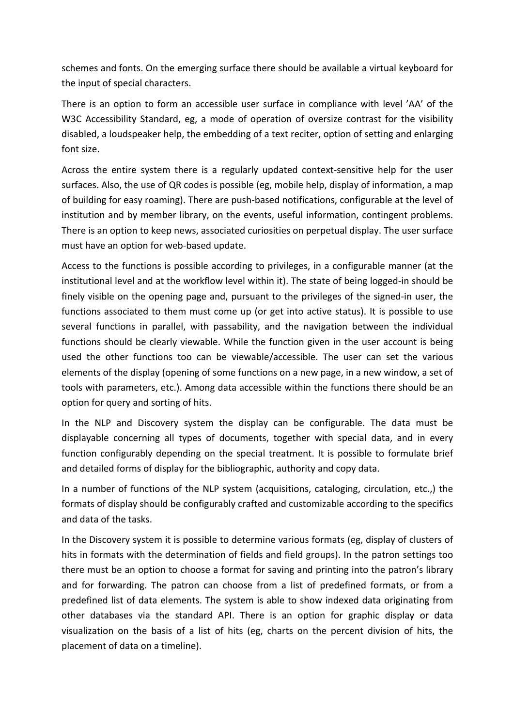schemes and fonts. On the emerging surface there should be available a virtual keyboard for the input of special characters.

There is an option to form an accessible user surface in compliance with level 'AA' of the W3C Accessibility Standard, eg, a mode of operation of oversize contrast for the visibility disabled, a loudspeaker help, the embedding of a text reciter, option of setting and enlarging font size.

Across the entire system there is a regularly updated context-sensitive help for the user surfaces. Also, the use of QR codes is possible (eg, mobile help, display of information, a map of building for easy roaming). There are push-based notifications, configurable at the level of institution and by member library, on the events, useful information, contingent problems. There is an option to keep news, associated curiosities on perpetual display. The user surface must have an option for web-based update.

Access to the functions is possible according to privileges, in a configurable manner (at the institutional level and at the workflow level within it). The state of being logged-in should be finely visible on the opening page and, pursuant to the privileges of the signed-in user, the functions associated to them must come up (or get into active status). It is possible to use several functions in parallel, with passability, and the navigation between the individual functions should be clearly viewable. While the function given in the user account is being used the other functions too can be viewable/accessible. The user can set the various elements of the display (opening of some functions on a new page, in a new window, a set of tools with parameters, etc.). Among data accessible within the functions there should be an option for query and sorting of hits.

In the NLP and Discovery system the display can be configurable. The data must be displayable concerning all types of documents, together with special data, and in every function configurably depending on the special treatment. It is possible to formulate brief and detailed forms of display for the bibliographic, authority and copy data.

In a number of functions of the NLP system (acquisitions, cataloging, circulation, etc.,) the formats of display should be configurably crafted and customizable according to the specifics and data of the tasks.

In the Discovery system it is possible to determine various formats (eg, display of clusters of hits in formats with the determination of fields and field groups). In the patron settings too there must be an option to choose a format for saving and printing into the patron's library and for forwarding. The patron can choose from a list of predefined formats, or from a predefined list of data elements. The system is able to show indexed data originating from other databases via the standard API. There is an option for graphic display or data visualization on the basis of a list of hits (eg, charts on the percent division of hits, the placement of data on a timeline).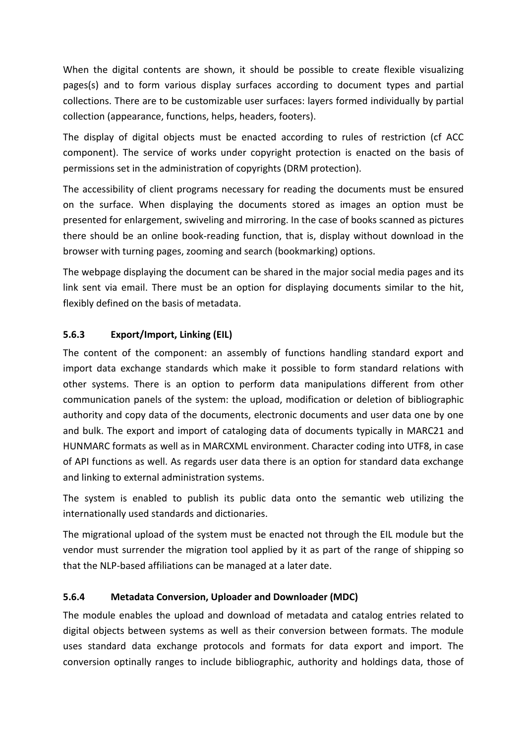When the digital contents are shown, it should be possible to create flexible visualizing pages(s) and to form various display surfaces according to document types and partial collections. There are to be customizable user surfaces: layers formed individually by partial collection (appearance, functions, helps, headers, footers).

The display of digital objects must be enacted according to rules of restriction (cf ACC component). The service of works under copyright protection is enacted on the basis of permissions set in the administration of copyrights (DRM protection).

The accessibility of client programs necessary for reading the documents must be ensured on the surface. When displaying the documents stored as images an option must be presented for enlargement, swiveling and mirroring. In the case of books scanned as pictures there should be an online book-reading function, that is, display without download in the browser with turning pages, zooming and search (bookmarking) options.

The webpage displaying the document can be shared in the major social media pages and its link sent via email. There must be an option for displaying documents similar to the hit, flexibly defined on the basis of metadata.

### 5.6.3 Export/Import, Linking (EIL)

The content of the component: an assembly of functions handling standard export and import data exchange standards which make it possible to form standard relations with other systems. There is an option to perform data manipulations different from other communication panels of the system: the upload, modification or deletion of bibliographic authority and copy data of the documents, electronic documents and user data one by one and bulk. The export and import of cataloging data of documents typically in MARC21 and HUNMARC formats as well as in MARCXML environment. Character coding into UTF8, in case of API functions as well. As regards user data there is an option for standard data exchange and linking to external administration systems.

The system is enabled to publish its public data onto the semantic web utilizing the internationally used standards and dictionaries.

The migrational upload of the system must be enacted not through the EIL module but the vendor must surrender the migration tool applied by it as part of the range of shipping so that the NLP-based affiliations can be managed at a later date.

### 5.6.4 Metadata Conversion, Uploader and Downloader (MDC)

The module enables the upload and download of metadata and catalog entries related to digital objects between systems as well as their conversion between formats. The module uses standard data exchange protocols and formats for data export and import. The conversion optinally ranges to include bibliographic, authority and holdings data, those of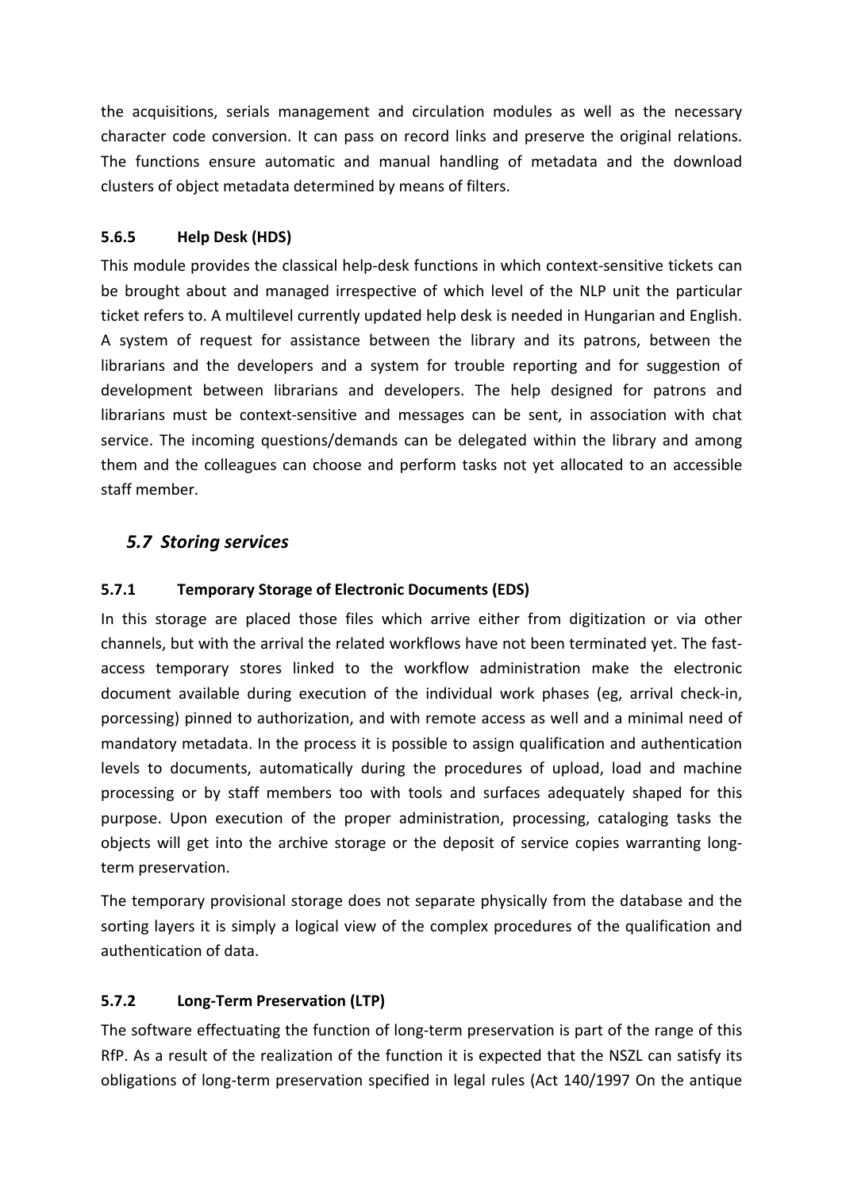the acquisitions, serials management and circulation modules as well as the necessary character code conversion. It can pass on record links and preserve the original relations. The functions ensure automatic and manual handling of metadata and the download clusters of object metadata determined by means of filters.

#### 5.6.5 Help Desk (HDS)

This module provides the classical help-desk functions in which context-sensitive tickets can be brought about and managed irrespective of which level of the NLP unit the particular ticket refers to. A multilevel currently updated help desk is needed in Hungarian and English. A system of request for assistance between the library and its patrons, between the librarians and the developers and a system for trouble reporting and for suggestion of development between librarians and developers. The help designed for patrons and librarians must be context-sensitive and messages can be sent, in association with chat service. The incoming questions/demands can be delegated within the library and among them and the colleagues can choose and perform tasks not yet allocated to an accessible staff member.

### *5.7 Storing services*

#### 5.7.1 Temporary Storage of Electronic Documents (EDS)

In this storage are placed those files which arrive either from digitization or via other channels, but with the arrival the related workflows have not been terminated yet. The fast-access temporary stores linked to the workflow administration make the electronic document available during execution of the individual work phases (eg, arrival check-in, porcessing) pinned to authorization, and with remote access as well and a minimal need of mandatory metadata. In the process it is possible to assign qualification and authentication levels to documents, automatically during the procedures of upload, load and machine processing or by staff members too with tools and surfaces adequately shaped for this purpose. Upon execution of the proper administration, processing, cataloging tasks the objects will get into the archive storage or the deposit of service copies warranting long-term preservation.

The temporary provisional storage does not separate physically from the database and the sorting layers it is simply a logical view of the complex procedures of the qualification and authentication of data.

#### 5.7.2 Long-Term Preservation (LTP)

The software effectuating the function of long-term preservation is part of the range of this RfP. As a result of the realization of the function it is expected that the NSZL can satisfy its obligations of long-term preservation specified in legal rules (Act 140/1997 On the antique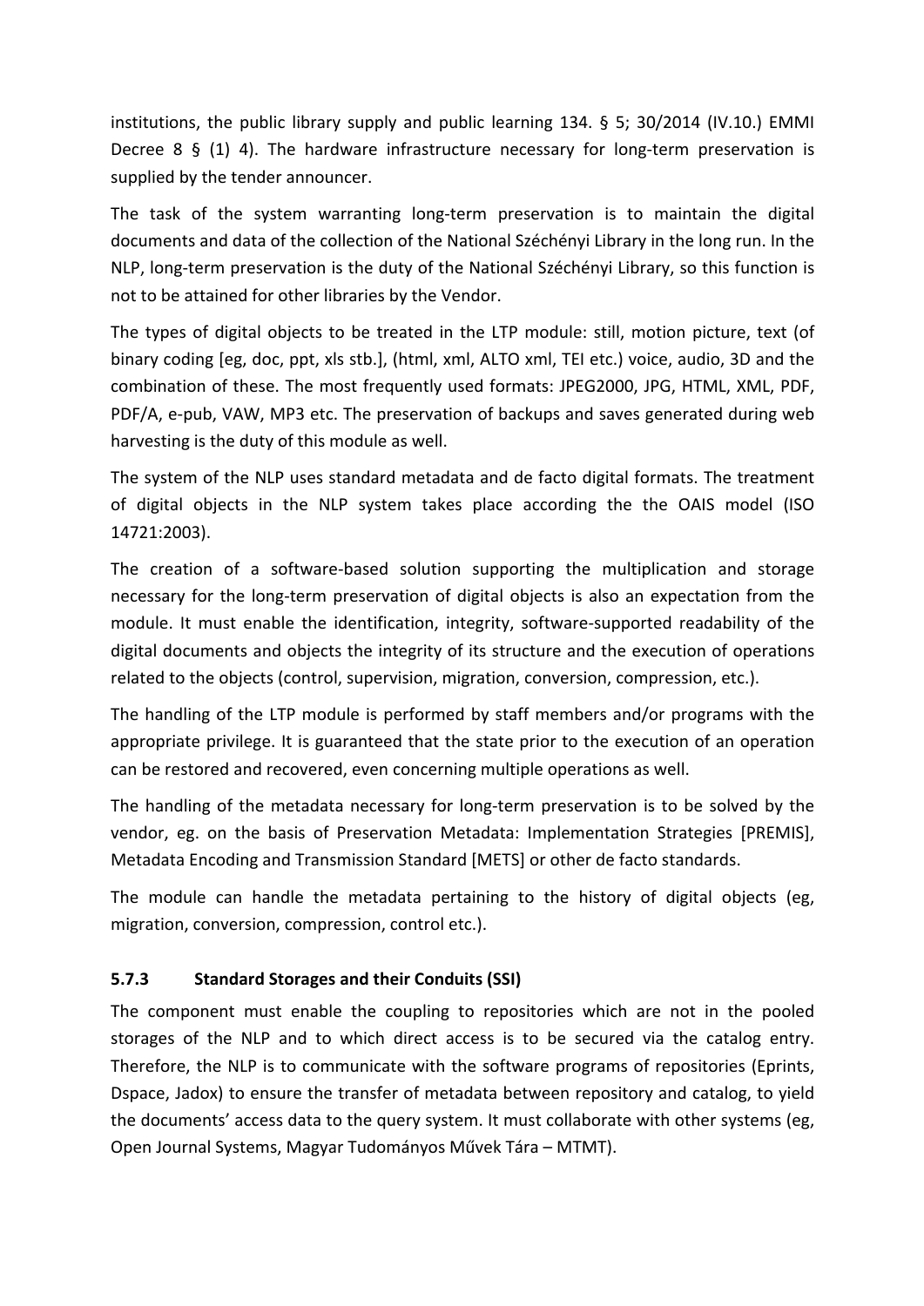institutions, the public library supply and public learning 134. § 5; 30/2014 (IV.10.) EMMI Decree 8 § (1) 4). The hardware infrastructure necessary for long-term preservation is supplied by the tender announcer.

The task of the system warranting long-term preservation is to maintain the digital documents and data of the collection of the National Széchényi Library in the long run. In the NLP, long-term preservation is the duty of the National Széchényi Library, so this function is not to be attained for other libraries by the Vendor.

The types of digital objects to be treated in the LTP module: still, motion picture, text (of binary coding [eg, doc, ppt, xls stb.], (html, xml, ALTO xml, TEI etc.) voice, audio, 3D and the combination of these. The most frequently used formats: JPEG2000, JPG, HTML, XML, PDF, PDF/A, e-pub, VAW, MP3 etc. The preservation of backups and saves generated during web harvesting is the duty of this module as well.

The system of the NLP uses standard metadata and de facto digital formats. The treatment of digital objects in the NLP system takes place according the the OAIS model (ISO 14721:2003).

The creation of a software-based solution supporting the multiplication and storage necessary for the long-term preservation of digital objects is also an expectation from the module. It must enable the identification, integrity, software-supported readability of the digital documents and objects the integrity of its structure and the execution of operations related to the objects (control, supervision, migration, conversion, compression, etc.).

The handling of the LTP module is performed by staff members and/or programs with the appropriate privilege. It is guaranteed that the state prior to the execution of an operation can be restored and recovered, even concerning multiple operations as well.

The handling of the metadata necessary for long-term preservation is to be solved by the vendor, eg. on the basis of Preservation Metadata: Implementation Strategies [PREMIS], Metadata Encoding and Transmission Standard [METS] or other de facto standards.

The module can handle the metadata pertaining to the history of digital objects (eg, migration, conversion, compression, control etc.).

### 5.7.3 Standard Storages and their Conduits (SSI)

The component must enable the coupling to repositories which are not in the pooled storages of the NLP and to which direct access is to be secured via the catalog entry. Therefore, the NLP is to communicate with the software programs of repositories (Eprints, Dspace, Jadox) to ensure the transfer of metadata between repository and catalog, to yield the documents' access data to the query system. It must collaborate with other systems (eg, Open Journal Systems, Magyar Tudományos Művek Tára – MTMT).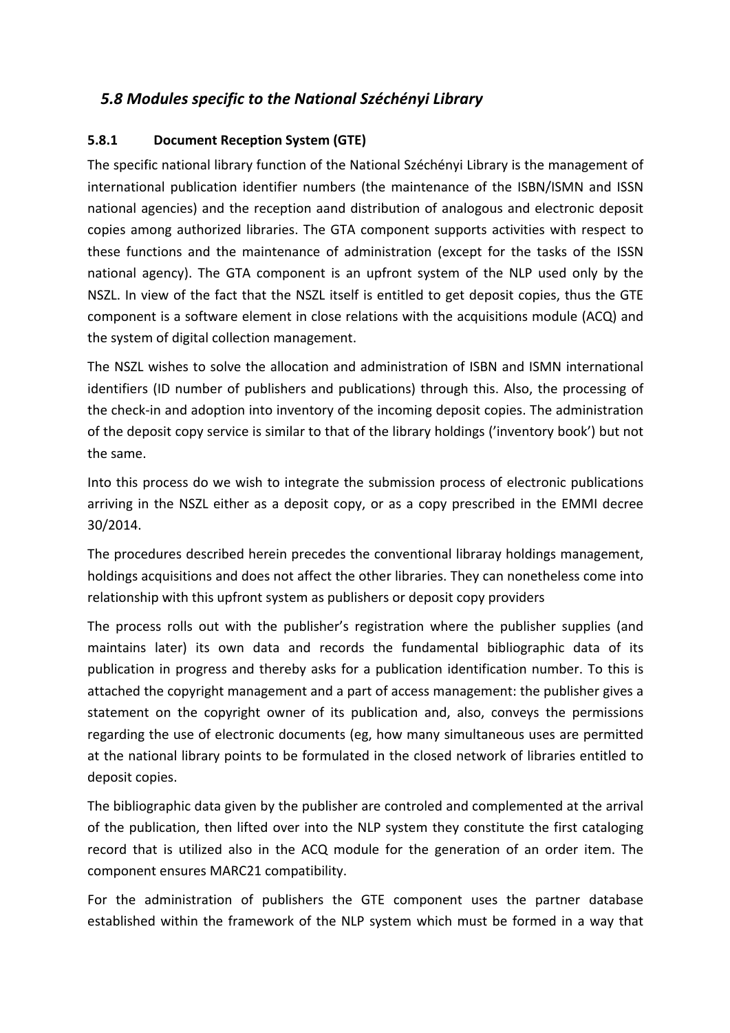## *5.8 Modules specific to the National Széchényi Library*

### 5.8.1 Document Reception System (GTE)

The specific national library function of the National Széchényi Library is the management of international publication identifier numbers (the maintenance of the ISBN/ISMN and ISSN national agencies) and the reception aand distribution of analogous and electronic deposit copies among authorized libraries. The GTA component supports activities with respect to these functions and the maintenance of administration (except for the tasks of the ISSN national agency). The GTA component is an upfront system of the NLP used only by the NSZL. In view of the fact that the NSZL itself is entitled to get deposit copies, thus the GTE component is a software element in close relations with the acquisitions module (ACQ) and the system of digital collection management.

The NSZL wishes to solve the allocation and administration of ISBN and ISMN international identifiers (ID number of publishers and publications) through this. Also, the processing of the check-in and adoption into inventory of the incoming deposit copies. The administration of the deposit copy service is similar to that of the library holdings ('inventory book') but not the same.

Into this process do we wish to integrate the submission process of electronic publications arriving in the NSZL either as a deposit copy, or as a copy prescribed in the EMMI decree 30/2014.

The procedures described herein precedes the conventional libraray holdings management, holdings acquisitions and does not affect the other libraries. They can nonetheless come into relationship with this upfront system as publishers or deposit copy providers

The process rolls out with the publisher's registration where the publisher supplies (and maintains later) its own data and records the fundamental bibliographic data of its publication in progress and thereby asks for a publication identification number. To this is attached the copyright management and a part of access management: the publisher gives a statement on the copyright owner of its publication and, also, conveys the permissions regarding the use of electronic documents (eg, how many simultaneous uses are permitted at the national library points to be formulated in the closed network of libraries entitled to deposit copies.

The bibliographic data given by the publisher are controled and complemented at the arrival of the publication, then lifted over into the NLP system they constitute the first cataloging record that is utilized also in the ACQ module for the generation of an order item. The component ensures MARC21 compatibility.

For the administration of publishers the GTE component uses the partner database established within the framework of the NLP system which must be formed in a way that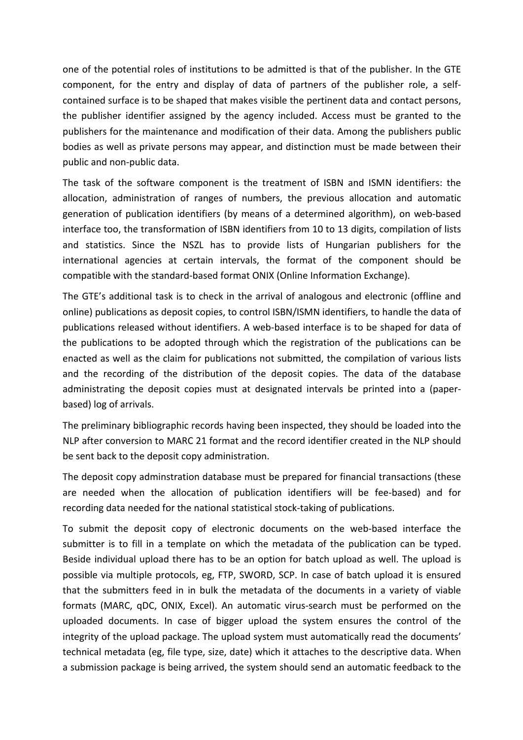one of the potential roles of institutions to be admitted is that of the publisher. In the GTE component, for the entry and display of data of partners of the publisher role, a self-contained surface is to be shaped that makes visible the pertinent data and contact persons, the publisher identifier assigned by the agency included. Access must be granted to the publishers for the maintenance and modification of their data. Among the publishers public bodies as well as private persons may appear, and distinction must be made between their public and non-public data.

The task of the software component is the treatment of ISBN and ISMN identifiers: the allocation, administration of ranges of numbers, the previous allocation and automatic generation of publication identifiers (by means of a determined algorithm), on web-based interface too, the transformation of ISBN identifiers from 10 to 13 digits, compilation of lists and statistics. Since the NSZL has to provide lists of Hungarian publishers for the international agencies at certain intervals, the format of the component should be compatible with the standard-based format ONIX (Online Information Exchange).

The GTE's additional task is to check in the arrival of analogous and electronic (offline and online) publications as deposit copies, to control ISBN/ISMN identifiers, to handle the data of publications released without identifiers. A web-based interface is to be shaped for data of the publications to be adopted through which the registration of the publications can be enacted as well as the claim for publications not submitted, the compilation of various lists and the recording of the distribution of the deposit copies. The data of the database administrating the deposit copies must at designated intervals be printed into a (paper-based) log of arrivals.

The preliminary bibliographic records having been inspected, they should be loaded into the NLP after conversion to MARC 21 format and the record identifier created in the NLP should be sent back to the deposit copy administration.

The deposit copy adminstration database must be prepared for financial transactions (these are needed when the allocation of publication identifiers will be fee-based) and for recording data needed for the national statistical stock-taking of publications.

To submit the deposit copy of electronic documents on the web-based interface the submitter is to fill in a template on which the metadata of the publication can be typed. Beside individual upload there has to be an option for batch upload as well. The upload is possible via multiple protocols, eg, FTP, SWORD, SCP. In case of batch upload it is ensured that the submitters feed in in bulk the metadata of the documents in a variety of viable formats (MARC, qDC, ONIX, Excel). An automatic virus-search must be performed on the uploaded documents. In case of bigger upload the system ensures the control of the integrity of the upload package. The upload system must automatically read the documents' technical metadata (eg, file type, size, date) which it attaches to the descriptive data. When a submission package is being arrived, the system should send an automatic feedback to the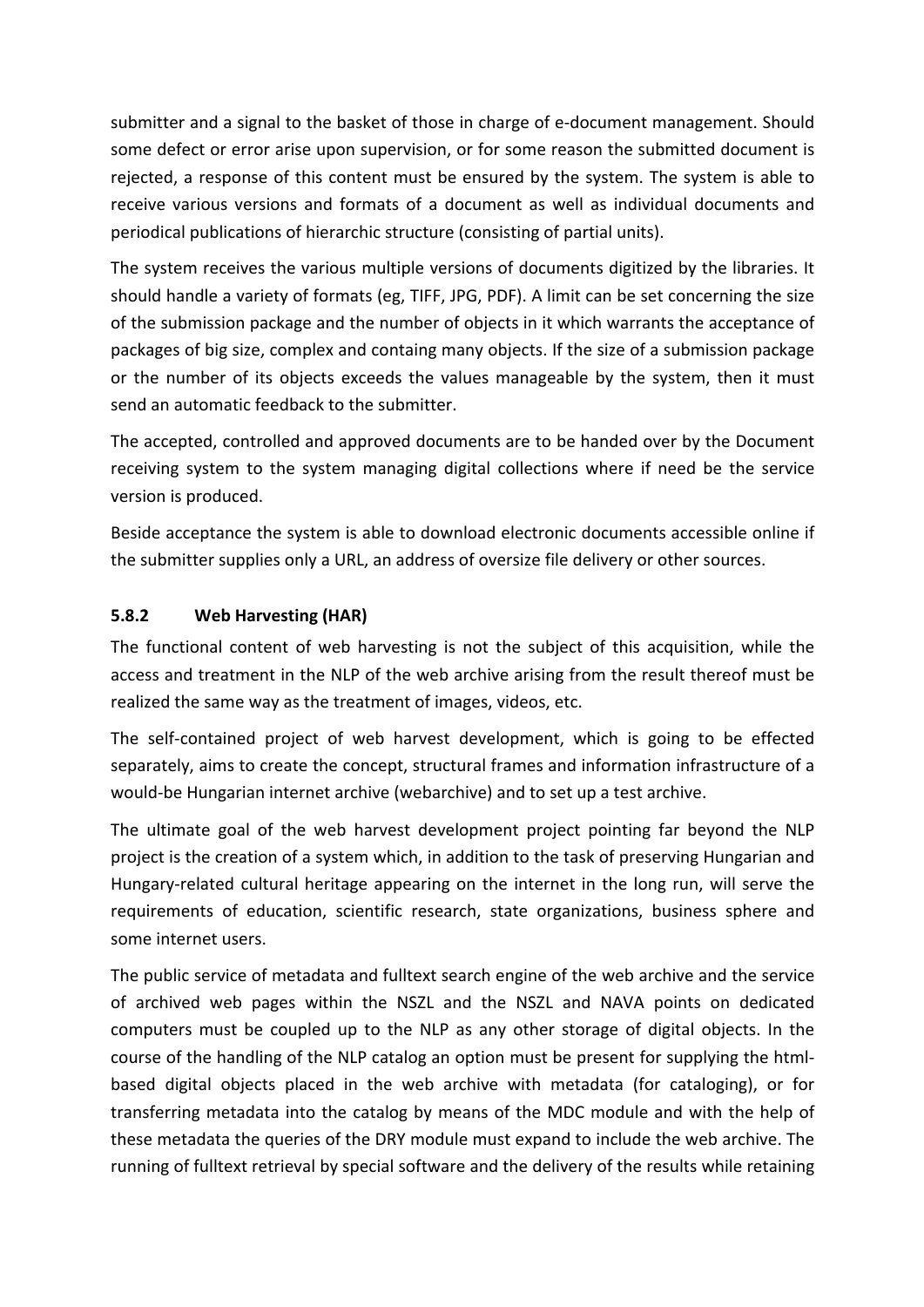submitter and a signal to the basket of those in charge of e-document management. Should some defect or error arise upon supervision, or for some reason the submitted document is rejected, a response of this content must be ensured by the system. The system is able to receive various versions and formats of a document as well as individual documents and periodical publications of hierarchic structure (consisting of partial units).

The system receives the various multiple versions of documents digitized by the libraries. It should handle a variety of formats (eg, TIFF, JPG, PDF). A limit can be set concerning the size of the submission package and the number of objects in it which warrants the acceptance of packages of big size, complex and containg many objects. If the size of a submission package or the number of its objects exceeds the values manageable by the system, then it must send an automatic feedback to the submitter.

The accepted, controlled and approved documents are to be handed over by the Document receiving system to the system managing digital collections where if need be the service version is produced.

Beside acceptance the system is able to download electronic documents accessible online if the submitter supplies only a URL, an address of oversize file delivery or other sources.

### 5.8.2 Web Harvesting (HAR)

The functional content of web harvesting is not the subject of this acquisition, while the access and treatment in the NLP of the web archive arising from the result thereof must be realized the same way as the treatment of images, videos, etc.

The self-contained project of web harvest development, which is going to be effected separately, aims to create the concept, structural frames and information infrastructure of a would-be Hungarian internet archive (webarchive) and to set up a test archive.

The ultimate goal of the web harvest development project pointing far beyond the NLP project is the creation of a system which, in addition to the task of preserving Hungarian and Hungary-related cultural heritage appearing on the internet in the long run, will serve the requirements of education, scientific research, state organizations, business sphere and some internet users.

The public service of metadata and fulltext search engine of the web archive and the service of archived web pages within the NSZL and the NSZL and NAVA points on dedicated computers must be coupled up to the NLP as any other storage of digital objects. In the course of the handling of the NLP catalog an option must be present for supplying the html-based digital objects placed in the web archive with metadata (for cataloging), or for transferring metadata into the catalog by means of the MDC module and with the help of these metadata the queries of the DRY module must expand to include the web archive. The running of fulltext retrieval by special software and the delivery of the results while retaining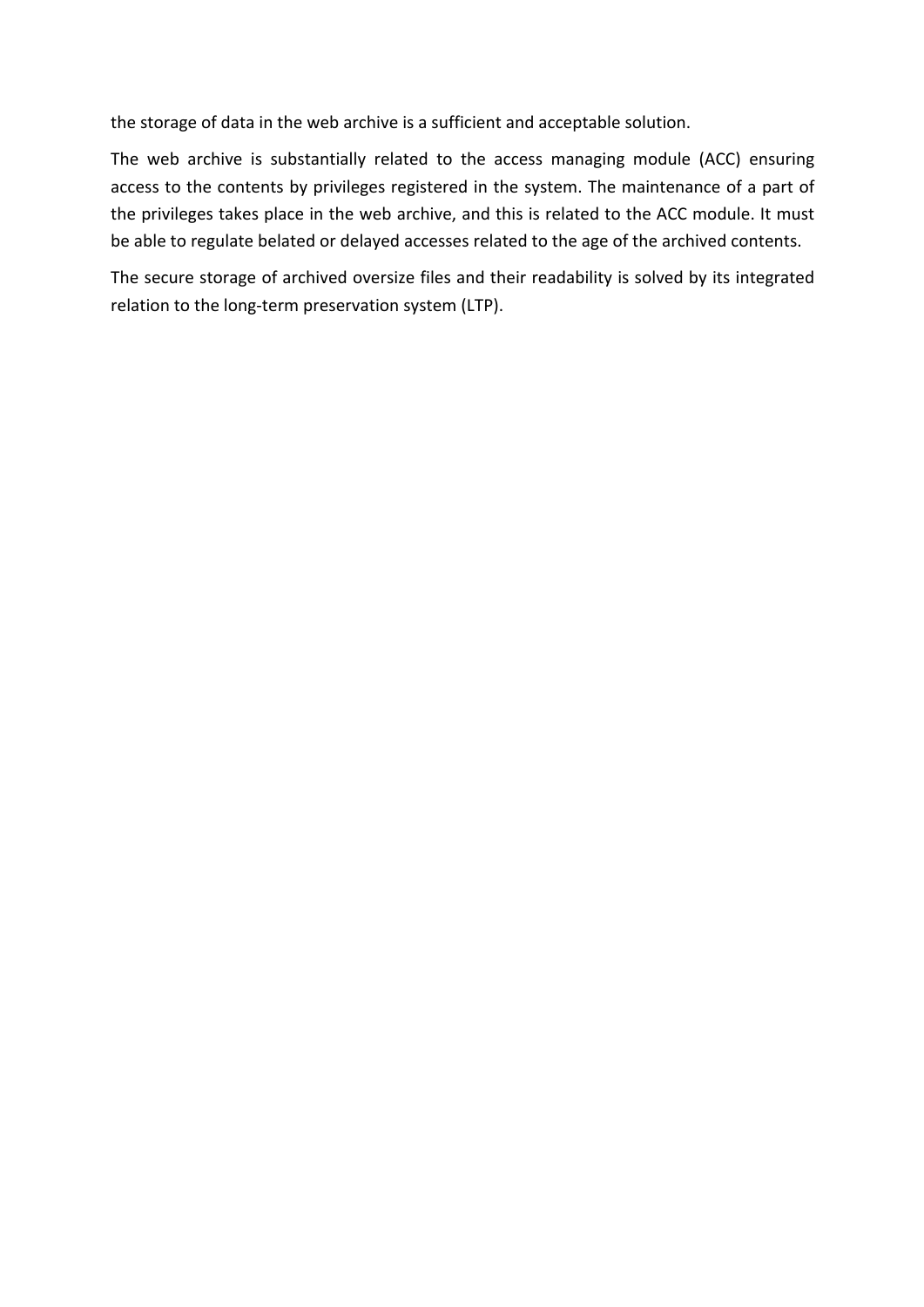the storage of data in the web archive is a sufficient and acceptable solution.

The web archive is substantially related to the access managing module (ACC) ensuring access to the contents by privileges registered in the system. The maintenance of a part of the privileges takes place in the web archive, and this is related to the ACC module. It must be able to regulate belated or delayed accesses related to the age of the archived contents.

The secure storage of archived oversize files and their readability is solved by its integrated relation to the long-term preservation system (LTP).